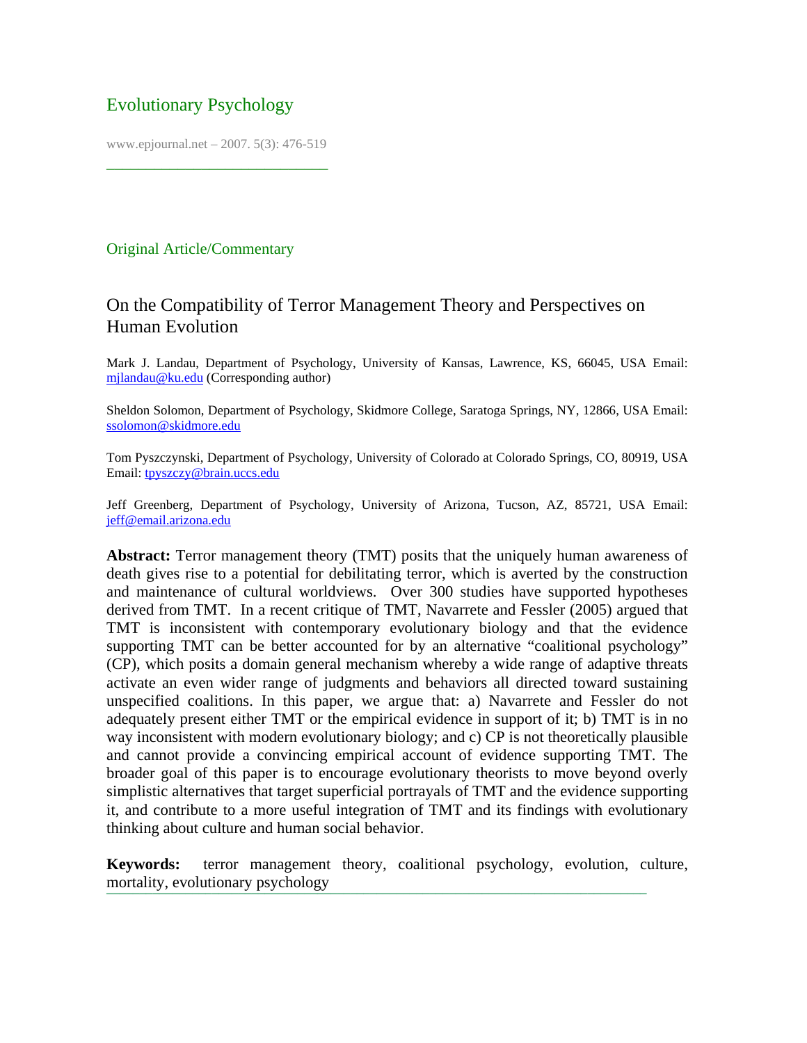Evolutionary Psychology

www.epjournal.net – 2007. 5(3): 476-519

Original Article/Commentary

# On the Compatibility of Terror Management Theory and Perspectives on Human Evolution

Mark J. Landau, Department of Psychology, University of Kansas, Lawrence, KS, 66045, USA Email: mjlandau@ku.edu (Corresponding author)

Sheldon Solomon, Department of Psychology, Skidmore College, Saratoga Springs, NY, 12866, USA Email: ssolomon@skidmore.edu

Tom Pyszczynski, Department of Psychology, University of Colorado at Colorado Springs, CO, 80919, USA Email: tpyszczy@brain.uccs.edu

Jeff Greenberg, Department of Psychology, University of Arizona, Tucson, AZ, 85721, USA Email: jeff@email.arizona.edu

**Abstract:** Terror management theory (TMT) posits that the uniquely human awareness of death gives rise to a potential for debilitating terror, which is averted by the construction and maintenance of cultural worldviews. Over 300 studies have supported hypotheses derived from TMT. In a recent critique of TMT, Navarrete and Fessler (2005) argued that TMT is inconsistent with contemporary evolutionary biology and that the evidence supporting TMT can be better accounted for by an alternative "coalitional psychology" (CP), which posits a domain general mechanism whereby a wide range of adaptive threats activate an even wider range of judgments and behaviors all directed toward sustaining unspecified coalitions. In this paper, we argue that: a) Navarrete and Fessler do not adequately present either TMT or the empirical evidence in support of it; b) TMT is in no way inconsistent with modern evolutionary biology; and c) CP is not theoretically plausible and cannot provide a convincing empirical account of evidence supporting TMT. The broader goal of this paper is to encourage evolutionary theorists to move beyond overly simplistic alternatives that target superficial portrayals of TMT and the evidence supporting it, and contribute to a more useful integration of TMT and its findings with evolutionary thinking about culture and human social behavior.

**Keywords:** terror management theory, coalitional psychology, evolution, culture, mortality, evolutionary psychology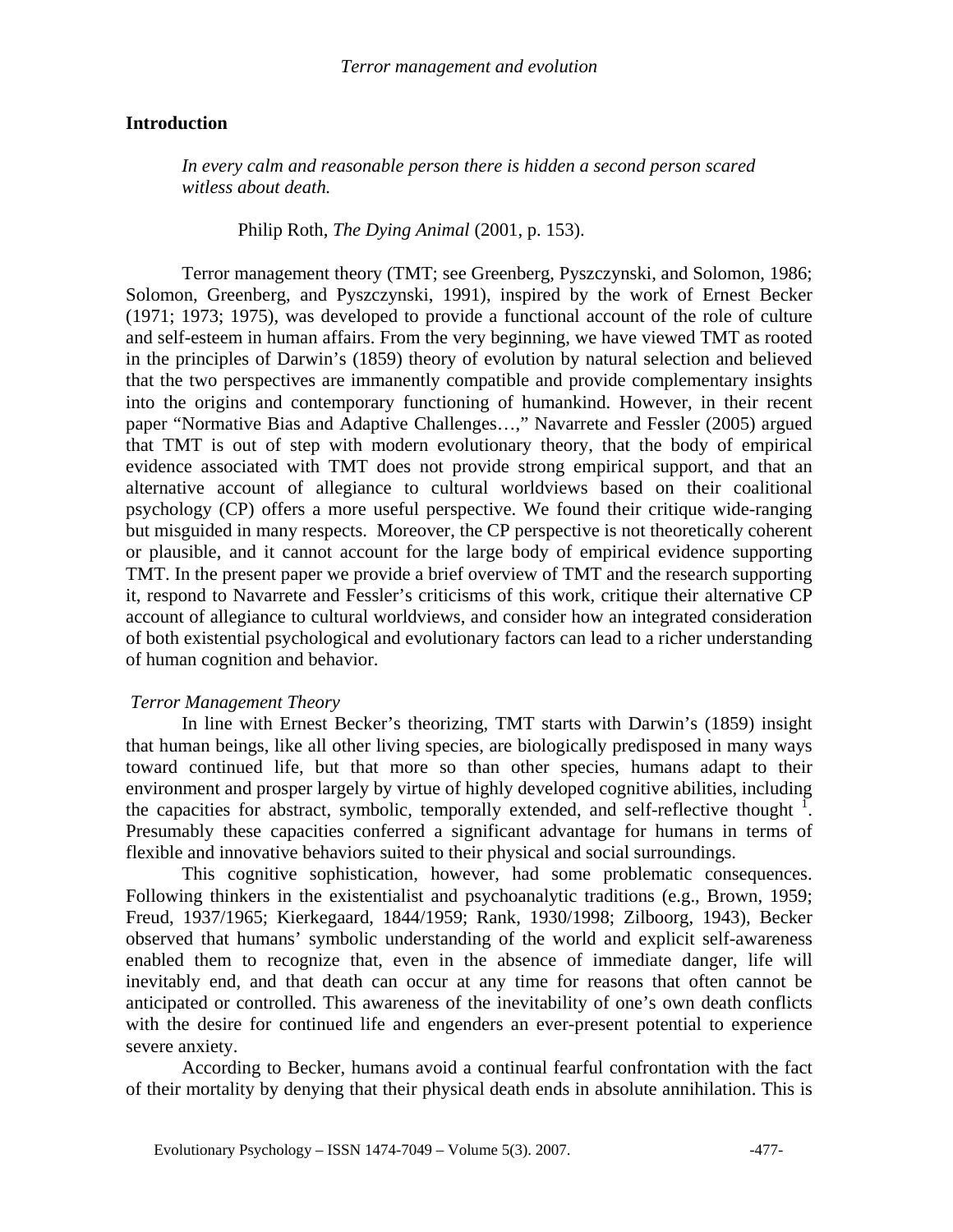## Introduction

> *In every calm and reasonable person there is hidden a second person scared witless about death.*
>
> Philip Roth, *The Dying Animal* (2001, p. 153).

Terror management theory (TMT; see Greenberg, Pyszczynski, and Solomon, 1986; Solomon, Greenberg, and Pyszczynski, 1991), inspired by the work of Ernest Becker (1971; 1973; 1975), was developed to provide a functional account of the role of culture and self-esteem in human affairs. From the very beginning, we have viewed TMT as rooted in the principles of Darwin's (1859) theory of evolution by natural selection and believed that the two perspectives are immanently compatible and provide complementary insights into the origins and contemporary functioning of humankind. However, in their recent paper "Normative Bias and Adaptive Challenges…," Navarrete and Fessler (2005) argued that TMT is out of step with modern evolutionary theory, that the body of empirical evidence associated with TMT does not provide strong empirical support, and that an alternative account of allegiance to cultural worldviews based on their coalitional psychology (CP) offers a more useful perspective. We found their critique wide-ranging but misguided in many respects. Moreover, the CP perspective is not theoretically coherent or plausible, and it cannot account for the large body of empirical evidence supporting TMT. In the present paper we provide a brief overview of TMT and the research supporting it, respond to Navarrete and Fessler's criticisms of this work, critique their alternative CP account of allegiance to cultural worldviews, and consider how an integrated consideration of both existential psychological and evolutionary factors can lead to a richer understanding of human cognition and behavior.

### *Terror Management Theory*

In line with Ernest Becker's theorizing, TMT starts with Darwin's (1859) insight that human beings, like all other living species, are biologically predisposed in many ways toward continued life, but that more so than other species, humans adapt to their environment and prosper largely by virtue of highly developed cognitive abilities, including the capacities for abstract, symbolic, temporally extended, and self-reflective thought [1]. Presumably these capacities conferred a significant advantage for humans in terms of flexible and innovative behaviors suited to their physical and social surroundings.

This cognitive sophistication, however, had some problematic consequences. Following thinkers in the existentialist and psychoanalytic traditions (e.g., Brown, 1959; Freud, 1937/1965; Kierkegaard, 1844/1959; Rank, 1930/1998; Zilboorg, 1943), Becker observed that humans' symbolic understanding of the world and explicit self-awareness enabled them to recognize that, even in the absence of immediate danger, life will inevitably end, and that death can occur at any time for reasons that often cannot be anticipated or controlled. This awareness of the inevitability of one's own death conflicts with the desire for continued life and engenders an ever-present potential to experience severe anxiety.

According to Becker, humans avoid a continual fearful confrontation with the fact of their mortality by denying that their physical death ends in absolute annihilation. This is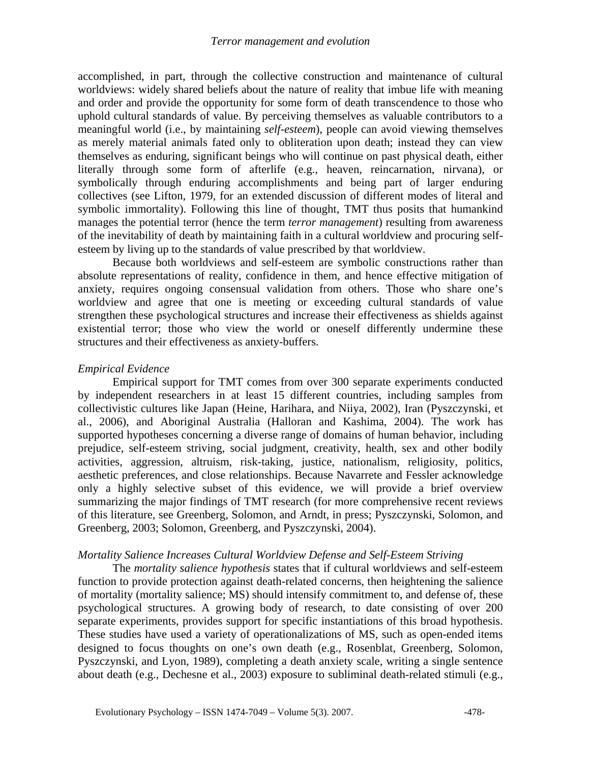accomplished, in part, through the collective construction and maintenance of cultural worldviews: widely shared beliefs about the nature of reality that imbue life with meaning and order and provide the opportunity for some form of death transcendence to those who uphold cultural standards of value. By perceiving themselves as valuable contributors to a meaningful world (i.e., by maintaining *self-esteem*), people can avoid viewing themselves as merely material animals fated only to obliteration upon death; instead they can view themselves as enduring, significant beings who will continue on past physical death, either literally through some form of afterlife (e.g., heaven, reincarnation, nirvana), or symbolically through enduring accomplishments and being part of larger enduring collectives (see Lifton, 1979, for an extended discussion of different modes of literal and symbolic immortality). Following this line of thought, TMT thus posits that humankind manages the potential terror (hence the term *terror management*) resulting from awareness of the inevitability of death by maintaining faith in a cultural worldview and procuring self-esteem by living up to the standards of value prescribed by that worldview.

Because both worldviews and self-esteem are symbolic constructions rather than absolute representations of reality, confidence in them, and hence effective mitigation of anxiety, requires ongoing consensual validation from others. Those who share one's worldview and agree that one is meeting or exceeding cultural standards of value strengthen these psychological structures and increase their effectiveness as shields against existential terror; those who view the world or oneself differently undermine these structures and their effectiveness as anxiety-buffers.

### *Empirical Evidence*

Empirical support for TMT comes from over 300 separate experiments conducted by independent researchers in at least 15 different countries, including samples from collectivistic cultures like Japan (Heine, Harihara, and Niiya, 2002), Iran (Pyszczynski, et al., 2006), and Aboriginal Australia (Halloran and Kashima, 2004). The work has supported hypotheses concerning a diverse range of domains of human behavior, including prejudice, self-esteem striving, social judgment, creativity, health, sex and other bodily activities, aggression, altruism, risk-taking, justice, nationalism, religiosity, politics, aesthetic preferences, and close relationships. Because Navarrete and Fessler acknowledge only a highly selective subset of this evidence, we will provide a brief overview summarizing the major findings of TMT research (for more comprehensive recent reviews of this literature, see Greenberg, Solomon, and Arndt, in press; Pyszczynski, Solomon, and Greenberg, 2003; Solomon, Greenberg, and Pyszczynski, 2004).

### *Mortality Salience Increases Cultural Worldview Defense and Self-Esteem Striving*

The *mortality salience hypothesis* states that if cultural worldviews and self-esteem function to provide protection against death-related concerns, then heightening the salience of mortality (mortality salience; MS) should intensify commitment to, and defense of, these psychological structures. A growing body of research, to date consisting of over 200 separate experiments, provides support for specific instantiations of this broad hypothesis. These studies have used a variety of operationalizations of MS, such as open-ended items designed to focus thoughts on one's own death (e.g., Rosenblat, Greenberg, Solomon, Pyszczynski, and Lyon, 1989), completing a death anxiety scale, writing a single sentence about death (e.g., Dechesne et al., 2003) exposure to subliminal death-related stimuli (e.g.,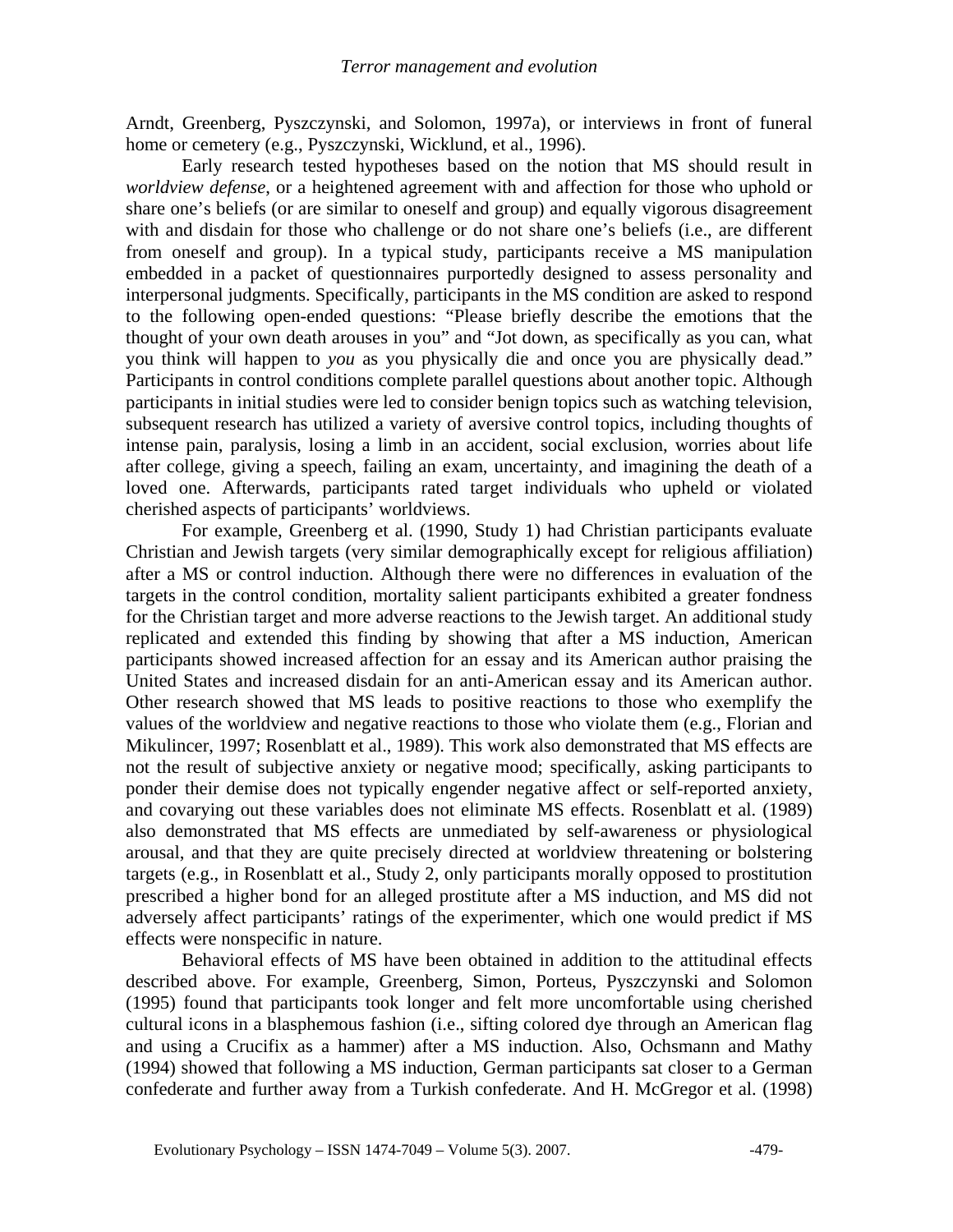Arndt, Greenberg, Pyszczynski, and Solomon, 1997a), or interviews in front of funeral home or cemetery (e.g., Pyszczynski, Wicklund, et al., 1996).

Early research tested hypotheses based on the notion that MS should result in *worldview defense*, or a heightened agreement with and affection for those who uphold or share one's beliefs (or are similar to oneself and group) and equally vigorous disagreement with and disdain for those who challenge or do not share one's beliefs (i.e., are different from oneself and group). In a typical study, participants receive a MS manipulation embedded in a packet of questionnaires purportedly designed to assess personality and interpersonal judgments. Specifically, participants in the MS condition are asked to respond to the following open-ended questions: "Please briefly describe the emotions that the thought of your own death arouses in you" and "Jot down, as specifically as you can, what you think will happen to *you* as you physically die and once you are physically dead." Participants in control conditions complete parallel questions about another topic. Although participants in initial studies were led to consider benign topics such as watching television, subsequent research has utilized a variety of aversive control topics, including thoughts of intense pain, paralysis, losing a limb in an accident, social exclusion, worries about life after college, giving a speech, failing an exam, uncertainty, and imagining the death of a loved one. Afterwards, participants rated target individuals who upheld or violated cherished aspects of participants' worldviews.

For example, Greenberg et al. (1990, Study 1) had Christian participants evaluate Christian and Jewish targets (very similar demographically except for religious affiliation) after a MS or control induction. Although there were no differences in evaluation of the targets in the control condition, mortality salient participants exhibited a greater fondness for the Christian target and more adverse reactions to the Jewish target. An additional study replicated and extended this finding by showing that after a MS induction, American participants showed increased affection for an essay and its American author praising the United States and increased disdain for an anti-American essay and its American author. Other research showed that MS leads to positive reactions to those who exemplify the values of the worldview and negative reactions to those who violate them (e.g., Florian and Mikulincer, 1997; Rosenblatt et al., 1989). This work also demonstrated that MS effects are not the result of subjective anxiety or negative mood; specifically, asking participants to ponder their demise does not typically engender negative affect or self-reported anxiety, and covarying out these variables does not eliminate MS effects. Rosenblatt et al. (1989) also demonstrated that MS effects are unmediated by self-awareness or physiological arousal, and that they are quite precisely directed at worldview threatening or bolstering targets (e.g., in Rosenblatt et al., Study 2, only participants morally opposed to prostitution prescribed a higher bond for an alleged prostitute after a MS induction, and MS did not adversely affect participants' ratings of the experimenter, which one would predict if MS effects were nonspecific in nature.

Behavioral effects of MS have been obtained in addition to the attitudinal effects described above. For example, Greenberg, Simon, Porteus, Pyszczynski and Solomon (1995) found that participants took longer and felt more uncomfortable using cherished cultural icons in a blasphemous fashion (i.e., sifting colored dye through an American flag and using a Crucifix as a hammer) after a MS induction. Also, Ochsmann and Mathy (1994) showed that following a MS induction, German participants sat closer to a German confederate and further away from a Turkish confederate. And H. McGregor et al. (1998)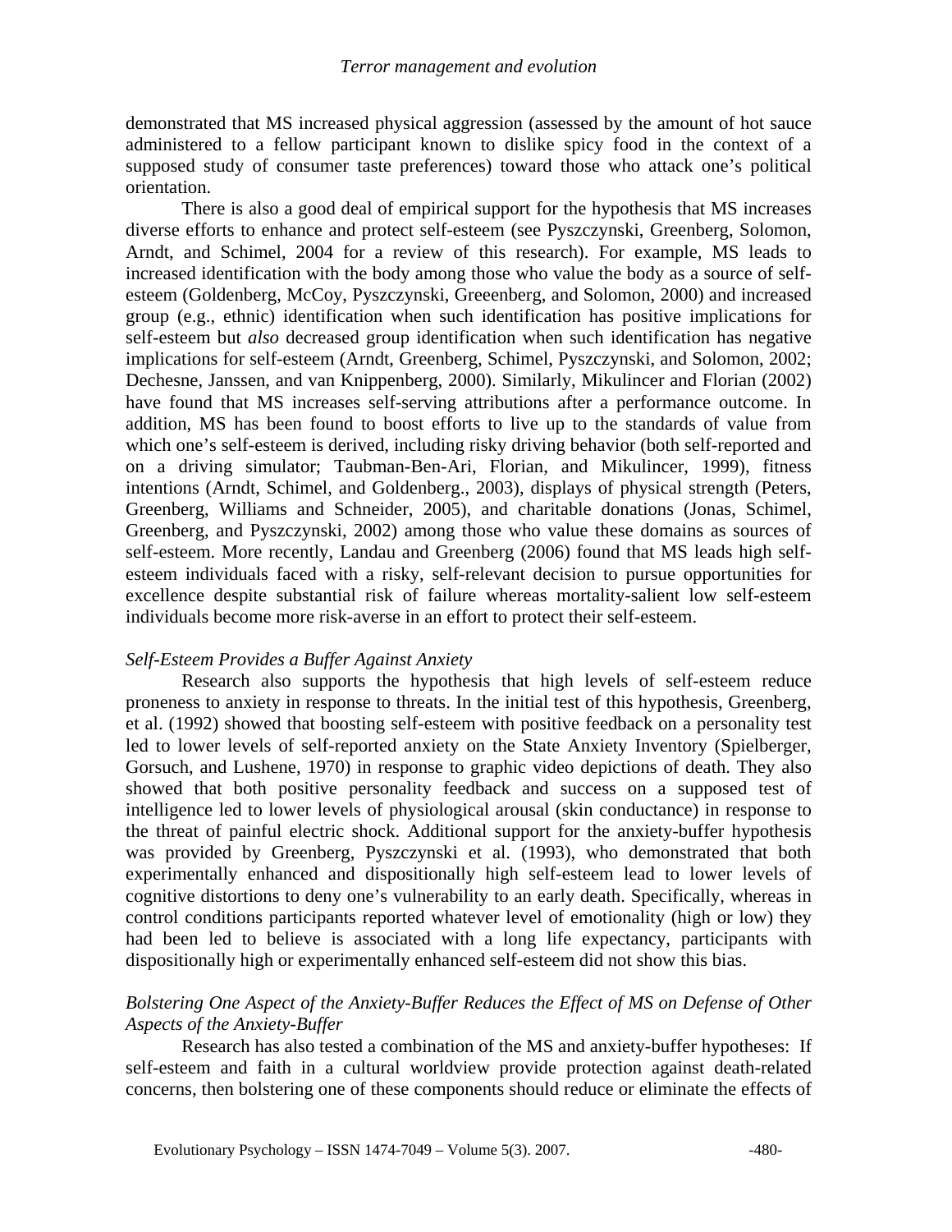demonstrated that MS increased physical aggression (assessed by the amount of hot sauce administered to a fellow participant known to dislike spicy food in the context of a supposed study of consumer taste preferences) toward those who attack one's political orientation.

There is also a good deal of empirical support for the hypothesis that MS increases diverse efforts to enhance and protect self-esteem (see Pyszczynski, Greenberg, Solomon, Arndt, and Schimel, 2004 for a review of this research). For example, MS leads to increased identification with the body among those who value the body as a source of self-esteem (Goldenberg, McCoy, Pyszczynski, Greeenberg, and Solomon, 2000) and increased group (e.g., ethnic) identification when such identification has positive implications for self-esteem but *also* decreased group identification when such identification has negative implications for self-esteem (Arndt, Greenberg, Schimel, Pyszczynski, and Solomon, 2002; Dechesne, Janssen, and van Knippenberg, 2000). Similarly, Mikulincer and Florian (2002) have found that MS increases self-serving attributions after a performance outcome. In addition, MS has been found to boost efforts to live up to the standards of value from which one's self-esteem is derived, including risky driving behavior (both self-reported and on a driving simulator; Taubman-Ben-Ari, Florian, and Mikulincer, 1999), fitness intentions (Arndt, Schimel, and Goldenberg., 2003), displays of physical strength (Peters, Greenberg, Williams and Schneider, 2005), and charitable donations (Jonas, Schimel, Greenberg, and Pyszczynski, 2002) among those who value these domains as sources of self-esteem. More recently, Landau and Greenberg (2006) found that MS leads high self-esteem individuals faced with a risky, self-relevant decision to pursue opportunities for excellence despite substantial risk of failure whereas mortality-salient low self-esteem individuals become more risk-averse in an effort to protect their self-esteem.

*Self-Esteem Provides a Buffer Against Anxiety*

Research also supports the hypothesis that high levels of self-esteem reduce proneness to anxiety in response to threats. In the initial test of this hypothesis, Greenberg, et al. (1992) showed that boosting self-esteem with positive feedback on a personality test led to lower levels of self-reported anxiety on the State Anxiety Inventory (Spielberger, Gorsuch, and Lushene, 1970) in response to graphic video depictions of death. They also showed that both positive personality feedback and success on a supposed test of intelligence led to lower levels of physiological arousal (skin conductance) in response to the threat of painful electric shock. Additional support for the anxiety-buffer hypothesis was provided by Greenberg, Pyszczynski et al. (1993), who demonstrated that both experimentally enhanced and dispositionally high self-esteem lead to lower levels of cognitive distortions to deny one's vulnerability to an early death. Specifically, whereas in control conditions participants reported whatever level of emotionality (high or low) they had been led to believe is associated with a long life expectancy, participants with dispositionally high or experimentally enhanced self-esteem did not show this bias.

*Bolstering One Aspect of the Anxiety-Buffer Reduces the Effect of MS on Defense of Other Aspects of the Anxiety-Buffer*

Research has also tested a combination of the MS and anxiety-buffer hypotheses: If self-esteem and faith in a cultural worldview provide protection against death-related concerns, then bolstering one of these components should reduce or eliminate the effects of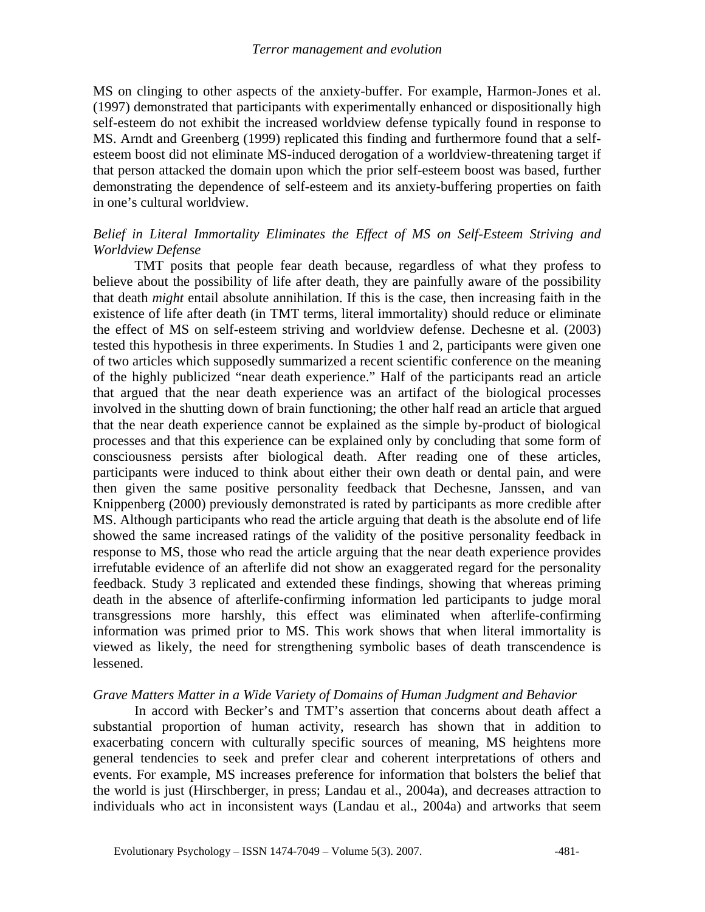MS on clinging to other aspects of the anxiety-buffer. For example, Harmon-Jones et al. (1997) demonstrated that participants with experimentally enhanced or dispositionally high self-esteem do not exhibit the increased worldview defense typically found in response to MS. Arndt and Greenberg (1999) replicated this finding and furthermore found that a self-esteem boost did not eliminate MS-induced derogation of a worldview-threatening target if that person attacked the domain upon which the prior self-esteem boost was based, further demonstrating the dependence of self-esteem and its anxiety-buffering properties on faith in one's cultural worldview.

*Belief in Literal Immortality Eliminates the Effect of MS on Self-Esteem Striving and Worldview Defense*

TMT posits that people fear death because, regardless of what they profess to believe about the possibility of life after death, they are painfully aware of the possibility that death *might* entail absolute annihilation. If this is the case, then increasing faith in the existence of life after death (in TMT terms, literal immortality) should reduce or eliminate the effect of MS on self-esteem striving and worldview defense. Dechesne et al. (2003) tested this hypothesis in three experiments. In Studies 1 and 2, participants were given one of two articles which supposedly summarized a recent scientific conference on the meaning of the highly publicized "near death experience." Half of the participants read an article that argued that the near death experience was an artifact of the biological processes involved in the shutting down of brain functioning; the other half read an article that argued that the near death experience cannot be explained as the simple by-product of biological processes and that this experience can be explained only by concluding that some form of consciousness persists after biological death. After reading one of these articles, participants were induced to think about either their own death or dental pain, and were then given the same positive personality feedback that Dechesne, Janssen, and van Knippenberg (2000) previously demonstrated is rated by participants as more credible after MS. Although participants who read the article arguing that death is the absolute end of life showed the same increased ratings of the validity of the positive personality feedback in response to MS, those who read the article arguing that the near death experience provides irrefutable evidence of an afterlife did not show an exaggerated regard for the personality feedback. Study 3 replicated and extended these findings, showing that whereas priming death in the absence of afterlife-confirming information led participants to judge moral transgressions more harshly, this effect was eliminated when afterlife-confirming information was primed prior to MS. This work shows that when literal immortality is viewed as likely, the need for strengthening symbolic bases of death transcendence is lessened.

*Grave Matters Matter in a Wide Variety of Domains of Human Judgment and Behavior*

In accord with Becker's and TMT's assertion that concerns about death affect a substantial proportion of human activity, research has shown that in addition to exacerbating concern with culturally specific sources of meaning, MS heightens more general tendencies to seek and prefer clear and coherent interpretations of others and events. For example, MS increases preference for information that bolsters the belief that the world is just (Hirschberger, in press; Landau et al., 2004a), and decreases attraction to individuals who act in inconsistent ways (Landau et al., 2004a) and artworks that seem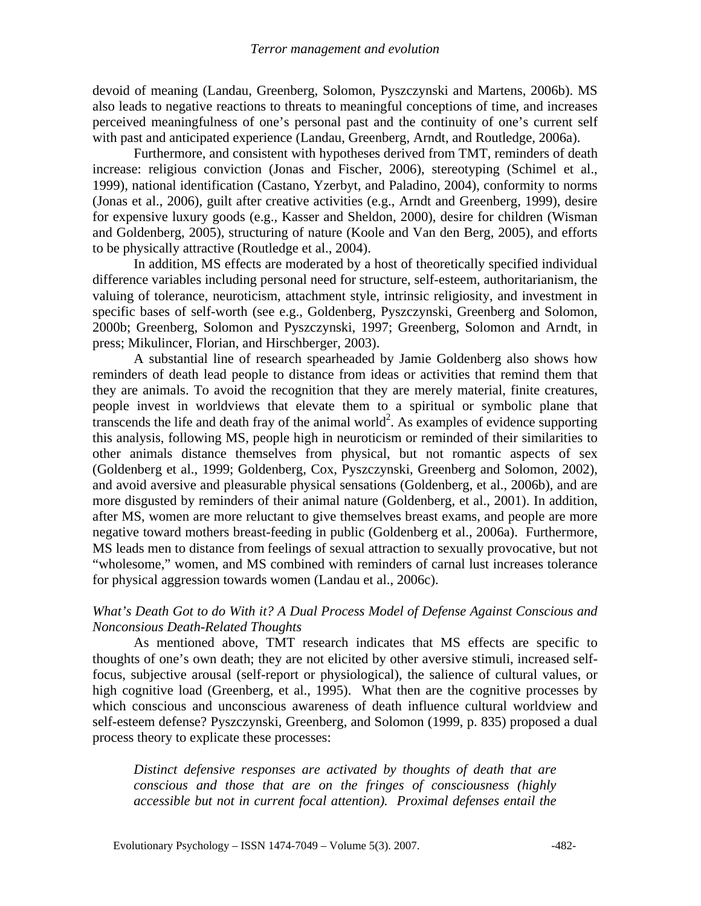devoid of meaning (Landau, Greenberg, Solomon, Pyszczynski and Martens, 2006b). MS also leads to negative reactions to threats to meaningful conceptions of time, and increases perceived meaningfulness of one's personal past and the continuity of one's current self with past and anticipated experience (Landau, Greenberg, Arndt, and Routledge, 2006a).

Furthermore, and consistent with hypotheses derived from TMT, reminders of death increase: religious conviction (Jonas and Fischer, 2006), stereotyping (Schimel et al., 1999), national identification (Castano, Yzerbyt, and Paladino, 2004), conformity to norms (Jonas et al., 2006), guilt after creative activities (e.g., Arndt and Greenberg, 1999), desire for expensive luxury goods (e.g., Kasser and Sheldon, 2000), desire for children (Wisman and Goldenberg, 2005), structuring of nature (Koole and Van den Berg, 2005), and efforts to be physically attractive (Routledge et al., 2004).

In addition, MS effects are moderated by a host of theoretically specified individual difference variables including personal need for structure, self-esteem, authoritarianism, the valuing of tolerance, neuroticism, attachment style, intrinsic religiosity, and investment in specific bases of self-worth (see e.g., Goldenberg, Pyszczynski, Greenberg and Solomon, 2000b; Greenberg, Solomon and Pyszczynski, 1997; Greenberg, Solomon and Arndt, in press; Mikulincer, Florian, and Hirschberger, 2003).

A substantial line of research spearheaded by Jamie Goldenberg also shows how reminders of death lead people to distance from ideas or activities that remind them that they are animals. To avoid the recognition that they are merely material, finite creatures, people invest in worldviews that elevate them to a spiritual or symbolic plane that transcends the life and death fray of the animal world[2]. As examples of evidence supporting this analysis, following MS, people high in neuroticism or reminded of their similarities to other animals distance themselves from physical, but not romantic aspects of sex (Goldenberg et al., 1999; Goldenberg, Cox, Pyszczynski, Greenberg and Solomon, 2002), and avoid aversive and pleasurable physical sensations (Goldenberg, et al., 2006b), and are more disgusted by reminders of their animal nature (Goldenberg, et al., 2001). In addition, after MS, women are more reluctant to give themselves breast exams, and people are more negative toward mothers breast-feeding in public (Goldenberg et al., 2006a). Furthermore, MS leads men to distance from feelings of sexual attraction to sexually provocative, but not "wholesome," women, and MS combined with reminders of carnal lust increases tolerance for physical aggression towards women (Landau et al., 2006c).

*What's Death Got to do With it? A Dual Process Model of Defense Against Conscious and Nonconsious Death-Related Thoughts*

As mentioned above, TMT research indicates that MS effects are specific to thoughts of one's own death; they are not elicited by other aversive stimuli, increased self-focus, subjective arousal (self-report or physiological), the salience of cultural values, or high cognitive load (Greenberg, et al., 1995). What then are the cognitive processes by which conscious and unconscious awareness of death influence cultural worldview and self-esteem defense? Pyszczynski, Greenberg, and Solomon (1999, p. 835) proposed a dual process theory to explicate these processes:

> *Distinct defensive responses are activated by thoughts of death that are conscious and those that are on the fringes of consciousness (highly accessible but not in current focal attention). Proximal defenses entail the*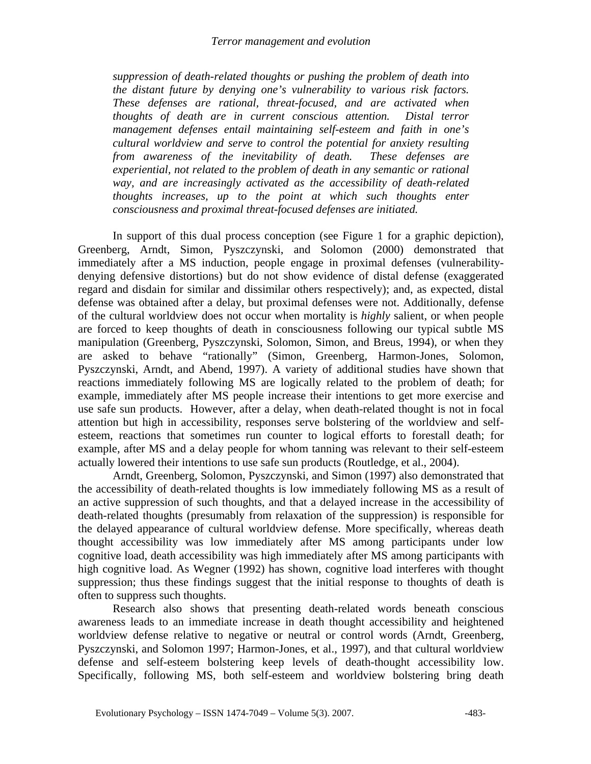*suppression of death-related thoughts or pushing the problem of death into the distant future by denying one's vulnerability to various risk factors. These defenses are rational, threat-focused, and are activated when thoughts of death are in current conscious attention. Distal terror management defenses entail maintaining self-esteem and faith in one's cultural worldview and serve to control the potential for anxiety resulting from awareness of the inevitability of death. These defenses are experiential, not related to the problem of death in any semantic or rational way, and are increasingly activated as the accessibility of death-related thoughts increases, up to the point at which such thoughts enter consciousness and proximal threat-focused defenses are initiated.*

In support of this dual process conception (see Figure 1 for a graphic depiction), Greenberg, Arndt, Simon, Pyszczynski, and Solomon (2000) demonstrated that immediately after a MS induction, people engage in proximal defenses (vulnerability-denying defensive distortions) but do not show evidence of distal defense (exaggerated regard and disdain for similar and dissimilar others respectively); and, as expected, distal defense was obtained after a delay, but proximal defenses were not. Additionally, defense of the cultural worldview does not occur when mortality is *highly* salient, or when people are forced to keep thoughts of death in consciousness following our typical subtle MS manipulation (Greenberg, Pyszczynski, Solomon, Simon, and Breus, 1994), or when they are asked to behave "rationally" (Simon, Greenberg, Harmon-Jones, Solomon, Pyszczynski, Arndt, and Abend, 1997). A variety of additional studies have shown that reactions immediately following MS are logically related to the problem of death; for example, immediately after MS people increase their intentions to get more exercise and use safe sun products. However, after a delay, when death-related thought is not in focal attention but high in accessibility, responses serve bolstering of the worldview and self-esteem, reactions that sometimes run counter to logical efforts to forestall death; for example, after MS and a delay people for whom tanning was relevant to their self-esteem actually lowered their intentions to use safe sun products (Routledge, et al., 2004).

Arndt, Greenberg, Solomon, Pyszczynski, and Simon (1997) also demonstrated that the accessibility of death-related thoughts is low immediately following MS as a result of an active suppression of such thoughts, and that a delayed increase in the accessibility of death-related thoughts (presumably from relaxation of the suppression) is responsible for the delayed appearance of cultural worldview defense. More specifically, whereas death thought accessibility was low immediately after MS among participants under low cognitive load, death accessibility was high immediately after MS among participants with high cognitive load. As Wegner (1992) has shown, cognitive load interferes with thought suppression; thus these findings suggest that the initial response to thoughts of death is often to suppress such thoughts.

Research also shows that presenting death-related words beneath conscious awareness leads to an immediate increase in death thought accessibility and heightened worldview defense relative to negative or neutral or control words (Arndt, Greenberg, Pyszczynski, and Solomon 1997; Harmon-Jones, et al., 1997), and that cultural worldview defense and self-esteem bolstering keep levels of death-thought accessibility low. Specifically, following MS, both self-esteem and worldview bolstering bring death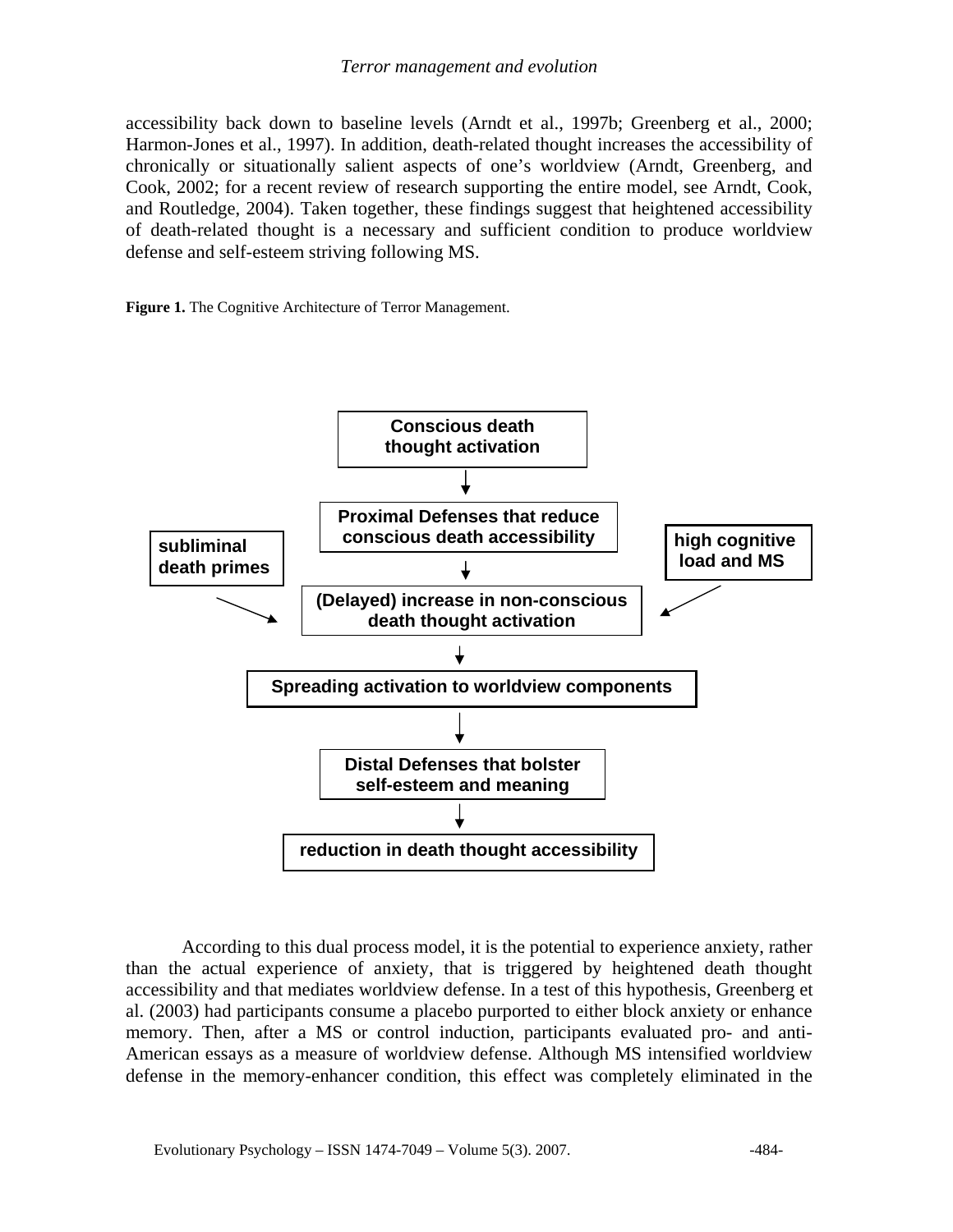accessibility back down to baseline levels (Arndt et al., 1997b; Greenberg et al., 2000; Harmon-Jones et al., 1997). In addition, death-related thought increases the accessibility of chronically or situationally salient aspects of one's worldview (Arndt, Greenberg, and Cook, 2002; for a recent review of research supporting the entire model, see Arndt, Cook, and Routledge, 2004). Taken together, these findings suggest that heightened accessibility of death-related thought is a necessary and sufficient condition to produce worldview defense and self-esteem striving following MS.

**Figure 1.** The Cognitive Architecture of Terror Management.

**Conscious death thought activation**

↓

**Proximal Defenses that reduce conscious death accessibility**

↓

**subliminal death primes** → **(Delayed) increase in non-conscious death thought activation** ← **high cognitive load and MS**

↓

**Spreading activation to worldview components**

↓

**Distal Defenses that bolster self-esteem and meaning**

↓

**reduction in death thought accessibility**

According to this dual process model, it is the potential to experience anxiety, rather than the actual experience of anxiety, that is triggered by heightened death thought accessibility and that mediates worldview defense. In a test of this hypothesis, Greenberg et al. (2003) had participants consume a placebo purported to either block anxiety or enhance memory. Then, after a MS or control induction, participants evaluated pro- and anti-American essays as a measure of worldview defense. Although MS intensified worldview defense in the memory-enhancer condition, this effect was completely eliminated in the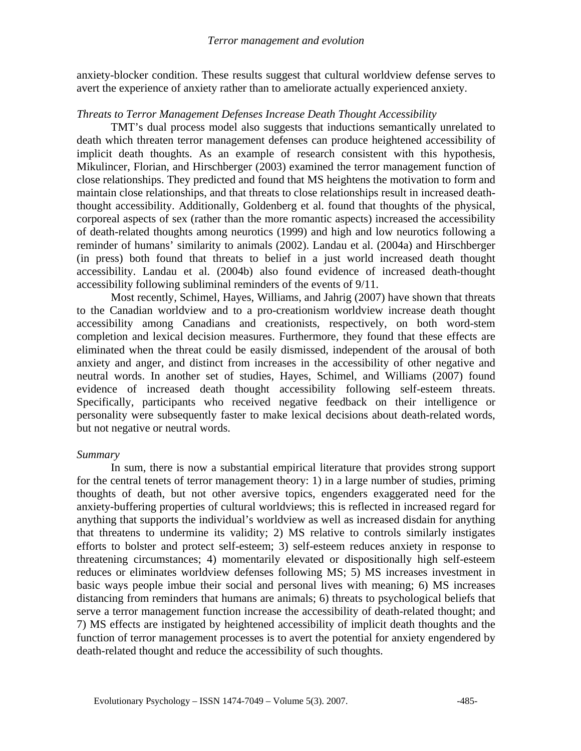anxiety-blocker condition. These results suggest that cultural worldview defense serves to avert the experience of anxiety rather than to ameliorate actually experienced anxiety.

*Threats to Terror Management Defenses Increase Death Thought Accessibility*

TMT's dual process model also suggests that inductions semantically unrelated to death which threaten terror management defenses can produce heightened accessibility of implicit death thoughts. As an example of research consistent with this hypothesis, Mikulincer, Florian, and Hirschberger (2003) examined the terror management function of close relationships. They predicted and found that MS heightens the motivation to form and maintain close relationships, and that threats to close relationships result in increased death-thought accessibility. Additionally, Goldenberg et al. found that thoughts of the physical, corporeal aspects of sex (rather than the more romantic aspects) increased the accessibility of death-related thoughts among neurotics (1999) and high and low neurotics following a reminder of humans' similarity to animals (2002). Landau et al. (2004a) and Hirschberger (in press) both found that threats to belief in a just world increased death thought accessibility. Landau et al. (2004b) also found evidence of increased death-thought accessibility following subliminal reminders of the events of 9/11.

Most recently, Schimel, Hayes, Williams, and Jahrig (2007) have shown that threats to the Canadian worldview and to a pro-creationism worldview increase death thought accessibility among Canadians and creationists, respectively, on both word-stem completion and lexical decision measures. Furthermore, they found that these effects are eliminated when the threat could be easily dismissed, independent of the arousal of both anxiety and anger, and distinct from increases in the accessibility of other negative and neutral words. In another set of studies, Hayes, Schimel, and Williams (2007) found evidence of increased death thought accessibility following self-esteem threats. Specifically, participants who received negative feedback on their intelligence or personality were subsequently faster to make lexical decisions about death-related words, but not negative or neutral words.

*Summary*

In sum, there is now a substantial empirical literature that provides strong support for the central tenets of terror management theory: 1) in a large number of studies, priming thoughts of death, but not other aversive topics, engenders exaggerated need for the anxiety-buffering properties of cultural worldviews; this is reflected in increased regard for anything that supports the individual's worldview as well as increased disdain for anything that threatens to undermine its validity; 2) MS relative to controls similarly instigates efforts to bolster and protect self-esteem; 3) self-esteem reduces anxiety in response to threatening circumstances; 4) momentarily elevated or dispositionally high self-esteem reduces or eliminates worldview defenses following MS; 5) MS increases investment in basic ways people imbue their social and personal lives with meaning; 6) MS increases distancing from reminders that humans are animals; 6) threats to psychological beliefs that serve a terror management function increase the accessibility of death-related thought; and 7) MS effects are instigated by heightened accessibility of implicit death thoughts and the function of terror management processes is to avert the potential for anxiety engendered by death-related thought and reduce the accessibility of such thoughts.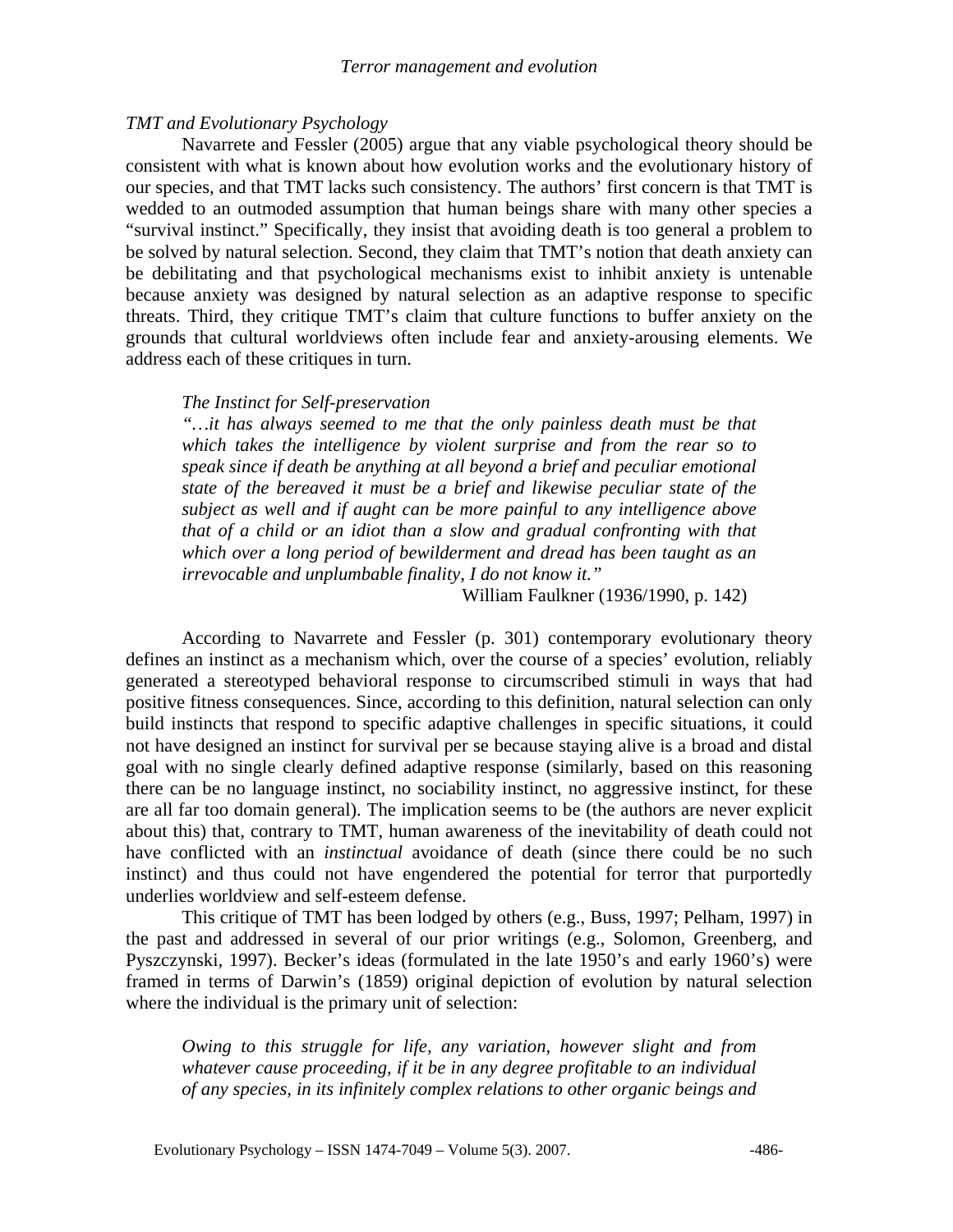### *TMT and Evolutionary Psychology*

Navarrete and Fessler (2005) argue that any viable psychological theory should be consistent with what is known about how evolution works and the evolutionary history of our species, and that TMT lacks such consistency. The authors' first concern is that TMT is wedded to an outmoded assumption that human beings share with many other species a "survival instinct." Specifically, they insist that avoiding death is too general a problem to be solved by natural selection. Second, they claim that TMT's notion that death anxiety can be debilitating and that psychological mechanisms exist to inhibit anxiety is untenable because anxiety was designed by natural selection as an adaptive response to specific threats. Third, they critique TMT's claim that culture functions to buffer anxiety on the grounds that cultural worldviews often include fear and anxiety-arousing elements. We address each of these critiques in turn.

#### *The Instinct for Self-preservation*

> *"…it has always seemed to me that the only painless death must be that which takes the intelligence by violent surprise and from the rear so to speak since if death be anything at all beyond a brief and peculiar emotional state of the bereaved it must be a brief and likewise peculiar state of the subject as well and if aught can be more painful to any intelligence above that of a child or an idiot than a slow and gradual confronting with that which over a long period of bewilderment and dread has been taught as an irrevocable and unplumbable finality, I do not know it."*
>
> William Faulkner (1936/1990, p. 142)

According to Navarrete and Fessler (p. 301) contemporary evolutionary theory defines an instinct as a mechanism which, over the course of a species' evolution, reliably generated a stereotyped behavioral response to circumscribed stimuli in ways that had positive fitness consequences. Since, according to this definition, natural selection can only build instincts that respond to specific adaptive challenges in specific situations, it could not have designed an instinct for survival per se because staying alive is a broad and distal goal with no single clearly defined adaptive response (similarly, based on this reasoning there can be no language instinct, no sociability instinct, no aggressive instinct, for these are all far too domain general). The implication seems to be (the authors are never explicit about this) that, contrary to TMT, human awareness of the inevitability of death could not have conflicted with an *instinctual* avoidance of death (since there could be no such instinct) and thus could not have engendered the potential for terror that purportedly underlies worldview and self-esteem defense.

This critique of TMT has been lodged by others (e.g., Buss, 1997; Pelham, 1997) in the past and addressed in several of our prior writings (e.g., Solomon, Greenberg, and Pyszczynski, 1997). Becker's ideas (formulated in the late 1950's and early 1960's) were framed in terms of Darwin's (1859) original depiction of evolution by natural selection where the individual is the primary unit of selection:

> *Owing to this struggle for life, any variation, however slight and from whatever cause proceeding, if it be in any degree profitable to an individual of any species, in its infinitely complex relations to other organic beings and*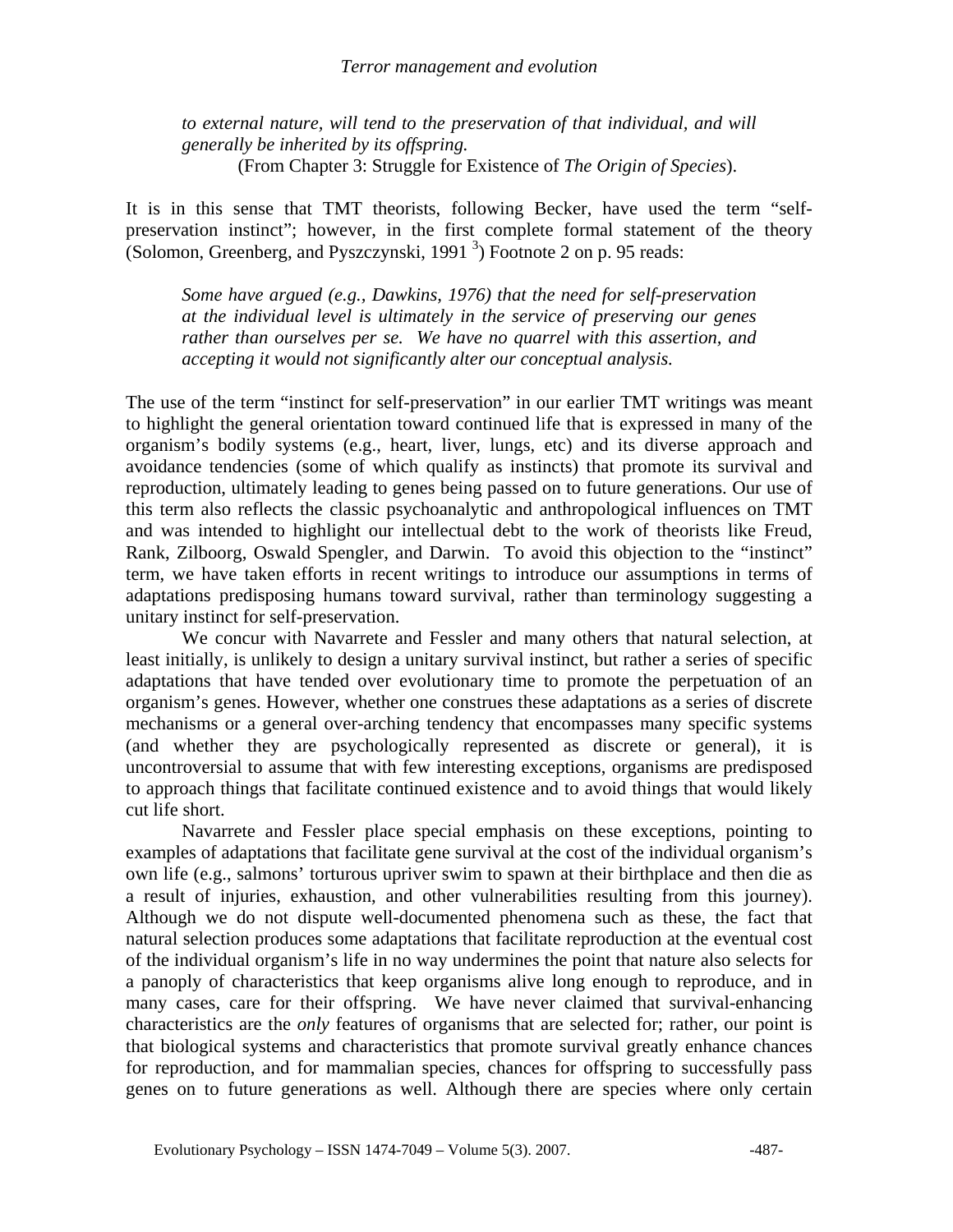*to external nature, will tend to the preservation of that individual, and will generally be inherited by its offspring.*
(From Chapter 3: Struggle for Existence of *The Origin of Species*).

It is in this sense that TMT theorists, following Becker, have used the term "self-preservation instinct"; however, in the first complete formal statement of the theory (Solomon, Greenberg, and Pyszczynski, 1991 [3]) Footnote 2 on p. 95 reads:

*Some have argued (e.g., Dawkins, 1976) that the need for self-preservation at the individual level is ultimately in the service of preserving our genes rather than ourselves per se. We have no quarrel with this assertion, and accepting it would not significantly alter our conceptual analysis.*

The use of the term "instinct for self-preservation" in our earlier TMT writings was meant to highlight the general orientation toward continued life that is expressed in many of the organism's bodily systems (e.g., heart, liver, lungs, etc) and its diverse approach and avoidance tendencies (some of which qualify as instincts) that promote its survival and reproduction, ultimately leading to genes being passed on to future generations. Our use of this term also reflects the classic psychoanalytic and anthropological influences on TMT and was intended to highlight our intellectual debt to the work of theorists like Freud, Rank, Zilboorg, Oswald Spengler, and Darwin. To avoid this objection to the "instinct" term, we have taken efforts in recent writings to introduce our assumptions in terms of adaptations predisposing humans toward survival, rather than terminology suggesting a unitary instinct for self-preservation.

We concur with Navarrete and Fessler and many others that natural selection, at least initially, is unlikely to design a unitary survival instinct, but rather a series of specific adaptations that have tended over evolutionary time to promote the perpetuation of an organism's genes. However, whether one construes these adaptations as a series of discrete mechanisms or a general over-arching tendency that encompasses many specific systems (and whether they are psychologically represented as discrete or general), it is uncontroversial to assume that with few interesting exceptions, organisms are predisposed to approach things that facilitate continued existence and to avoid things that would likely cut life short.

Navarrete and Fessler place special emphasis on these exceptions, pointing to examples of adaptations that facilitate gene survival at the cost of the individual organism's own life (e.g., salmons' torturous upriver swim to spawn at their birthplace and then die as a result of injuries, exhaustion, and other vulnerabilities resulting from this journey). Although we do not dispute well-documented phenomena such as these, the fact that natural selection produces some adaptations that facilitate reproduction at the eventual cost of the individual organism's life in no way undermines the point that nature also selects for a panoply of characteristics that keep organisms alive long enough to reproduce, and in many cases, care for their offspring. We have never claimed that survival-enhancing characteristics are the *only* features of organisms that are selected for; rather, our point is that biological systems and characteristics that promote survival greatly enhance chances for reproduction, and for mammalian species, chances for offspring to successfully pass genes on to future generations as well. Although there are species where only certain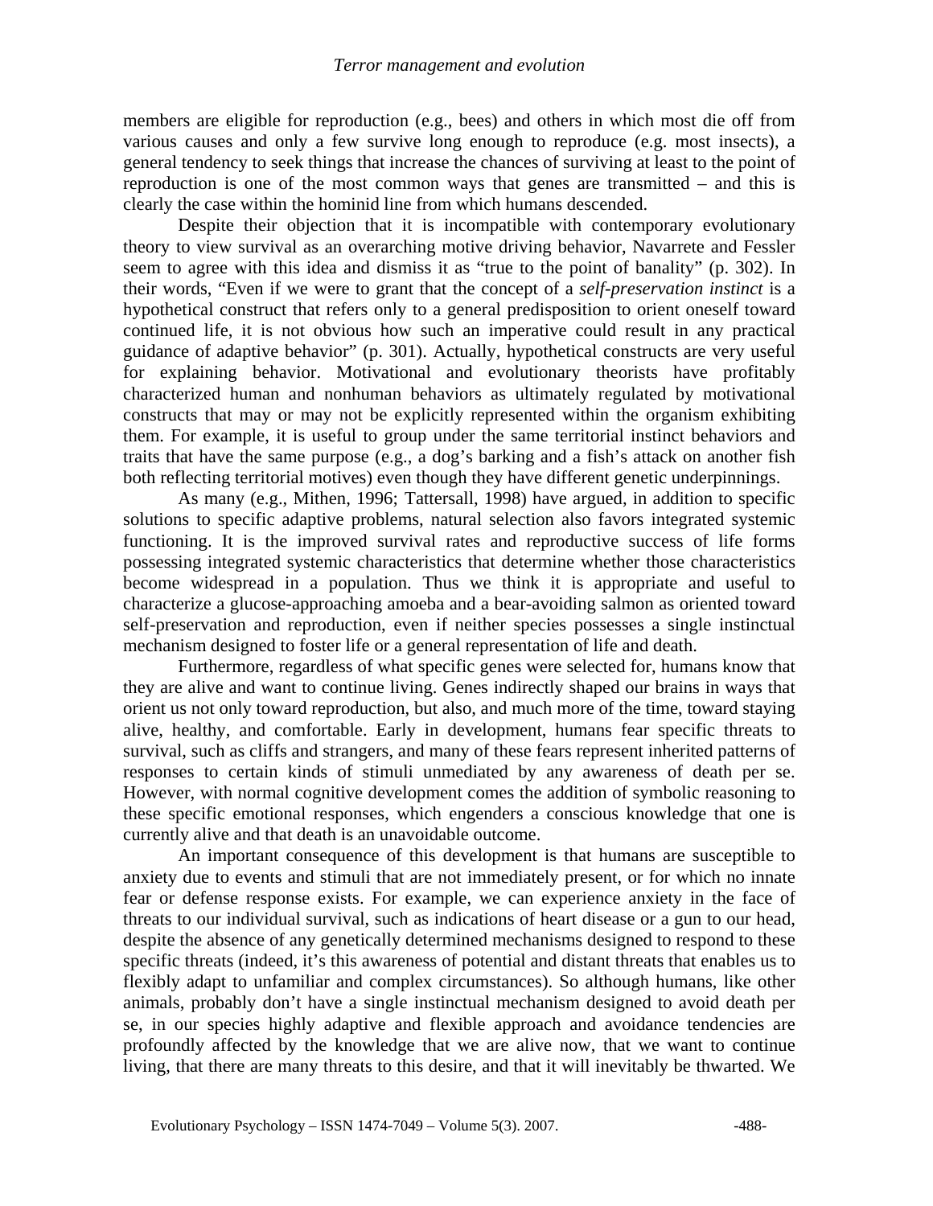members are eligible for reproduction (e.g., bees) and others in which most die off from various causes and only a few survive long enough to reproduce (e.g. most insects), a general tendency to seek things that increase the chances of surviving at least to the point of reproduction is one of the most common ways that genes are transmitted – and this is clearly the case within the hominid line from which humans descended.

Despite their objection that it is incompatible with contemporary evolutionary theory to view survival as an overarching motive driving behavior, Navarrete and Fessler seem to agree with this idea and dismiss it as "true to the point of banality" (p. 302). In their words, "Even if we were to grant that the concept of a *self-preservation instinct* is a hypothetical construct that refers only to a general predisposition to orient oneself toward continued life, it is not obvious how such an imperative could result in any practical guidance of adaptive behavior" (p. 301). Actually, hypothetical constructs are very useful for explaining behavior. Motivational and evolutionary theorists have profitably characterized human and nonhuman behaviors as ultimately regulated by motivational constructs that may or may not be explicitly represented within the organism exhibiting them. For example, it is useful to group under the same territorial instinct behaviors and traits that have the same purpose (e.g., a dog's barking and a fish's attack on another fish both reflecting territorial motives) even though they have different genetic underpinnings.

As many (e.g., Mithen, 1996; Tattersall, 1998) have argued, in addition to specific solutions to specific adaptive problems, natural selection also favors integrated systemic functioning. It is the improved survival rates and reproductive success of life forms possessing integrated systemic characteristics that determine whether those characteristics become widespread in a population. Thus we think it is appropriate and useful to characterize a glucose-approaching amoeba and a bear-avoiding salmon as oriented toward self-preservation and reproduction, even if neither species possesses a single instinctual mechanism designed to foster life or a general representation of life and death.

Furthermore, regardless of what specific genes were selected for, humans know that they are alive and want to continue living. Genes indirectly shaped our brains in ways that orient us not only toward reproduction, but also, and much more of the time, toward staying alive, healthy, and comfortable. Early in development, humans fear specific threats to survival, such as cliffs and strangers, and many of these fears represent inherited patterns of responses to certain kinds of stimuli unmediated by any awareness of death per se. However, with normal cognitive development comes the addition of symbolic reasoning to these specific emotional responses, which engenders a conscious knowledge that one is currently alive and that death is an unavoidable outcome.

An important consequence of this development is that humans are susceptible to anxiety due to events and stimuli that are not immediately present, or for which no innate fear or defense response exists. For example, we can experience anxiety in the face of threats to our individual survival, such as indications of heart disease or a gun to our head, despite the absence of any genetically determined mechanisms designed to respond to these specific threats (indeed, it's this awareness of potential and distant threats that enables us to flexibly adapt to unfamiliar and complex circumstances). So although humans, like other animals, probably don't have a single instinctual mechanism designed to avoid death per se, in our species highly adaptive and flexible approach and avoidance tendencies are profoundly affected by the knowledge that we are alive now, that we want to continue living, that there are many threats to this desire, and that it will inevitably be thwarted. We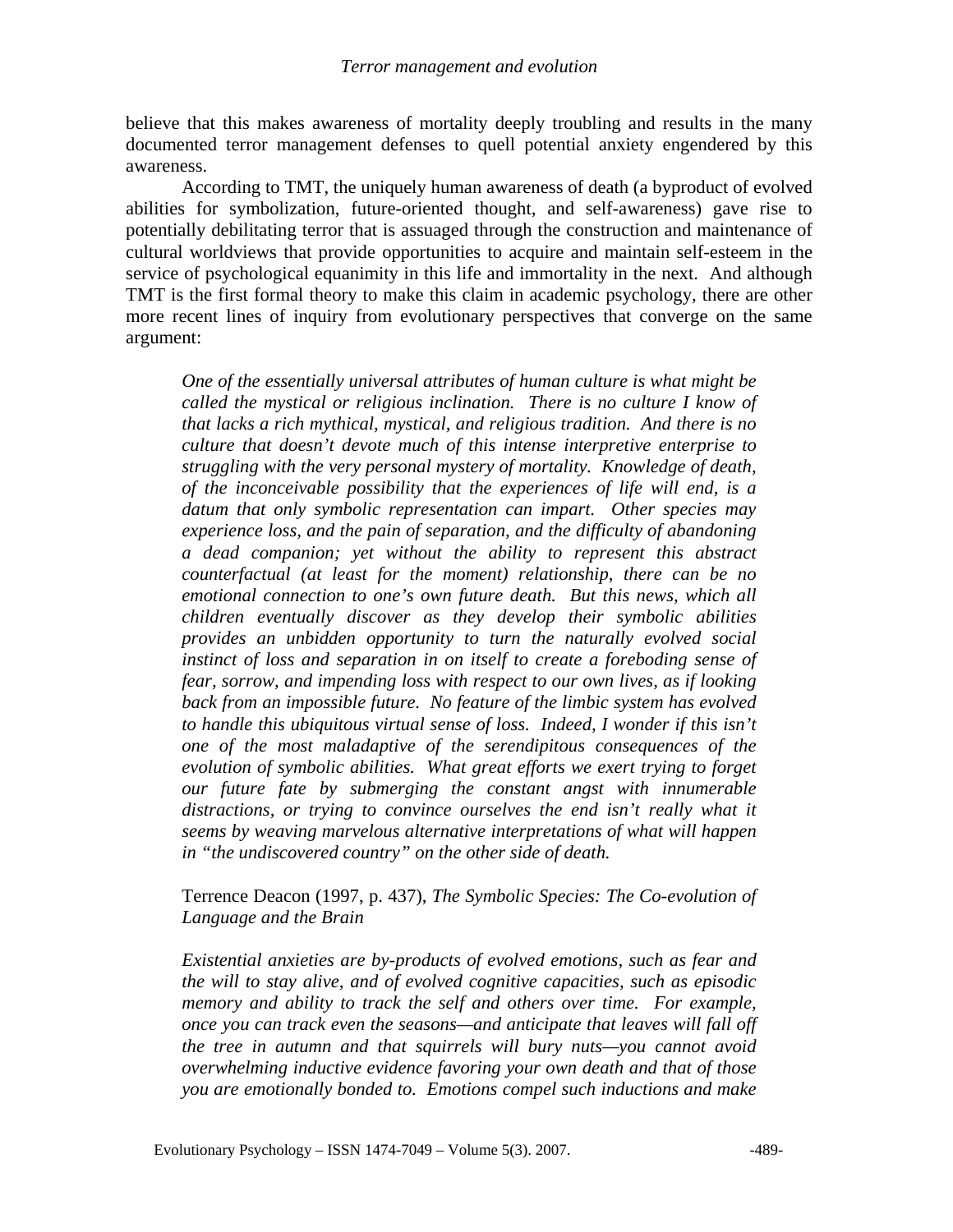believe that this makes awareness of mortality deeply troubling and results in the many documented terror management defenses to quell potential anxiety engendered by this awareness.

According to TMT, the uniquely human awareness of death (a byproduct of evolved abilities for symbolization, future-oriented thought, and self-awareness) gave rise to potentially debilitating terror that is assuaged through the construction and maintenance of cultural worldviews that provide opportunities to acquire and maintain self-esteem in the service of psychological equanimity in this life and immortality in the next. And although TMT is the first formal theory to make this claim in academic psychology, there are other more recent lines of inquiry from evolutionary perspectives that converge on the same argument:

> *One of the essentially universal attributes of human culture is what might be called the mystical or religious inclination. There is no culture I know of that lacks a rich mythical, mystical, and religious tradition. And there is no culture that doesn't devote much of this intense interpretive enterprise to struggling with the very personal mystery of mortality. Knowledge of death, of the inconceivable possibility that the experiences of life will end, is a datum that only symbolic representation can impart. Other species may experience loss, and the pain of separation, and the difficulty of abandoning a dead companion; yet without the ability to represent this abstract counterfactual (at least for the moment) relationship, there can be no emotional connection to one's own future death. But this news, which all children eventually discover as they develop their symbolic abilities provides an unbidden opportunity to turn the naturally evolved social instinct of loss and separation in on itself to create a foreboding sense of fear, sorrow, and impending loss with respect to our own lives, as if looking back from an impossible future. No feature of the limbic system has evolved to handle this ubiquitous virtual sense of loss. Indeed, I wonder if this isn't one of the most maladaptive of the serendipitous consequences of the evolution of symbolic abilities. What great efforts we exert trying to forget our future fate by submerging the constant angst with innumerable distractions, or trying to convince ourselves the end isn't really what it seems by weaving marvelous alternative interpretations of what will happen in "the undiscovered country" on the other side of death.*
>
> Terrence Deacon (1997, p. 437), *The Symbolic Species: The Co-evolution of Language and the Brain*
>
> *Existential anxieties are by-products of evolved emotions, such as fear and the will to stay alive, and of evolved cognitive capacities, such as episodic memory and ability to track the self and others over time. For example, once you can track even the seasons—and anticipate that leaves will fall off the tree in autumn and that squirrels will bury nuts—you cannot avoid overwhelming inductive evidence favoring your own death and that of those you are emotionally bonded to. Emotions compel such inductions and make*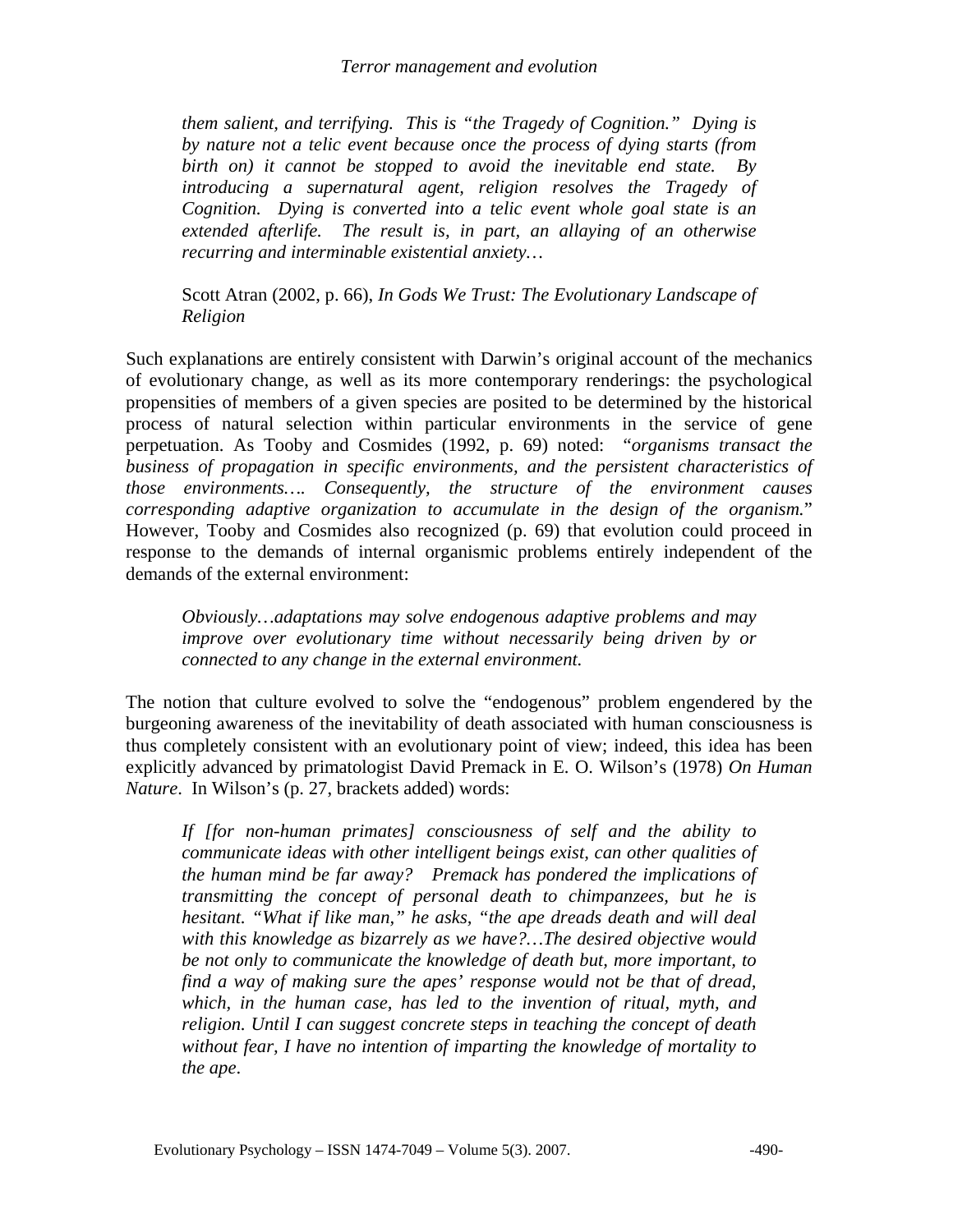*them salient, and terrifying. This is "the Tragedy of Cognition." Dying is by nature not a telic event because once the process of dying starts (from birth on) it cannot be stopped to avoid the inevitable end state. By introducing a supernatural agent, religion resolves the Tragedy of Cognition. Dying is converted into a telic event whole goal state is an extended afterlife. The result is, in part, an allaying of an otherwise recurring and interminable existential anxiety…*

Scott Atran (2002, p. 66), *In Gods We Trust: The Evolutionary Landscape of Religion*

Such explanations are entirely consistent with Darwin's original account of the mechanics of evolutionary change, as well as its more contemporary renderings: the psychological propensities of members of a given species are posited to be determined by the historical process of natural selection within particular environments in the service of gene perpetuation. As Tooby and Cosmides (1992, p. 69) noted: "*organisms transact the business of propagation in specific environments, and the persistent characteristics of those environments…. Consequently, the structure of the environment causes corresponding adaptive organization to accumulate in the design of the organism.*" However, Tooby and Cosmides also recognized (p. 69) that evolution could proceed in response to the demands of internal organismic problems entirely independent of the demands of the external environment:

*Obviously…adaptations may solve endogenous adaptive problems and may improve over evolutionary time without necessarily being driven by or connected to any change in the external environment.*

The notion that culture evolved to solve the "endogenous" problem engendered by the burgeoning awareness of the inevitability of death associated with human consciousness is thus completely consistent with an evolutionary point of view; indeed, this idea has been explicitly advanced by primatologist David Premack in E. O. Wilson's (1978) *On Human Nature*. In Wilson's (p. 27, brackets added) words:

*If [for non-human primates] consciousness of self and the ability to communicate ideas with other intelligent beings exist, can other qualities of the human mind be far away? Premack has pondered the implications of transmitting the concept of personal death to chimpanzees, but he is hesitant. "What if like man," he asks, "the ape dreads death and will deal with this knowledge as bizarrely as we have?…The desired objective would be not only to communicate the knowledge of death but, more important, to find a way of making sure the apes' response would not be that of dread, which, in the human case, has led to the invention of ritual, myth, and religion. Until I can suggest concrete steps in teaching the concept of death without fear, I have no intention of imparting the knowledge of mortality to the ape*.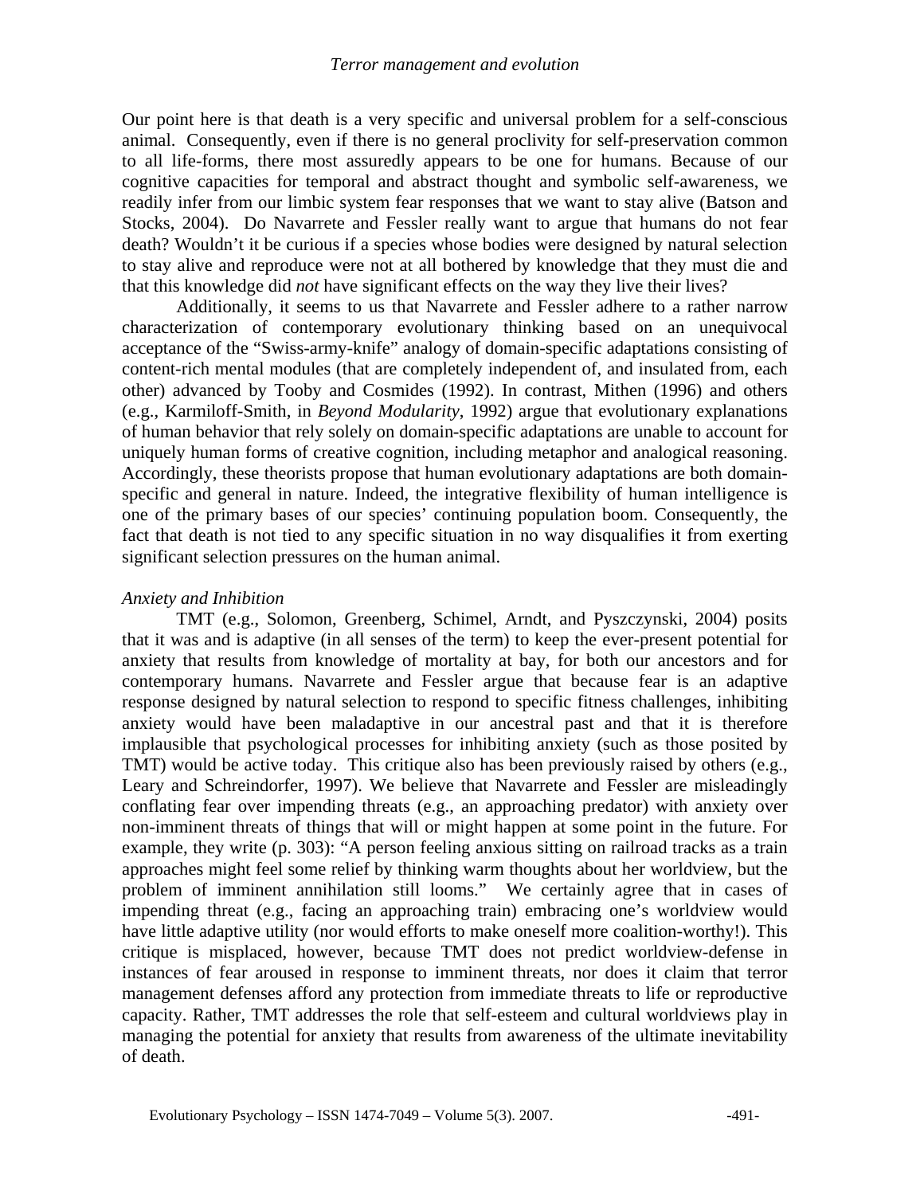Our point here is that death is a very specific and universal problem for a self-conscious animal. Consequently, even if there is no general proclivity for self-preservation common to all life-forms, there most assuredly appears to be one for humans. Because of our cognitive capacities for temporal and abstract thought and symbolic self-awareness, we readily infer from our limbic system fear responses that we want to stay alive (Batson and Stocks, 2004). Do Navarrete and Fessler really want to argue that humans do not fear death? Wouldn't it be curious if a species whose bodies were designed by natural selection to stay alive and reproduce were not at all bothered by knowledge that they must die and that this knowledge did *not* have significant effects on the way they live their lives?

Additionally, it seems to us that Navarrete and Fessler adhere to a rather narrow characterization of contemporary evolutionary thinking based on an unequivocal acceptance of the "Swiss-army-knife" analogy of domain-specific adaptations consisting of content-rich mental modules (that are completely independent of, and insulated from, each other) advanced by Tooby and Cosmides (1992). In contrast, Mithen (1996) and others (e.g., Karmiloff-Smith, in *Beyond Modularity*, 1992) argue that evolutionary explanations of human behavior that rely solely on domain-specific adaptations are unable to account for uniquely human forms of creative cognition, including metaphor and analogical reasoning. Accordingly, these theorists propose that human evolutionary adaptations are both domain-specific and general in nature. Indeed, the integrative flexibility of human intelligence is one of the primary bases of our species' continuing population boom. Consequently, the fact that death is not tied to any specific situation in no way disqualifies it from exerting significant selection pressures on the human animal.

### *Anxiety and Inhibition*

TMT (e.g., Solomon, Greenberg, Schimel, Arndt, and Pyszczynski, 2004) posits that it was and is adaptive (in all senses of the term) to keep the ever-present potential for anxiety that results from knowledge of mortality at bay, for both our ancestors and for contemporary humans. Navarrete and Fessler argue that because fear is an adaptive response designed by natural selection to respond to specific fitness challenges, inhibiting anxiety would have been maladaptive in our ancestral past and that it is therefore implausible that psychological processes for inhibiting anxiety (such as those posited by TMT) would be active today. This critique also has been previously raised by others (e.g., Leary and Schreindorfer, 1997). We believe that Navarrete and Fessler are misleadingly conflating fear over impending threats (e.g., an approaching predator) with anxiety over non-imminent threats of things that will or might happen at some point in the future. For example, they write (p. 303): "A person feeling anxious sitting on railroad tracks as a train approaches might feel some relief by thinking warm thoughts about her worldview, but the problem of imminent annihilation still looms." We certainly agree that in cases of impending threat (e.g., facing an approaching train) embracing one's worldview would have little adaptive utility (nor would efforts to make oneself more coalition-worthy!). This critique is misplaced, however, because TMT does not predict worldview-defense in instances of fear aroused in response to imminent threats, nor does it claim that terror management defenses afford any protection from immediate threats to life or reproductive capacity. Rather, TMT addresses the role that self-esteem and cultural worldviews play in managing the potential for anxiety that results from awareness of the ultimate inevitability of death.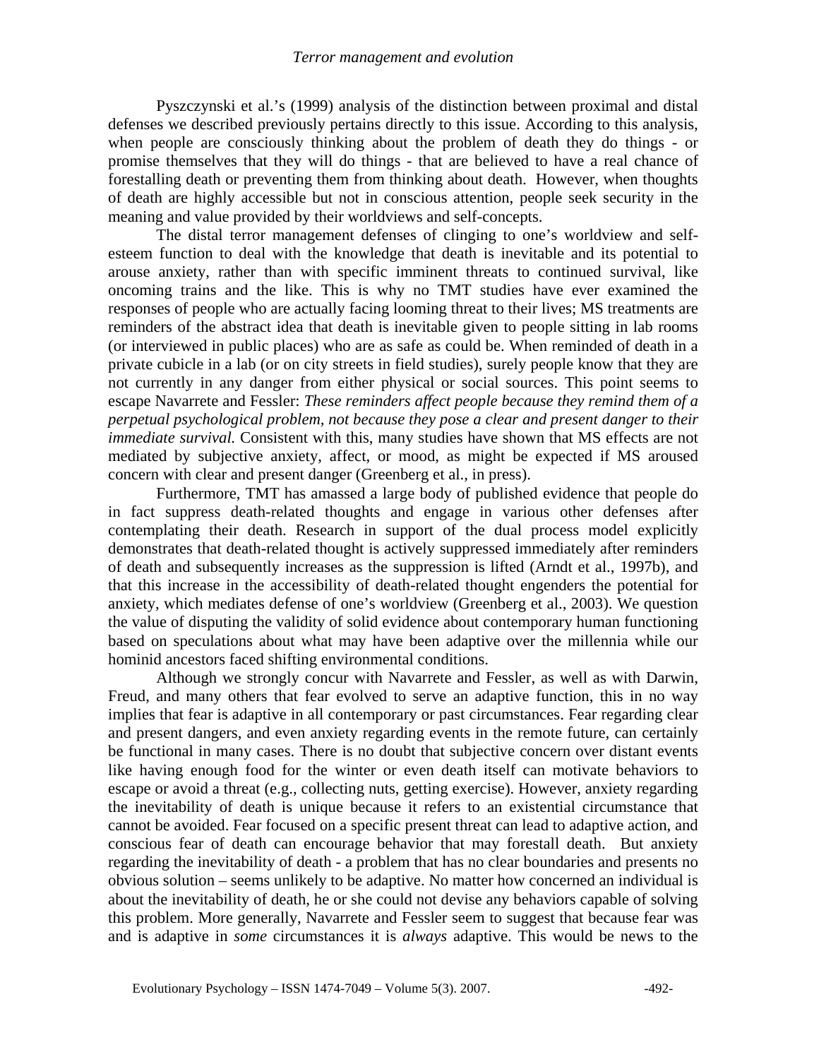Pyszczynski et al.'s (1999) analysis of the distinction between proximal and distal defenses we described previously pertains directly to this issue. According to this analysis, when people are consciously thinking about the problem of death they do things - or promise themselves that they will do things - that are believed to have a real chance of forestalling death or preventing them from thinking about death. However, when thoughts of death are highly accessible but not in conscious attention, people seek security in the meaning and value provided by their worldviews and self-concepts.

The distal terror management defenses of clinging to one's worldview and self-esteem function to deal with the knowledge that death is inevitable and its potential to arouse anxiety, rather than with specific imminent threats to continued survival, like oncoming trains and the like. This is why no TMT studies have ever examined the responses of people who are actually facing looming threat to their lives; MS treatments are reminders of the abstract idea that death is inevitable given to people sitting in lab rooms (or interviewed in public places) who are as safe as could be. When reminded of death in a private cubicle in a lab (or on city streets in field studies), surely people know that they are not currently in any danger from either physical or social sources. This point seems to escape Navarrete and Fessler: *These reminders affect people because they remind them of a perpetual psychological problem, not because they pose a clear and present danger to their immediate survival.* Consistent with this, many studies have shown that MS effects are not mediated by subjective anxiety, affect, or mood, as might be expected if MS aroused concern with clear and present danger (Greenberg et al., in press).

Furthermore, TMT has amassed a large body of published evidence that people do in fact suppress death-related thoughts and engage in various other defenses after contemplating their death. Research in support of the dual process model explicitly demonstrates that death-related thought is actively suppressed immediately after reminders of death and subsequently increases as the suppression is lifted (Arndt et al., 1997b), and that this increase in the accessibility of death-related thought engenders the potential for anxiety, which mediates defense of one's worldview (Greenberg et al., 2003). We question the value of disputing the validity of solid evidence about contemporary human functioning based on speculations about what may have been adaptive over the millennia while our hominid ancestors faced shifting environmental conditions.

Although we strongly concur with Navarrete and Fessler, as well as with Darwin, Freud, and many others that fear evolved to serve an adaptive function, this in no way implies that fear is adaptive in all contemporary or past circumstances. Fear regarding clear and present dangers, and even anxiety regarding events in the remote future, can certainly be functional in many cases. There is no doubt that subjective concern over distant events like having enough food for the winter or even death itself can motivate behaviors to escape or avoid a threat (e.g., collecting nuts, getting exercise). However, anxiety regarding the inevitability of death is unique because it refers to an existential circumstance that cannot be avoided. Fear focused on a specific present threat can lead to adaptive action, and conscious fear of death can encourage behavior that may forestall death. But anxiety regarding the inevitability of death - a problem that has no clear boundaries and presents no obvious solution – seems unlikely to be adaptive. No matter how concerned an individual is about the inevitability of death, he or she could not devise any behaviors capable of solving this problem. More generally, Navarrete and Fessler seem to suggest that because fear was and is adaptive in *some* circumstances it is *always* adaptive. This would be news to the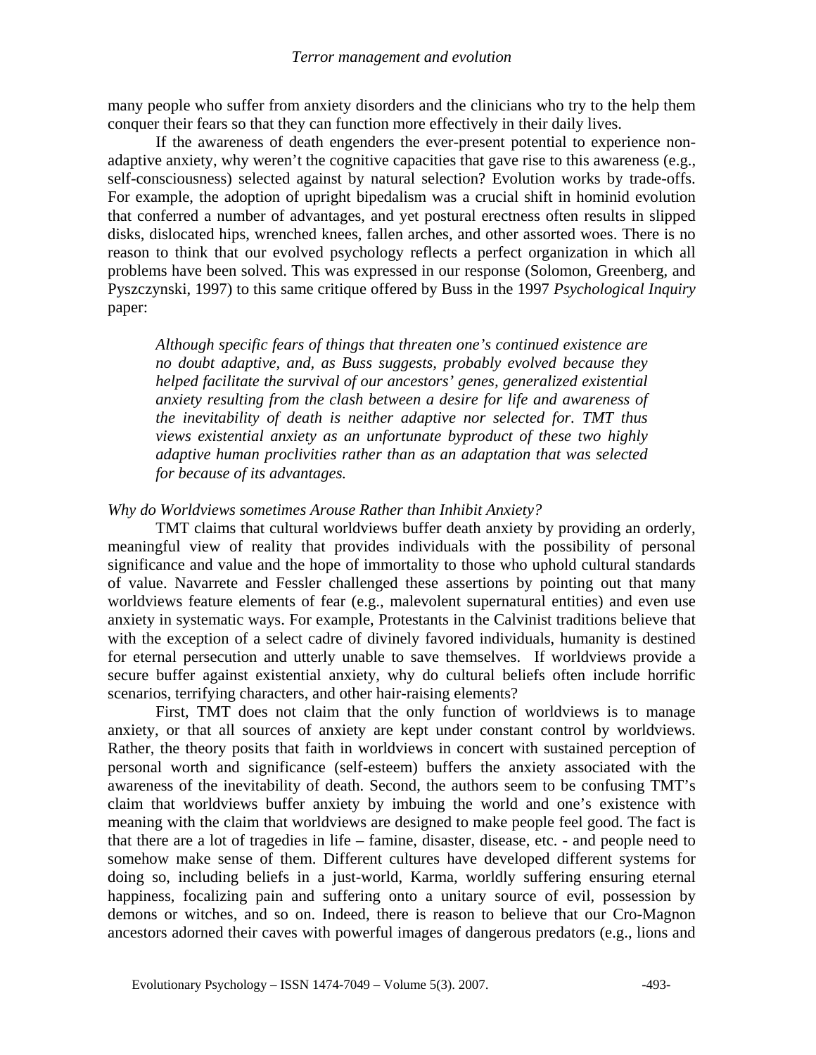many people who suffer from anxiety disorders and the clinicians who try to the help them conquer their fears so that they can function more effectively in their daily lives.

If the awareness of death engenders the ever-present potential to experience non-adaptive anxiety, why weren't the cognitive capacities that gave rise to this awareness (e.g., self-consciousness) selected against by natural selection? Evolution works by trade-offs. For example, the adoption of upright bipedalism was a crucial shift in hominid evolution that conferred a number of advantages, and yet postural erectness often results in slipped disks, dislocated hips, wrenched knees, fallen arches, and other assorted woes. There is no reason to think that our evolved psychology reflects a perfect organization in which all problems have been solved. This was expressed in our response (Solomon, Greenberg, and Pyszczynski, 1997) to this same critique offered by Buss in the 1997 *Psychological Inquiry* paper:

> *Although specific fears of things that threaten one's continued existence are no doubt adaptive, and, as Buss suggests, probably evolved because they helped facilitate the survival of our ancestors' genes, generalized existential anxiety resulting from the clash between a desire for life and awareness of the inevitability of death is neither adaptive nor selected for. TMT thus views existential anxiety as an unfortunate byproduct of these two highly adaptive human proclivities rather than as an adaptation that was selected for because of its advantages.*

*Why do Worldviews sometimes Arouse Rather than Inhibit Anxiety?*

TMT claims that cultural worldviews buffer death anxiety by providing an orderly, meaningful view of reality that provides individuals with the possibility of personal significance and value and the hope of immortality to those who uphold cultural standards of value. Navarrete and Fessler challenged these assertions by pointing out that many worldviews feature elements of fear (e.g., malevolent supernatural entities) and even use anxiety in systematic ways. For example, Protestants in the Calvinist traditions believe that with the exception of a select cadre of divinely favored individuals, humanity is destined for eternal persecution and utterly unable to save themselves. If worldviews provide a secure buffer against existential anxiety, why do cultural beliefs often include horrific scenarios, terrifying characters, and other hair-raising elements?

First, TMT does not claim that the only function of worldviews is to manage anxiety, or that all sources of anxiety are kept under constant control by worldviews. Rather, the theory posits that faith in worldviews in concert with sustained perception of personal worth and significance (self-esteem) buffers the anxiety associated with the awareness of the inevitability of death. Second, the authors seem to be confusing TMT's claim that worldviews buffer anxiety by imbuing the world and one's existence with meaning with the claim that worldviews are designed to make people feel good. The fact is that there are a lot of tragedies in life – famine, disaster, disease, etc. - and people need to somehow make sense of them. Different cultures have developed different systems for doing so, including beliefs in a just-world, Karma, worldly suffering ensuring eternal happiness, focalizing pain and suffering onto a unitary source of evil, possession by demons or witches, and so on. Indeed, there is reason to believe that our Cro-Magnon ancestors adorned their caves with powerful images of dangerous predators (e.g., lions and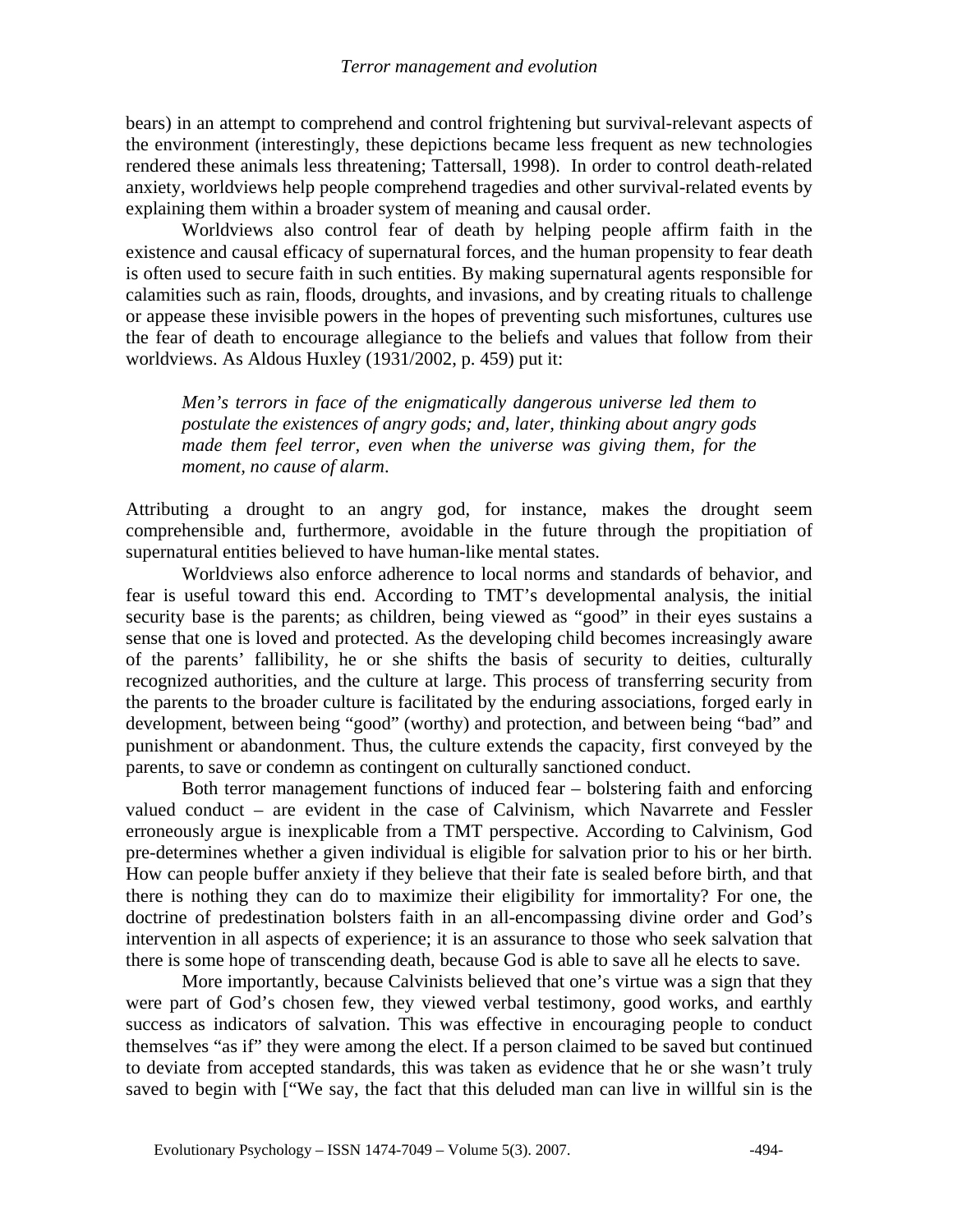bears) in an attempt to comprehend and control frightening but survival-relevant aspects of the environment (interestingly, these depictions became less frequent as new technologies rendered these animals less threatening; Tattersall, 1998). In order to control death-related anxiety, worldviews help people comprehend tragedies and other survival-related events by explaining them within a broader system of meaning and causal order.

Worldviews also control fear of death by helping people affirm faith in the existence and causal efficacy of supernatural forces, and the human propensity to fear death is often used to secure faith in such entities. By making supernatural agents responsible for calamities such as rain, floods, droughts, and invasions, and by creating rituals to challenge or appease these invisible powers in the hopes of preventing such misfortunes, cultures use the fear of death to encourage allegiance to the beliefs and values that follow from their worldviews. As Aldous Huxley (1931/2002, p. 459) put it:

> *Men's terrors in face of the enigmatically dangerous universe led them to postulate the existences of angry gods; and, later, thinking about angry gods made them feel terror, even when the universe was giving them, for the moment, no cause of alarm*.

Attributing a drought to an angry god, for instance, makes the drought seem comprehensible and, furthermore, avoidable in the future through the propitiation of supernatural entities believed to have human-like mental states.

Worldviews also enforce adherence to local norms and standards of behavior, and fear is useful toward this end. According to TMT's developmental analysis, the initial security base is the parents; as children, being viewed as "good" in their eyes sustains a sense that one is loved and protected. As the developing child becomes increasingly aware of the parents' fallibility, he or she shifts the basis of security to deities, culturally recognized authorities, and the culture at large. This process of transferring security from the parents to the broader culture is facilitated by the enduring associations, forged early in development, between being "good" (worthy) and protection, and between being "bad" and punishment or abandonment. Thus, the culture extends the capacity, first conveyed by the parents, to save or condemn as contingent on culturally sanctioned conduct.

Both terror management functions of induced fear – bolstering faith and enforcing valued conduct – are evident in the case of Calvinism, which Navarrete and Fessler erroneously argue is inexplicable from a TMT perspective. According to Calvinism, God pre-determines whether a given individual is eligible for salvation prior to his or her birth. How can people buffer anxiety if they believe that their fate is sealed before birth, and that there is nothing they can do to maximize their eligibility for immortality? For one, the doctrine of predestination bolsters faith in an all-encompassing divine order and God's intervention in all aspects of experience; it is an assurance to those who seek salvation that there is some hope of transcending death, because God is able to save all he elects to save.

More importantly, because Calvinists believed that one's virtue was a sign that they were part of God's chosen few, they viewed verbal testimony, good works, and earthly success as indicators of salvation. This was effective in encouraging people to conduct themselves "as if" they were among the elect. If a person claimed to be saved but continued to deviate from accepted standards, this was taken as evidence that he or she wasn't truly saved to begin with ["We say, the fact that this deluded man can live in willful sin is the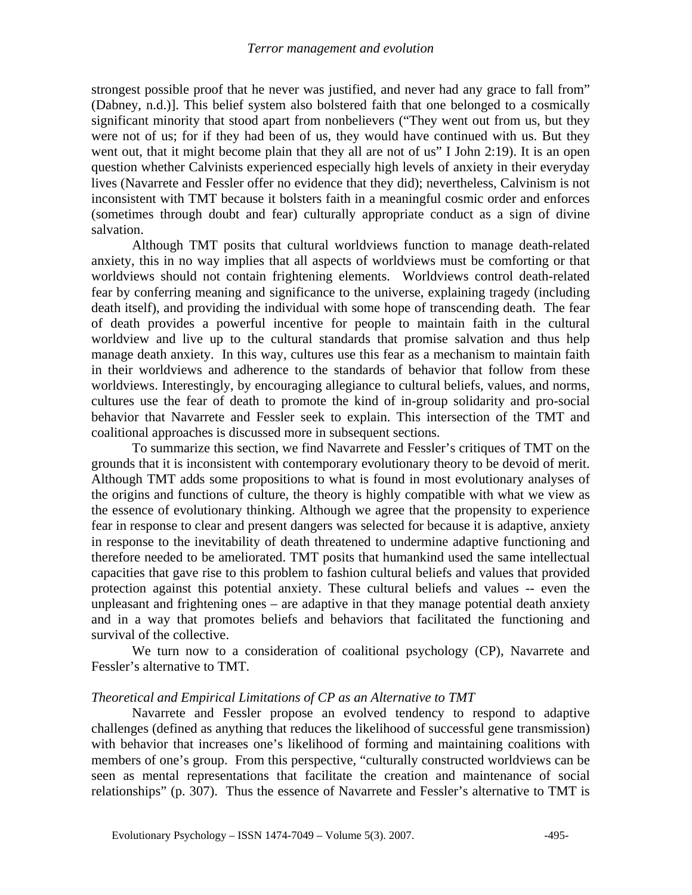strongest possible proof that he never was justified, and never had any grace to fall from" (Dabney, n.d.)]. This belief system also bolstered faith that one belonged to a cosmically significant minority that stood apart from nonbelievers ("They went out from us, but they were not of us; for if they had been of us, they would have continued with us. But they went out, that it might become plain that they all are not of us" I John 2:19). It is an open question whether Calvinists experienced especially high levels of anxiety in their everyday lives (Navarrete and Fessler offer no evidence that they did); nevertheless, Calvinism is not inconsistent with TMT because it bolsters faith in a meaningful cosmic order and enforces (sometimes through doubt and fear) culturally appropriate conduct as a sign of divine salvation.

Although TMT posits that cultural worldviews function to manage death-related anxiety, this in no way implies that all aspects of worldviews must be comforting or that worldviews should not contain frightening elements. Worldviews control death-related fear by conferring meaning and significance to the universe, explaining tragedy (including death itself), and providing the individual with some hope of transcending death. The fear of death provides a powerful incentive for people to maintain faith in the cultural worldview and live up to the cultural standards that promise salvation and thus help manage death anxiety. In this way, cultures use this fear as a mechanism to maintain faith in their worldviews and adherence to the standards of behavior that follow from these worldviews. Interestingly, by encouraging allegiance to cultural beliefs, values, and norms, cultures use the fear of death to promote the kind of in-group solidarity and pro-social behavior that Navarrete and Fessler seek to explain. This intersection of the TMT and coalitional approaches is discussed more in subsequent sections.

To summarize this section, we find Navarrete and Fessler's critiques of TMT on the grounds that it is inconsistent with contemporary evolutionary theory to be devoid of merit. Although TMT adds some propositions to what is found in most evolutionary analyses of the origins and functions of culture, the theory is highly compatible with what we view as the essence of evolutionary thinking. Although we agree that the propensity to experience fear in response to clear and present dangers was selected for because it is adaptive, anxiety in response to the inevitability of death threatened to undermine adaptive functioning and therefore needed to be ameliorated. TMT posits that humankind used the same intellectual capacities that gave rise to this problem to fashion cultural beliefs and values that provided protection against this potential anxiety. These cultural beliefs and values -- even the unpleasant and frightening ones – are adaptive in that they manage potential death anxiety and in a way that promotes beliefs and behaviors that facilitated the functioning and survival of the collective.

We turn now to a consideration of coalitional psychology (CP), Navarrete and Fessler's alternative to TMT.

*Theoretical and Empirical Limitations of CP as an Alternative to TMT*

Navarrete and Fessler propose an evolved tendency to respond to adaptive challenges (defined as anything that reduces the likelihood of successful gene transmission) with behavior that increases one's likelihood of forming and maintaining coalitions with members of one's group. From this perspective, "culturally constructed worldviews can be seen as mental representations that facilitate the creation and maintenance of social relationships" (p. 307). Thus the essence of Navarrete and Fessler's alternative to TMT is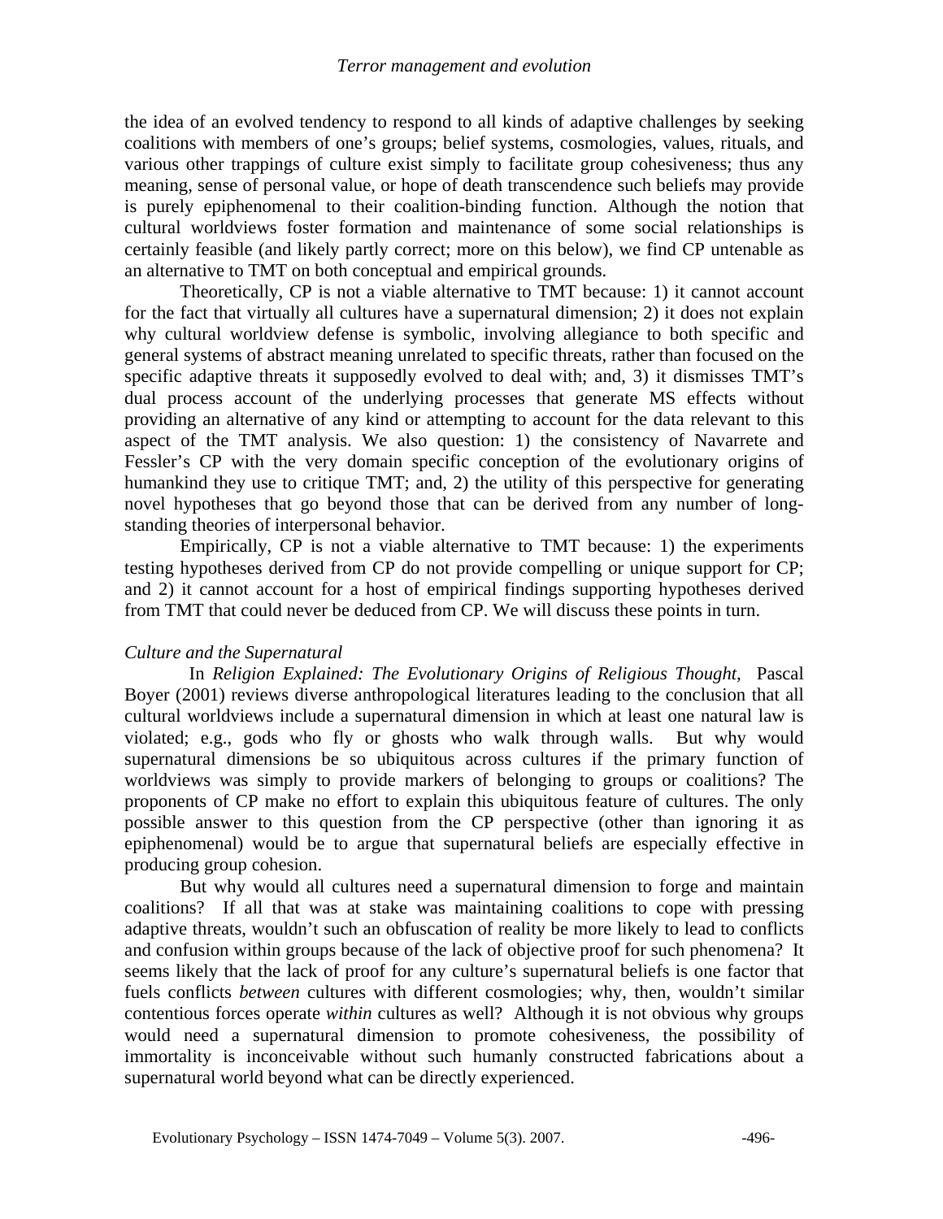the idea of an evolved tendency to respond to all kinds of adaptive challenges by seeking coalitions with members of one's groups; belief systems, cosmologies, values, rituals, and various other trappings of culture exist simply to facilitate group cohesiveness; thus any meaning, sense of personal value, or hope of death transcendence such beliefs may provide is purely epiphenomenal to their coalition-binding function. Although the notion that cultural worldviews foster formation and maintenance of some social relationships is certainly feasible (and likely partly correct; more on this below), we find CP untenable as an alternative to TMT on both conceptual and empirical grounds.

Theoretically, CP is not a viable alternative to TMT because: 1) it cannot account for the fact that virtually all cultures have a supernatural dimension; 2) it does not explain why cultural worldview defense is symbolic, involving allegiance to both specific and general systems of abstract meaning unrelated to specific threats, rather than focused on the specific adaptive threats it supposedly evolved to deal with; and, 3) it dismisses TMT's dual process account of the underlying processes that generate MS effects without providing an alternative of any kind or attempting to account for the data relevant to this aspect of the TMT analysis. We also question: 1) the consistency of Navarrete and Fessler's CP with the very domain specific conception of the evolutionary origins of humankind they use to critique TMT; and, 2) the utility of this perspective for generating novel hypotheses that go beyond those that can be derived from any number of long-standing theories of interpersonal behavior.

Empirically, CP is not a viable alternative to TMT because: 1) the experiments testing hypotheses derived from CP do not provide compelling or unique support for CP; and 2) it cannot account for a host of empirical findings supporting hypotheses derived from TMT that could never be deduced from CP. We will discuss these points in turn.

*Culture and the Supernatural*

In *Religion Explained: The Evolutionary Origins of Religious Thought,* Pascal Boyer (2001) reviews diverse anthropological literatures leading to the conclusion that all cultural worldviews include a supernatural dimension in which at least one natural law is violated; e.g., gods who fly or ghosts who walk through walls. But why would supernatural dimensions be so ubiquitous across cultures if the primary function of worldviews was simply to provide markers of belonging to groups or coalitions? The proponents of CP make no effort to explain this ubiquitous feature of cultures. The only possible answer to this question from the CP perspective (other than ignoring it as epiphenomenal) would be to argue that supernatural beliefs are especially effective in producing group cohesion.

But why would all cultures need a supernatural dimension to forge and maintain coalitions? If all that was at stake was maintaining coalitions to cope with pressing adaptive threats, wouldn't such an obfuscation of reality be more likely to lead to conflicts and confusion within groups because of the lack of objective proof for such phenomena? It seems likely that the lack of proof for any culture's supernatural beliefs is one factor that fuels conflicts *between* cultures with different cosmologies; why, then, wouldn't similar contentious forces operate *within* cultures as well? Although it is not obvious why groups would need a supernatural dimension to promote cohesiveness, the possibility of immortality is inconceivable without such humanly constructed fabrications about a supernatural world beyond what can be directly experienced.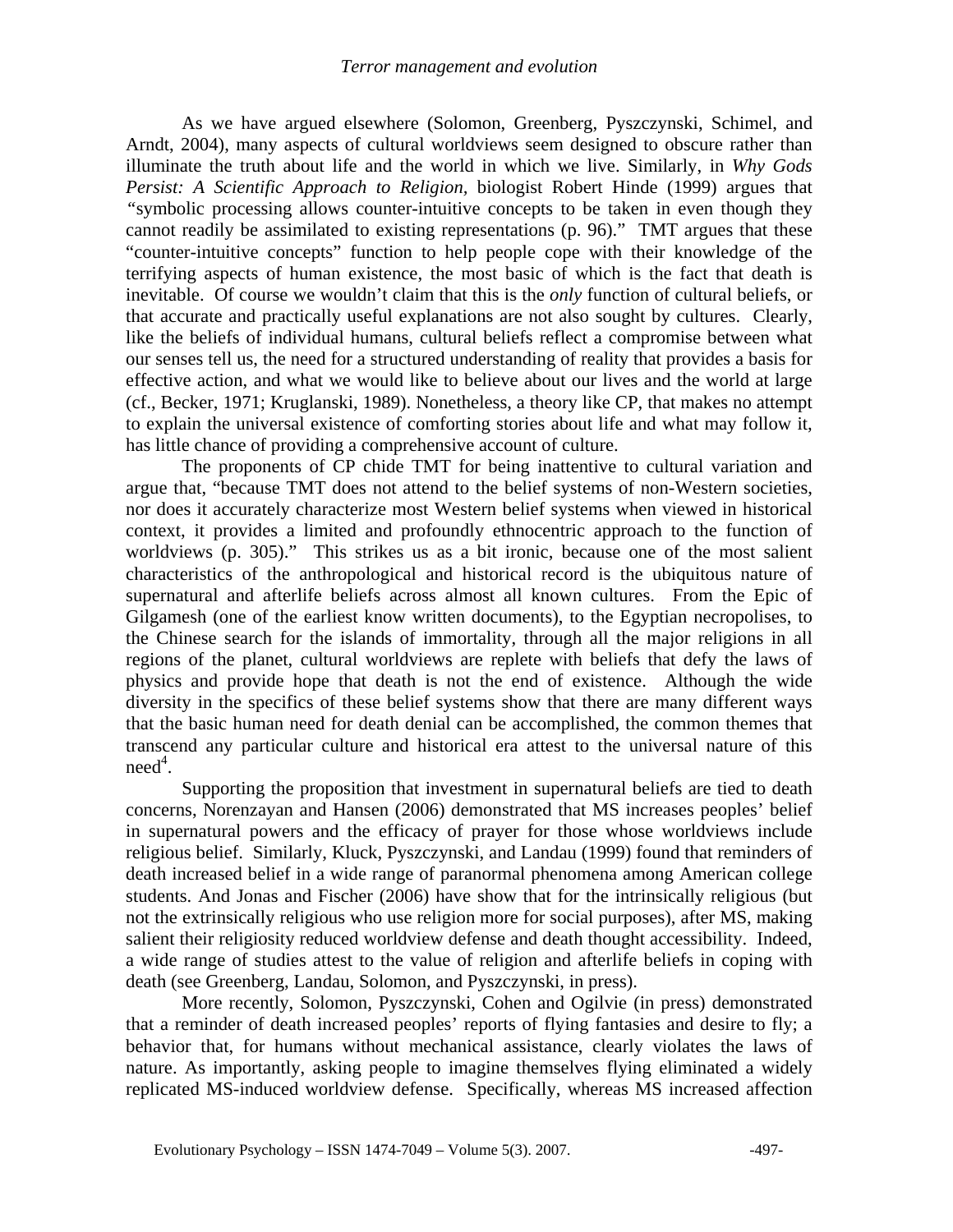As we have argued elsewhere (Solomon, Greenberg, Pyszczynski, Schimel, and Arndt, 2004), many aspects of cultural worldviews seem designed to obscure rather than illuminate the truth about life and the world in which we live. Similarly, in *Why Gods Persist: A Scientific Approach to Religion,* biologist Robert Hinde (1999) argues that "symbolic processing allows counter-intuitive concepts to be taken in even though they cannot readily be assimilated to existing representations (p. 96)." TMT argues that these "counter-intuitive concepts" function to help people cope with their knowledge of the terrifying aspects of human existence, the most basic of which is the fact that death is inevitable. Of course we wouldn't claim that this is the *only* function of cultural beliefs, or that accurate and practically useful explanations are not also sought by cultures. Clearly, like the beliefs of individual humans, cultural beliefs reflect a compromise between what our senses tell us, the need for a structured understanding of reality that provides a basis for effective action, and what we would like to believe about our lives and the world at large (cf., Becker, 1971; Kruglanski, 1989). Nonetheless, a theory like CP, that makes no attempt to explain the universal existence of comforting stories about life and what may follow it, has little chance of providing a comprehensive account of culture.

The proponents of CP chide TMT for being inattentive to cultural variation and argue that, "because TMT does not attend to the belief systems of non-Western societies, nor does it accurately characterize most Western belief systems when viewed in historical context, it provides a limited and profoundly ethnocentric approach to the function of worldviews (p. 305)." This strikes us as a bit ironic, because one of the most salient characteristics of the anthropological and historical record is the ubiquitous nature of supernatural and afterlife beliefs across almost all known cultures. From the Epic of Gilgamesh (one of the earliest know written documents), to the Egyptian necropolises, to the Chinese search for the islands of immortality, through all the major religions in all regions of the planet, cultural worldviews are replete with beliefs that defy the laws of physics and provide hope that death is not the end of existence. Although the wide diversity in the specifics of these belief systems show that there are many different ways that the basic human need for death denial can be accomplished, the common themes that transcend any particular culture and historical era attest to the universal nature of this need[4].

Supporting the proposition that investment in supernatural beliefs are tied to death concerns, Norenzayan and Hansen (2006) demonstrated that MS increases peoples' belief in supernatural powers and the efficacy of prayer for those whose worldviews include religious belief. Similarly, Kluck, Pyszczynski, and Landau (1999) found that reminders of death increased belief in a wide range of paranormal phenomena among American college students. And Jonas and Fischer (2006) have show that for the intrinsically religious (but not the extrinsically religious who use religion more for social purposes), after MS, making salient their religiosity reduced worldview defense and death thought accessibility. Indeed, a wide range of studies attest to the value of religion and afterlife beliefs in coping with death (see Greenberg, Landau, Solomon, and Pyszczynski, in press).

More recently, Solomon, Pyszczynski, Cohen and Ogilvie (in press) demonstrated that a reminder of death increased peoples' reports of flying fantasies and desire to fly; a behavior that, for humans without mechanical assistance, clearly violates the laws of nature. As importantly, asking people to imagine themselves flying eliminated a widely replicated MS-induced worldview defense. Specifically, whereas MS increased affection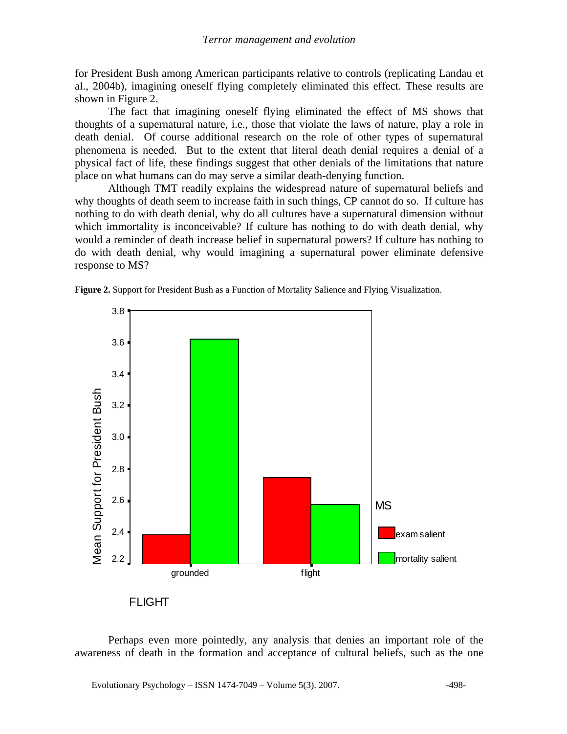for President Bush among American participants relative to controls (replicating Landau et al., 2004b), imagining oneself flying completely eliminated this effect. These results are shown in Figure 2.

The fact that imagining oneself flying eliminated the effect of MS shows that thoughts of a supernatural nature, i.e., those that violate the laws of nature, play a role in death denial. Of course additional research on the role of other types of supernatural phenomena is needed. But to the extent that literal death denial requires a denial of a physical fact of life, these findings suggest that other denials of the limitations that nature place on what humans can do may serve a similar death-denying function.

Although TMT readily explains the widespread nature of supernatural beliefs and why thoughts of death seem to increase faith in such things, CP cannot do so. If culture has nothing to do with death denial, why do all cultures have a supernatural dimension without which immortality is inconceivable? If culture has nothing to do with death denial, why would a reminder of death increase belief in supernatural powers? If culture has nothing to do with death denial, why would imagining a supernatural power eliminate defensive response to MS?

**Figure 2.** Support for President Bush as a Function of Mortality Salience and Flying Visualization.

Perhaps even more pointedly, any analysis that denies an important role of the awareness of death in the formation and acceptance of cultural beliefs, such as the one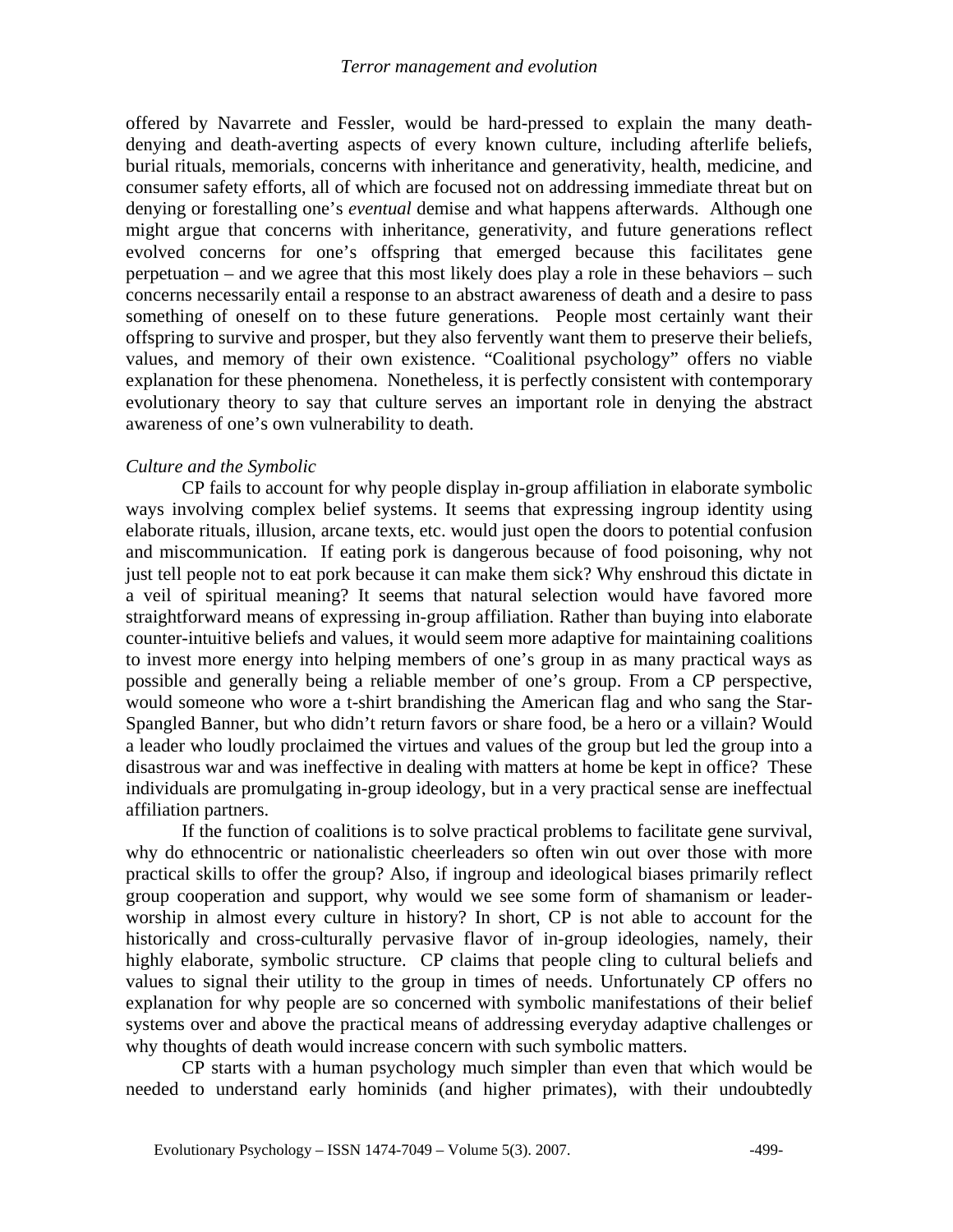offered by Navarrete and Fessler, would be hard-pressed to explain the many death-denying and death-averting aspects of every known culture, including afterlife beliefs, burial rituals, memorials, concerns with inheritance and generativity, health, medicine, and consumer safety efforts, all of which are focused not on addressing immediate threat but on denying or forestalling one's *eventual* demise and what happens afterwards. Although one might argue that concerns with inheritance, generativity, and future generations reflect evolved concerns for one's offspring that emerged because this facilitates gene perpetuation – and we agree that this most likely does play a role in these behaviors – such concerns necessarily entail a response to an abstract awareness of death and a desire to pass something of oneself on to these future generations. People most certainly want their offspring to survive and prosper, but they also fervently want them to preserve their beliefs, values, and memory of their own existence. "Coalitional psychology" offers no viable explanation for these phenomena. Nonetheless, it is perfectly consistent with contemporary evolutionary theory to say that culture serves an important role in denying the abstract awareness of one's own vulnerability to death.

*Culture and the Symbolic*

CP fails to account for why people display in-group affiliation in elaborate symbolic ways involving complex belief systems. It seems that expressing ingroup identity using elaborate rituals, illusion, arcane texts, etc. would just open the doors to potential confusion and miscommunication. If eating pork is dangerous because of food poisoning, why not just tell people not to eat pork because it can make them sick? Why enshroud this dictate in a veil of spiritual meaning? It seems that natural selection would have favored more straightforward means of expressing in-group affiliation. Rather than buying into elaborate counter-intuitive beliefs and values, it would seem more adaptive for maintaining coalitions to invest more energy into helping members of one's group in as many practical ways as possible and generally being a reliable member of one's group. From a CP perspective, would someone who wore a t-shirt brandishing the American flag and who sang the Star-Spangled Banner, but who didn't return favors or share food, be a hero or a villain? Would a leader who loudly proclaimed the virtues and values of the group but led the group into a disastrous war and was ineffective in dealing with matters at home be kept in office? These individuals are promulgating in-group ideology, but in a very practical sense are ineffectual affiliation partners.

If the function of coalitions is to solve practical problems to facilitate gene survival, why do ethnocentric or nationalistic cheerleaders so often win out over those with more practical skills to offer the group? Also, if ingroup and ideological biases primarily reflect group cooperation and support, why would we see some form of shamanism or leader-worship in almost every culture in history? In short, CP is not able to account for the historically and cross-culturally pervasive flavor of in-group ideologies, namely, their highly elaborate, symbolic structure. CP claims that people cling to cultural beliefs and values to signal their utility to the group in times of needs. Unfortunately CP offers no explanation for why people are so concerned with symbolic manifestations of their belief systems over and above the practical means of addressing everyday adaptive challenges or why thoughts of death would increase concern with such symbolic matters.

CP starts with a human psychology much simpler than even that which would be needed to understand early hominids (and higher primates), with their undoubtedly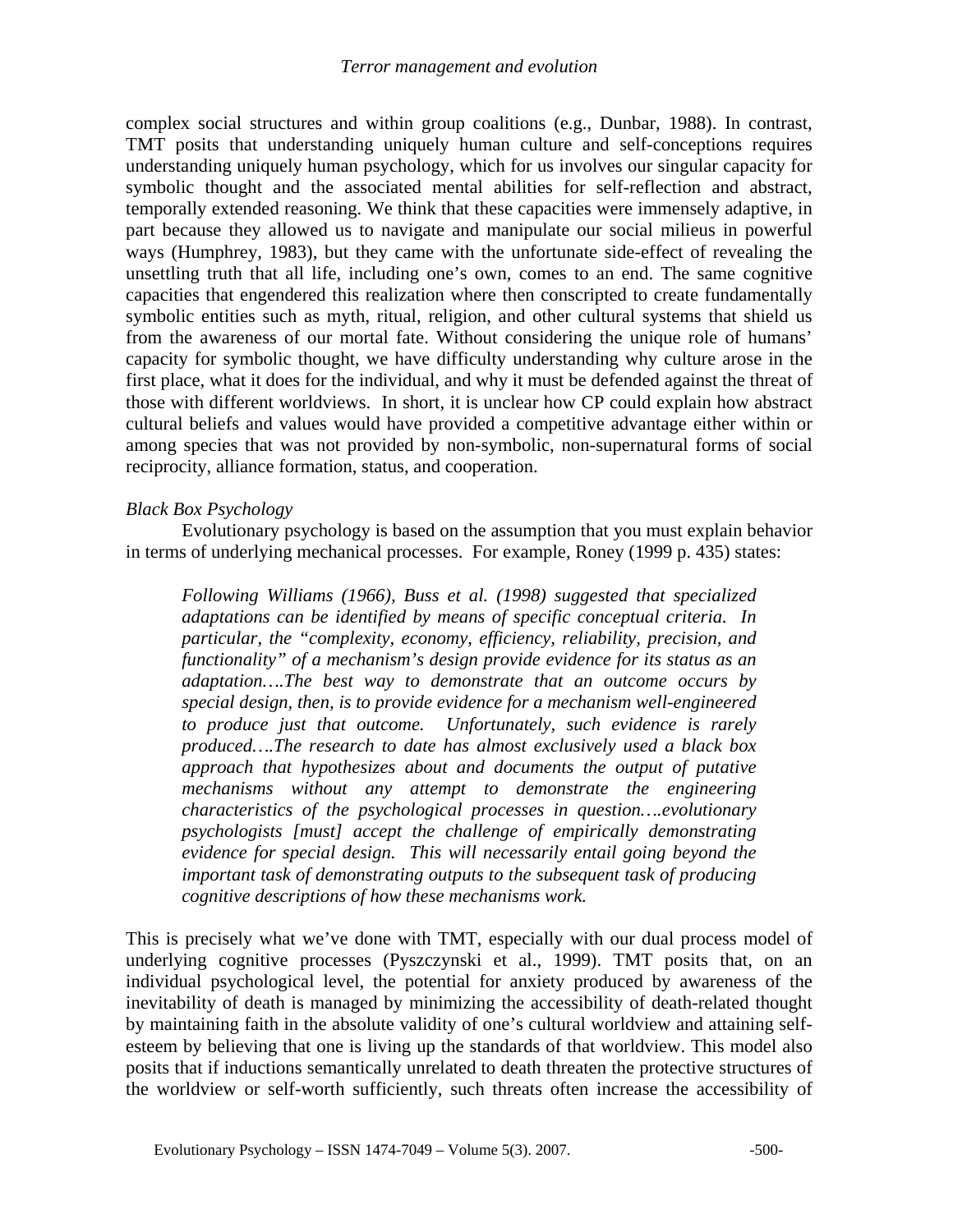complex social structures and within group coalitions (e.g., Dunbar, 1988). In contrast, TMT posits that understanding uniquely human culture and self-conceptions requires understanding uniquely human psychology, which for us involves our singular capacity for symbolic thought and the associated mental abilities for self-reflection and abstract, temporally extended reasoning. We think that these capacities were immensely adaptive, in part because they allowed us to navigate and manipulate our social milieus in powerful ways (Humphrey, 1983), but they came with the unfortunate side-effect of revealing the unsettling truth that all life, including one's own, comes to an end. The same cognitive capacities that engendered this realization where then conscripted to create fundamentally symbolic entities such as myth, ritual, religion, and other cultural systems that shield us from the awareness of our mortal fate. Without considering the unique role of humans' capacity for symbolic thought, we have difficulty understanding why culture arose in the first place, what it does for the individual, and why it must be defended against the threat of those with different worldviews. In short, it is unclear how CP could explain how abstract cultural beliefs and values would have provided a competitive advantage either within or among species that was not provided by non-symbolic, non-supernatural forms of social reciprocity, alliance formation, status, and cooperation.

*Black Box Psychology*

Evolutionary psychology is based on the assumption that you must explain behavior in terms of underlying mechanical processes. For example, Roney (1999 p. 435) states:

> *Following Williams (1966), Buss et al. (1998) suggested that specialized adaptations can be identified by means of specific conceptual criteria. In particular, the "complexity, economy, efficiency, reliability, precision, and functionality" of a mechanism's design provide evidence for its status as an adaptation….The best way to demonstrate that an outcome occurs by special design, then, is to provide evidence for a mechanism well-engineered to produce just that outcome. Unfortunately, such evidence is rarely produced….The research to date has almost exclusively used a black box approach that hypothesizes about and documents the output of putative mechanisms without any attempt to demonstrate the engineering characteristics of the psychological processes in question….evolutionary psychologists [must] accept the challenge of empirically demonstrating evidence for special design. This will necessarily entail going beyond the important task of demonstrating outputs to the subsequent task of producing cognitive descriptions of how these mechanisms work.*

This is precisely what we've done with TMT, especially with our dual process model of underlying cognitive processes (Pyszczynski et al., 1999). TMT posits that, on an individual psychological level, the potential for anxiety produced by awareness of the inevitability of death is managed by minimizing the accessibility of death-related thought by maintaining faith in the absolute validity of one's cultural worldview and attaining self-esteem by believing that one is living up the standards of that worldview. This model also posits that if inductions semantically unrelated to death threaten the protective structures of the worldview or self-worth sufficiently, such threats often increase the accessibility of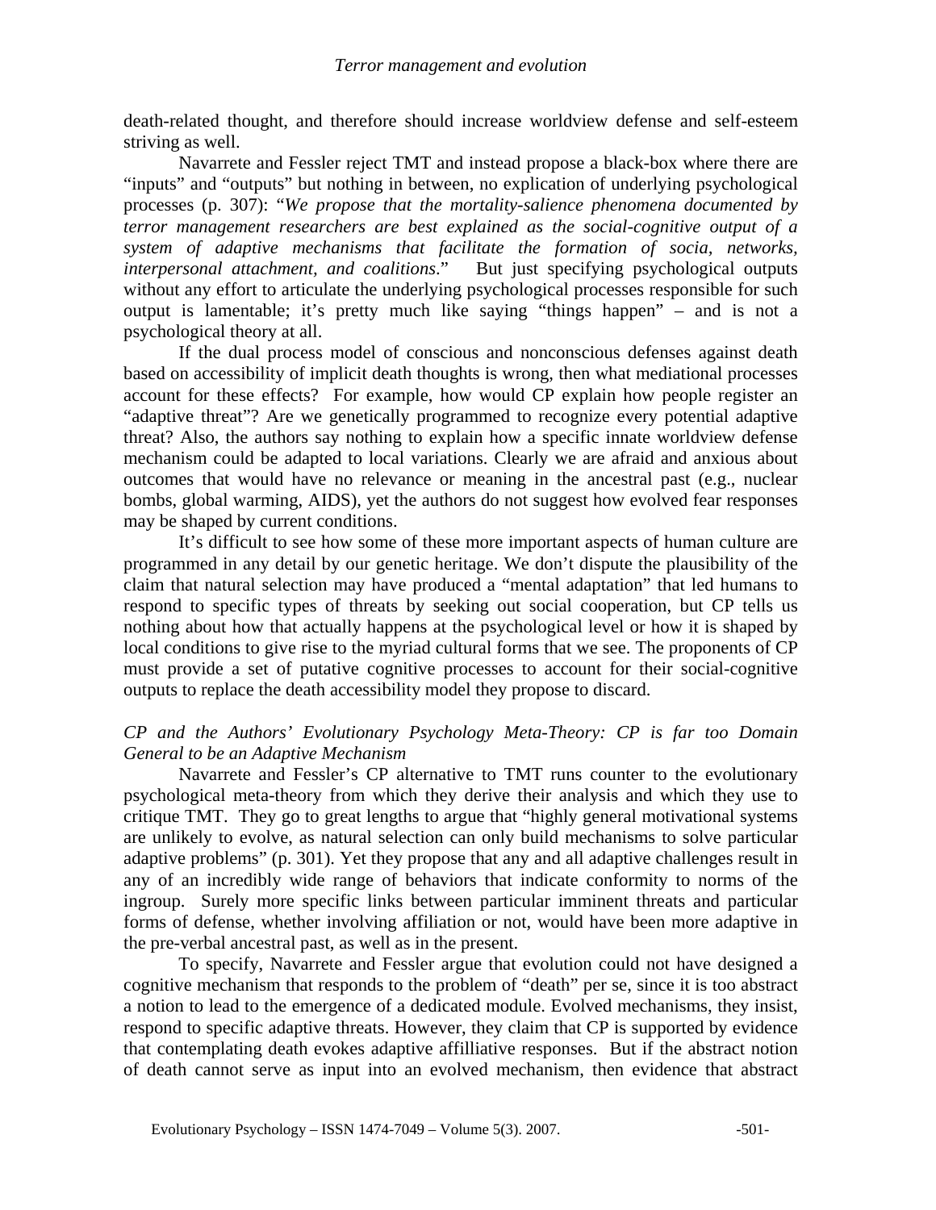death-related thought, and therefore should increase worldview defense and self-esteem striving as well.

Navarrete and Fessler reject TMT and instead propose a black-box where there are "inputs" and "outputs" but nothing in between, no explication of underlying psychological processes (p. 307): "*We propose that the mortality-salience phenomena documented by terror management researchers are best explained as the social-cognitive output of a system of adaptive mechanisms that facilitate the formation of socia, networks, interpersonal attachment, and coalitions*." But just specifying psychological outputs without any effort to articulate the underlying psychological processes responsible for such output is lamentable; it's pretty much like saying "things happen" – and is not a psychological theory at all.

If the dual process model of conscious and nonconscious defenses against death based on accessibility of implicit death thoughts is wrong, then what mediational processes account for these effects? For example, how would CP explain how people register an "adaptive threat"? Are we genetically programmed to recognize every potential adaptive threat? Also, the authors say nothing to explain how a specific innate worldview defense mechanism could be adapted to local variations. Clearly we are afraid and anxious about outcomes that would have no relevance or meaning in the ancestral past (e.g., nuclear bombs, global warming, AIDS), yet the authors do not suggest how evolved fear responses may be shaped by current conditions.

It's difficult to see how some of these more important aspects of human culture are programmed in any detail by our genetic heritage. We don't dispute the plausibility of the claim that natural selection may have produced a "mental adaptation" that led humans to respond to specific types of threats by seeking out social cooperation, but CP tells us nothing about how that actually happens at the psychological level or how it is shaped by local conditions to give rise to the myriad cultural forms that we see. The proponents of CP must provide a set of putative cognitive processes to account for their social-cognitive outputs to replace the death accessibility model they propose to discard.

### *CP and the Authors' Evolutionary Psychology Meta-Theory: CP is far too Domain General to be an Adaptive Mechanism*

Navarrete and Fessler's CP alternative to TMT runs counter to the evolutionary psychological meta-theory from which they derive their analysis and which they use to critique TMT. They go to great lengths to argue that "highly general motivational systems are unlikely to evolve, as natural selection can only build mechanisms to solve particular adaptive problems" (p. 301). Yet they propose that any and all adaptive challenges result in any of an incredibly wide range of behaviors that indicate conformity to norms of the ingroup. Surely more specific links between particular imminent threats and particular forms of defense, whether involving affiliation or not, would have been more adaptive in the pre-verbal ancestral past, as well as in the present.

To specify, Navarrete and Fessler argue that evolution could not have designed a cognitive mechanism that responds to the problem of "death" per se, since it is too abstract a notion to lead to the emergence of a dedicated module. Evolved mechanisms, they insist, respond to specific adaptive threats. However, they claim that CP is supported by evidence that contemplating death evokes adaptive affilliative responses. But if the abstract notion of death cannot serve as input into an evolved mechanism, then evidence that abstract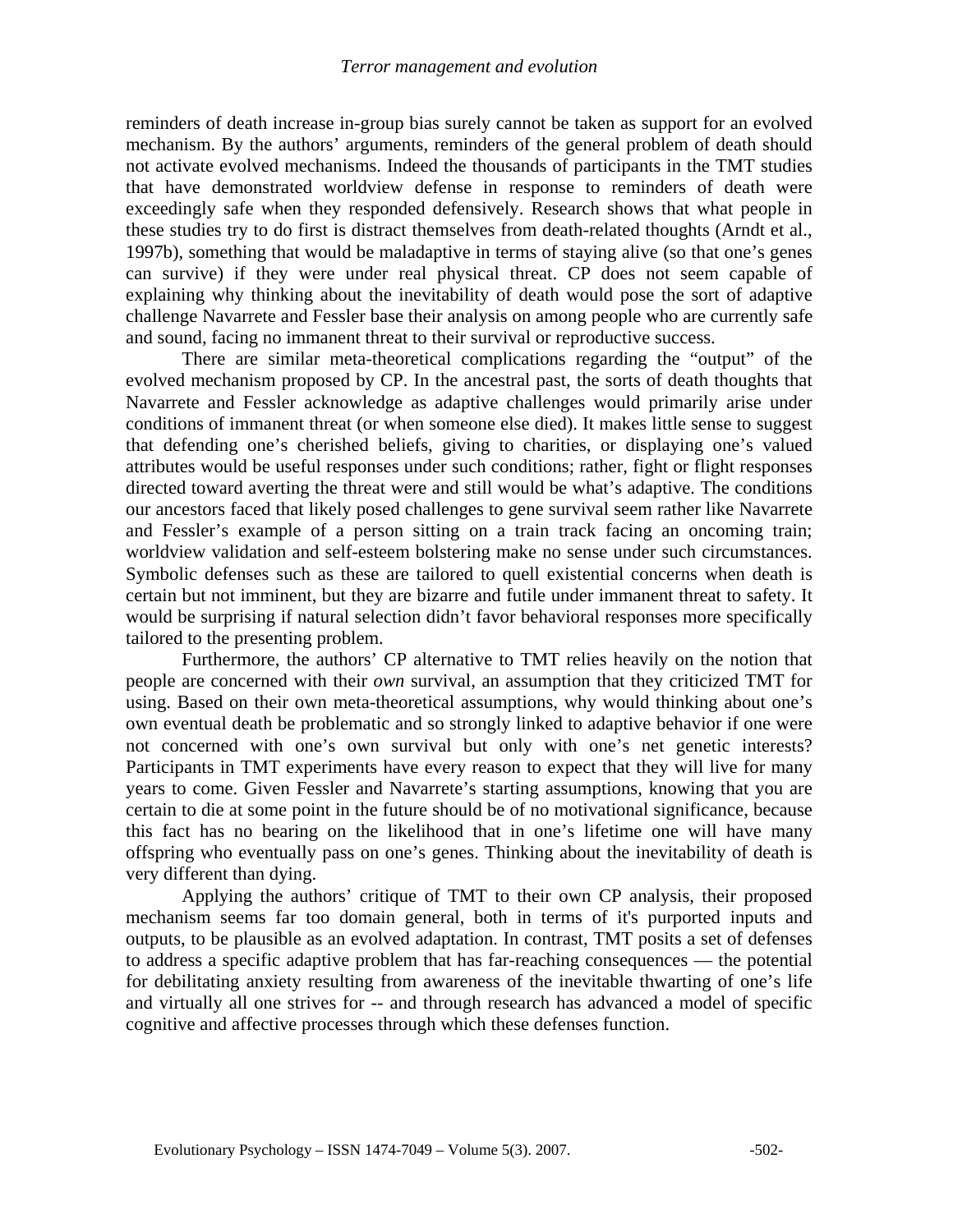reminders of death increase in-group bias surely cannot be taken as support for an evolved mechanism. By the authors' arguments, reminders of the general problem of death should not activate evolved mechanisms. Indeed the thousands of participants in the TMT studies that have demonstrated worldview defense in response to reminders of death were exceedingly safe when they responded defensively. Research shows that what people in these studies try to do first is distract themselves from death-related thoughts (Arndt et al., 1997b), something that would be maladaptive in terms of staying alive (so that one's genes can survive) if they were under real physical threat. CP does not seem capable of explaining why thinking about the inevitability of death would pose the sort of adaptive challenge Navarrete and Fessler base their analysis on among people who are currently safe and sound, facing no immanent threat to their survival or reproductive success.

There are similar meta-theoretical complications regarding the "output" of the evolved mechanism proposed by CP. In the ancestral past, the sorts of death thoughts that Navarrete and Fessler acknowledge as adaptive challenges would primarily arise under conditions of immanent threat (or when someone else died). It makes little sense to suggest that defending one's cherished beliefs, giving to charities, or displaying one's valued attributes would be useful responses under such conditions; rather, fight or flight responses directed toward averting the threat were and still would be what's adaptive. The conditions our ancestors faced that likely posed challenges to gene survival seem rather like Navarrete and Fessler's example of a person sitting on a train track facing an oncoming train; worldview validation and self-esteem bolstering make no sense under such circumstances. Symbolic defenses such as these are tailored to quell existential concerns when death is certain but not imminent, but they are bizarre and futile under immanent threat to safety. It would be surprising if natural selection didn't favor behavioral responses more specifically tailored to the presenting problem.

Furthermore, the authors' CP alternative to TMT relies heavily on the notion that people are concerned with their *own* survival, an assumption that they criticized TMT for using. Based on their own meta-theoretical assumptions, why would thinking about one's own eventual death be problematic and so strongly linked to adaptive behavior if one were not concerned with one's own survival but only with one's net genetic interests? Participants in TMT experiments have every reason to expect that they will live for many years to come. Given Fessler and Navarrete's starting assumptions, knowing that you are certain to die at some point in the future should be of no motivational significance, because this fact has no bearing on the likelihood that in one's lifetime one will have many offspring who eventually pass on one's genes. Thinking about the inevitability of death is very different than dying.

Applying the authors' critique of TMT to their own CP analysis, their proposed mechanism seems far too domain general, both in terms of it's purported inputs and outputs, to be plausible as an evolved adaptation. In contrast, TMT posits a set of defenses to address a specific adaptive problem that has far-reaching consequences — the potential for debilitating anxiety resulting from awareness of the inevitable thwarting of one's life and virtually all one strives for -- and through research has advanced a model of specific cognitive and affective processes through which these defenses function.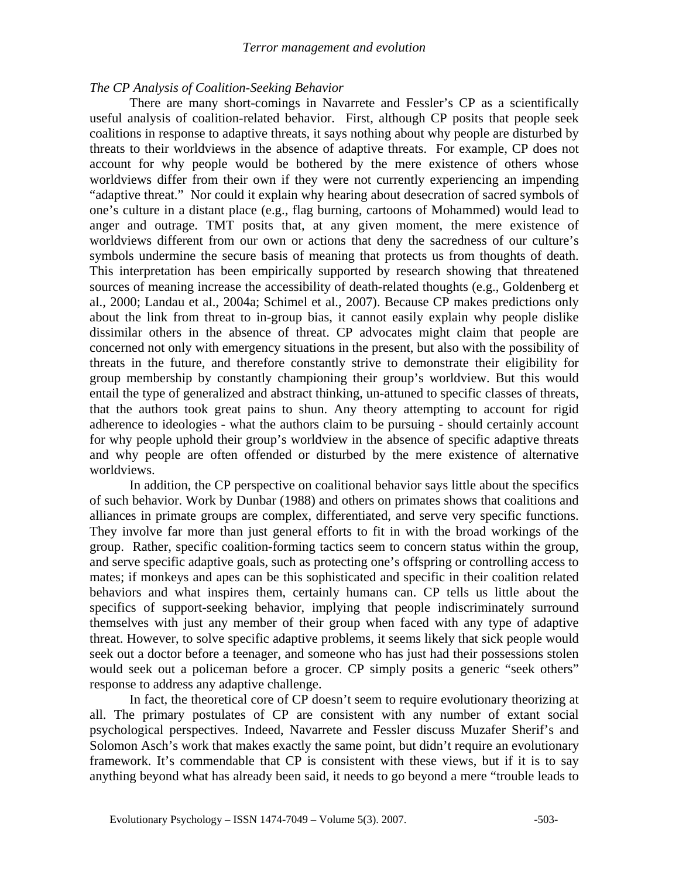### *The CP Analysis of Coalition-Seeking Behavior*

There are many short-comings in Navarrete and Fessler's CP as a scientifically useful analysis of coalition-related behavior. First, although CP posits that people seek coalitions in response to adaptive threats, it says nothing about why people are disturbed by threats to their worldviews in the absence of adaptive threats. For example, CP does not account for why people would be bothered by the mere existence of others whose worldviews differ from their own if they were not currently experiencing an impending "adaptive threat." Nor could it explain why hearing about desecration of sacred symbols of one's culture in a distant place (e.g., flag burning, cartoons of Mohammed) would lead to anger and outrage. TMT posits that, at any given moment, the mere existence of worldviews different from our own or actions that deny the sacredness of our culture's symbols undermine the secure basis of meaning that protects us from thoughts of death. This interpretation has been empirically supported by research showing that threatened sources of meaning increase the accessibility of death-related thoughts (e.g., Goldenberg et al., 2000; Landau et al., 2004a; Schimel et al., 2007). Because CP makes predictions only about the link from threat to in-group bias, it cannot easily explain why people dislike dissimilar others in the absence of threat. CP advocates might claim that people are concerned not only with emergency situations in the present, but also with the possibility of threats in the future, and therefore constantly strive to demonstrate their eligibility for group membership by constantly championing their group's worldview. But this would entail the type of generalized and abstract thinking, un-attuned to specific classes of threats, that the authors took great pains to shun. Any theory attempting to account for rigid adherence to ideologies - what the authors claim to be pursuing - should certainly account for why people uphold their group's worldview in the absence of specific adaptive threats and why people are often offended or disturbed by the mere existence of alternative worldviews.

In addition, the CP perspective on coalitional behavior says little about the specifics of such behavior. Work by Dunbar (1988) and others on primates shows that coalitions and alliances in primate groups are complex, differentiated, and serve very specific functions. They involve far more than just general efforts to fit in with the broad workings of the group. Rather, specific coalition-forming tactics seem to concern status within the group, and serve specific adaptive goals, such as protecting one's offspring or controlling access to mates; if monkeys and apes can be this sophisticated and specific in their coalition related behaviors and what inspires them, certainly humans can. CP tells us little about the specifics of support-seeking behavior, implying that people indiscriminately surround themselves with just any member of their group when faced with any type of adaptive threat. However, to solve specific adaptive problems, it seems likely that sick people would seek out a doctor before a teenager, and someone who has just had their possessions stolen would seek out a policeman before a grocer. CP simply posits a generic "seek others" response to address any adaptive challenge.

In fact, the theoretical core of CP doesn't seem to require evolutionary theorizing at all. The primary postulates of CP are consistent with any number of extant social psychological perspectives. Indeed, Navarrete and Fessler discuss Muzafer Sherif's and Solomon Asch's work that makes exactly the same point, but didn't require an evolutionary framework. It's commendable that CP is consistent with these views, but if it is to say anything beyond what has already been said, it needs to go beyond a mere "trouble leads to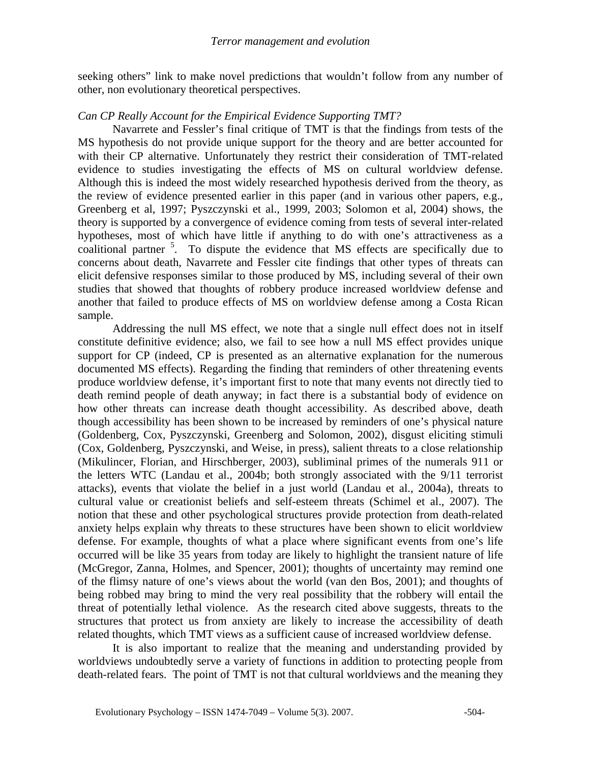seeking others" link to make novel predictions that wouldn't follow from any number of other, non evolutionary theoretical perspectives.

*Can CP Really Account for the Empirical Evidence Supporting TMT?*

Navarrete and Fessler's final critique of TMT is that the findings from tests of the MS hypothesis do not provide unique support for the theory and are better accounted for with their CP alternative. Unfortunately they restrict their consideration of TMT-related evidence to studies investigating the effects of MS on cultural worldview defense. Although this is indeed the most widely researched hypothesis derived from the theory, as the review of evidence presented earlier in this paper (and in various other papers, e.g., Greenberg et al, 1997; Pyszczynski et al., 1999, 2003; Solomon et al, 2004) shows, the theory is supported by a convergence of evidence coming from tests of several inter-related hypotheses, most of which have little if anything to do with one's attractiveness as a coalitional partner [5]. To dispute the evidence that MS effects are specifically due to concerns about death, Navarrete and Fessler cite findings that other types of threats can elicit defensive responses similar to those produced by MS, including several of their own studies that showed that thoughts of robbery produce increased worldview defense and another that failed to produce effects of MS on worldview defense among a Costa Rican sample.

Addressing the null MS effect, we note that a single null effect does not in itself constitute definitive evidence; also, we fail to see how a null MS effect provides unique support for CP (indeed, CP is presented as an alternative explanation for the numerous documented MS effects). Regarding the finding that reminders of other threatening events produce worldview defense, it's important first to note that many events not directly tied to death remind people of death anyway; in fact there is a substantial body of evidence on how other threats can increase death thought accessibility. As described above, death though accessibility has been shown to be increased by reminders of one's physical nature (Goldenberg, Cox, Pyszczynski, Greenberg and Solomon, 2002), disgust eliciting stimuli (Cox, Goldenberg, Pyszczynski, and Weise, in press), salient threats to a close relationship (Mikulincer, Florian, and Hirschberger, 2003), subliminal primes of the numerals 911 or the letters WTC (Landau et al., 2004b; both strongly associated with the 9/11 terrorist attacks), events that violate the belief in a just world (Landau et al., 2004a), threats to cultural value or creationist beliefs and self-esteem threats (Schimel et al., 2007). The notion that these and other psychological structures provide protection from death-related anxiety helps explain why threats to these structures have been shown to elicit worldview defense. For example, thoughts of what a place where significant events from one's life occurred will be like 35 years from today are likely to highlight the transient nature of life (McGregor, Zanna, Holmes, and Spencer, 2001); thoughts of uncertainty may remind one of the flimsy nature of one's views about the world (van den Bos, 2001); and thoughts of being robbed may bring to mind the very real possibility that the robbery will entail the threat of potentially lethal violence. As the research cited above suggests, threats to the structures that protect us from anxiety are likely to increase the accessibility of death related thoughts, which TMT views as a sufficient cause of increased worldview defense.

It is also important to realize that the meaning and understanding provided by worldviews undoubtedly serve a variety of functions in addition to protecting people from death-related fears. The point of TMT is not that cultural worldviews and the meaning they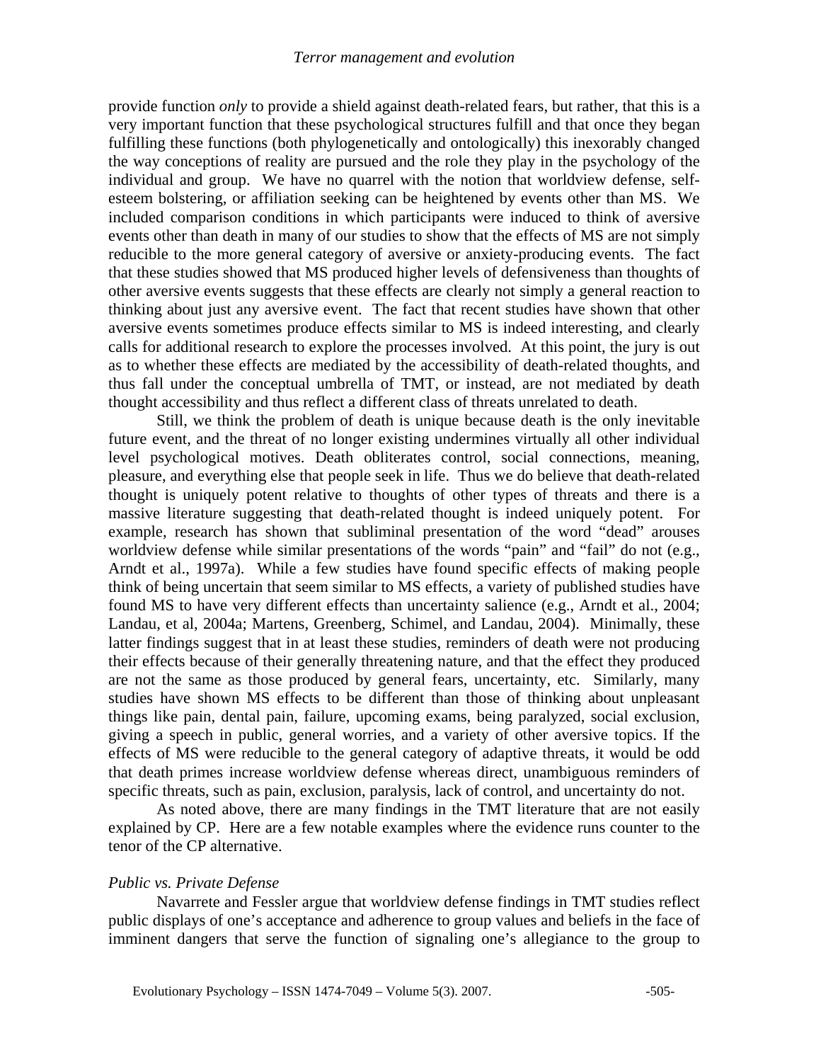provide function *only* to provide a shield against death-related fears, but rather, that this is a very important function that these psychological structures fulfill and that once they began fulfilling these functions (both phylogenetically and ontologically) this inexorably changed the way conceptions of reality are pursued and the role they play in the psychology of the individual and group. We have no quarrel with the notion that worldview defense, self-esteem bolstering, or affiliation seeking can be heightened by events other than MS. We included comparison conditions in which participants were induced to think of aversive events other than death in many of our studies to show that the effects of MS are not simply reducible to the more general category of aversive or anxiety-producing events. The fact that these studies showed that MS produced higher levels of defensiveness than thoughts of other aversive events suggests that these effects are clearly not simply a general reaction to thinking about just any aversive event. The fact that recent studies have shown that other aversive events sometimes produce effects similar to MS is indeed interesting, and clearly calls for additional research to explore the processes involved. At this point, the jury is out as to whether these effects are mediated by the accessibility of death-related thoughts, and thus fall under the conceptual umbrella of TMT, or instead, are not mediated by death thought accessibility and thus reflect a different class of threats unrelated to death.

Still, we think the problem of death is unique because death is the only inevitable future event, and the threat of no longer existing undermines virtually all other individual level psychological motives. Death obliterates control, social connections, meaning, pleasure, and everything else that people seek in life. Thus we do believe that death-related thought is uniquely potent relative to thoughts of other types of threats and there is a massive literature suggesting that death-related thought is indeed uniquely potent. For example, research has shown that subliminal presentation of the word "dead" arouses worldview defense while similar presentations of the words "pain" and "fail" do not (e.g., Arndt et al., 1997a). While a few studies have found specific effects of making people think of being uncertain that seem similar to MS effects, a variety of published studies have found MS to have very different effects than uncertainty salience (e.g., Arndt et al., 2004; Landau, et al, 2004a; Martens, Greenberg, Schimel, and Landau, 2004). Minimally, these latter findings suggest that in at least these studies, reminders of death were not producing their effects because of their generally threatening nature, and that the effect they produced are not the same as those produced by general fears, uncertainty, etc. Similarly, many studies have shown MS effects to be different than those of thinking about unpleasant things like pain, dental pain, failure, upcoming exams, being paralyzed, social exclusion, giving a speech in public, general worries, and a variety of other aversive topics. If the effects of MS were reducible to the general category of adaptive threats, it would be odd that death primes increase worldview defense whereas direct, unambiguous reminders of specific threats, such as pain, exclusion, paralysis, lack of control, and uncertainty do not.

As noted above, there are many findings in the TMT literature that are not easily explained by CP. Here are a few notable examples where the evidence runs counter to the tenor of the CP alternative.

*Public vs. Private Defense*

Navarrete and Fessler argue that worldview defense findings in TMT studies reflect public displays of one's acceptance and adherence to group values and beliefs in the face of imminent dangers that serve the function of signaling one's allegiance to the group to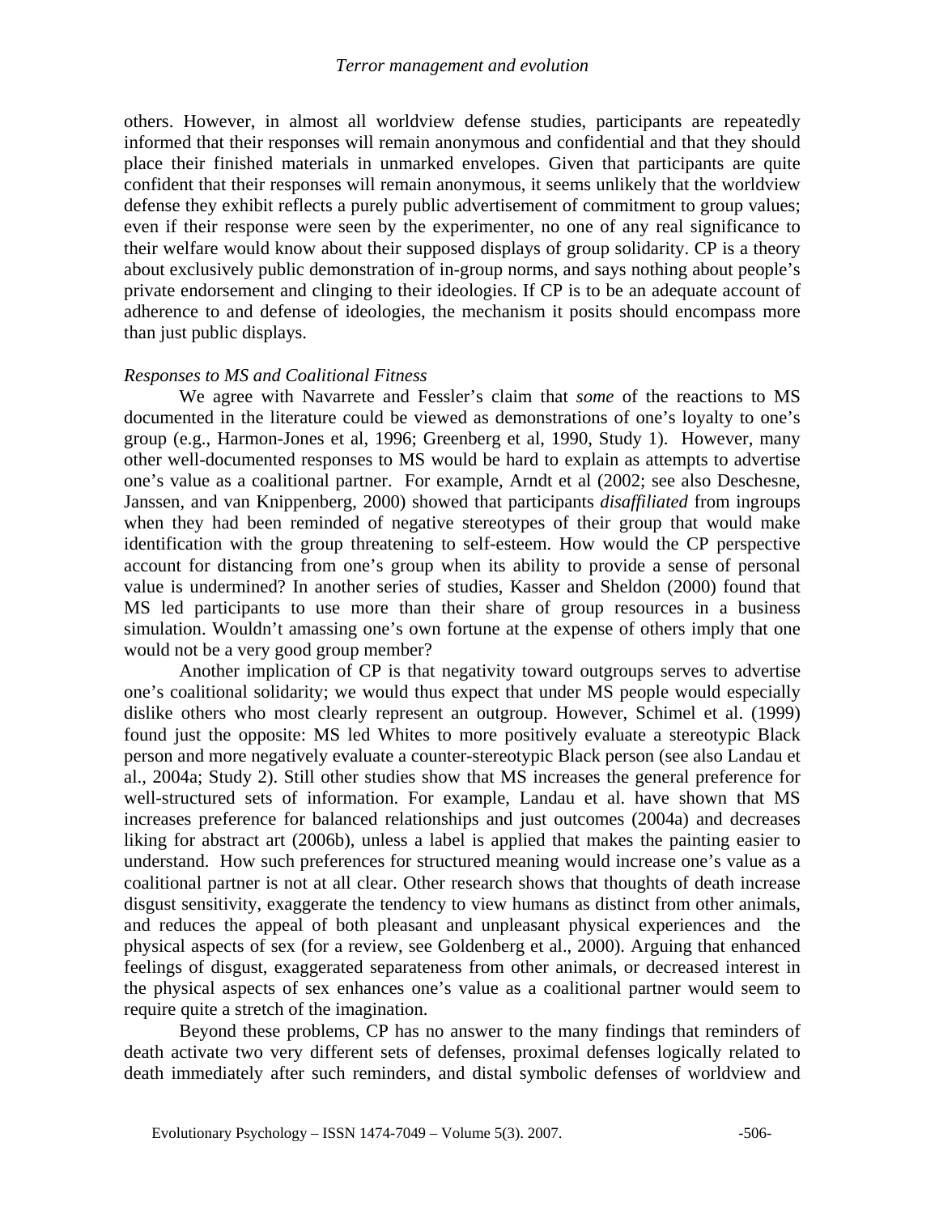others. However, in almost all worldview defense studies, participants are repeatedly informed that their responses will remain anonymous and confidential and that they should place their finished materials in unmarked envelopes. Given that participants are quite confident that their responses will remain anonymous, it seems unlikely that the worldview defense they exhibit reflects a purely public advertisement of commitment to group values; even if their response were seen by the experimenter, no one of any real significance to their welfare would know about their supposed displays of group solidarity. CP is a theory about exclusively public demonstration of in-group norms, and says nothing about people's private endorsement and clinging to their ideologies. If CP is to be an adequate account of adherence to and defense of ideologies, the mechanism it posits should encompass more than just public displays.

*Responses to MS and Coalitional Fitness*

We agree with Navarrete and Fessler's claim that *some* of the reactions to MS documented in the literature could be viewed as demonstrations of one's loyalty to one's group (e.g., Harmon-Jones et al, 1996; Greenberg et al, 1990, Study 1). However, many other well-documented responses to MS would be hard to explain as attempts to advertise one's value as a coalitional partner. For example, Arndt et al (2002; see also Deschesne, Janssen, and van Knippenberg, 2000) showed that participants *disaffiliated* from ingroups when they had been reminded of negative stereotypes of their group that would make identification with the group threatening to self-esteem. How would the CP perspective account for distancing from one's group when its ability to provide a sense of personal value is undermined? In another series of studies, Kasser and Sheldon (2000) found that MS led participants to use more than their share of group resources in a business simulation. Wouldn't amassing one's own fortune at the expense of others imply that one would not be a very good group member?

Another implication of CP is that negativity toward outgroups serves to advertise one's coalitional solidarity; we would thus expect that under MS people would especially dislike others who most clearly represent an outgroup. However, Schimel et al. (1999) found just the opposite: MS led Whites to more positively evaluate a stereotypic Black person and more negatively evaluate a counter-stereotypic Black person (see also Landau et al., 2004a; Study 2). Still other studies show that MS increases the general preference for well-structured sets of information. For example, Landau et al. have shown that MS increases preference for balanced relationships and just outcomes (2004a) and decreases liking for abstract art (2006b), unless a label is applied that makes the painting easier to understand. How such preferences for structured meaning would increase one's value as a coalitional partner is not at all clear. Other research shows that thoughts of death increase disgust sensitivity, exaggerate the tendency to view humans as distinct from other animals, and reduces the appeal of both pleasant and unpleasant physical experiences and the physical aspects of sex (for a review, see Goldenberg et al., 2000). Arguing that enhanced feelings of disgust, exaggerated separateness from other animals, or decreased interest in the physical aspects of sex enhances one's value as a coalitional partner would seem to require quite a stretch of the imagination.

Beyond these problems, CP has no answer to the many findings that reminders of death activate two very different sets of defenses, proximal defenses logically related to death immediately after such reminders, and distal symbolic defenses of worldview and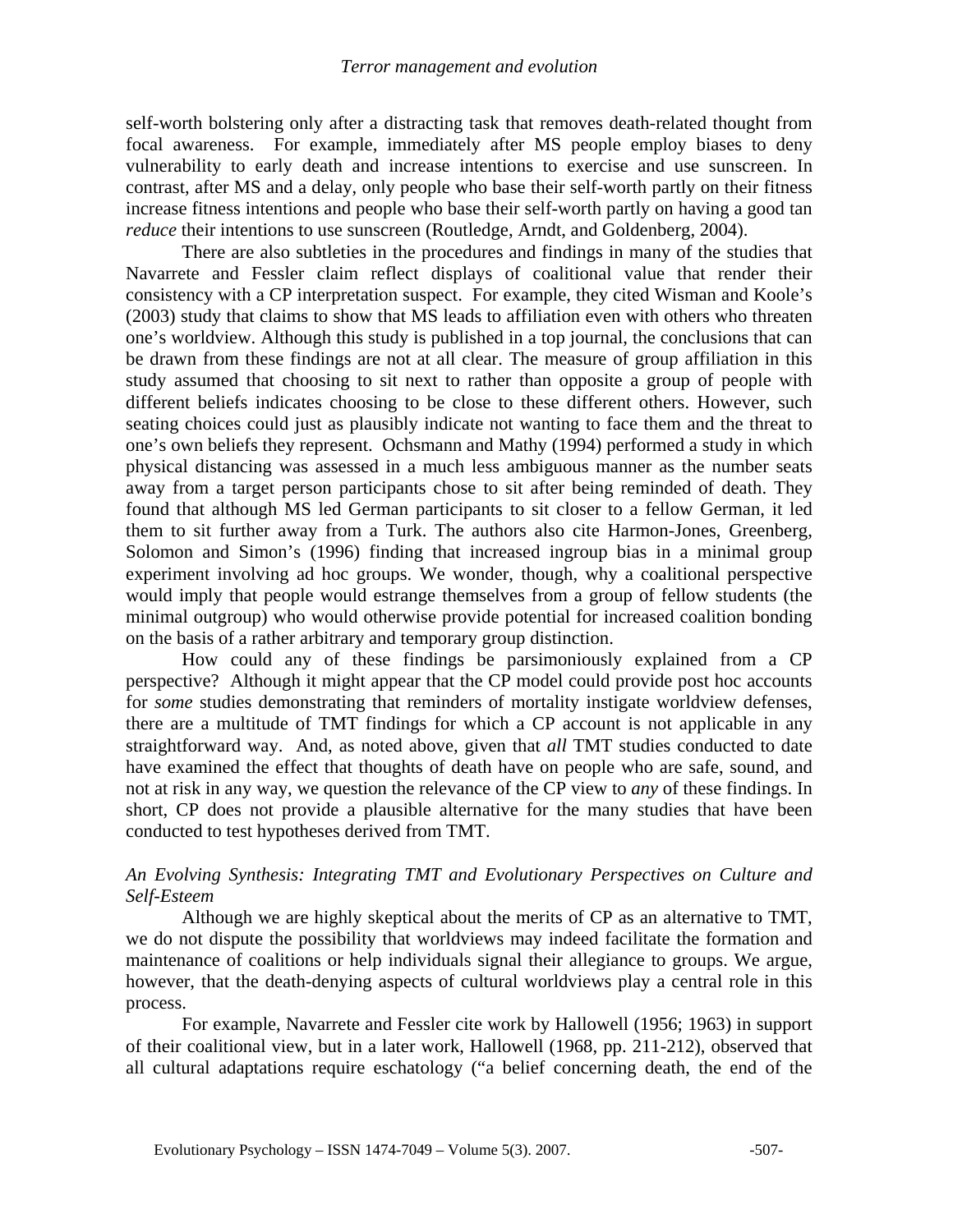self-worth bolstering only after a distracting task that removes death-related thought from focal awareness. For example, immediately after MS people employ biases to deny vulnerability to early death and increase intentions to exercise and use sunscreen. In contrast, after MS and a delay, only people who base their self-worth partly on their fitness increase fitness intentions and people who base their self-worth partly on having a good tan *reduce* their intentions to use sunscreen (Routledge, Arndt, and Goldenberg, 2004).

There are also subtleties in the procedures and findings in many of the studies that Navarrete and Fessler claim reflect displays of coalitional value that render their consistency with a CP interpretation suspect. For example, they cited Wisman and Koole's (2003) study that claims to show that MS leads to affiliation even with others who threaten one's worldview. Although this study is published in a top journal, the conclusions that can be drawn from these findings are not at all clear. The measure of group affiliation in this study assumed that choosing to sit next to rather than opposite a group of people with different beliefs indicates choosing to be close to these different others. However, such seating choices could just as plausibly indicate not wanting to face them and the threat to one's own beliefs they represent. Ochsmann and Mathy (1994) performed a study in which physical distancing was assessed in a much less ambiguous manner as the number seats away from a target person participants chose to sit after being reminded of death. They found that although MS led German participants to sit closer to a fellow German, it led them to sit further away from a Turk. The authors also cite Harmon-Jones, Greenberg, Solomon and Simon's (1996) finding that increased ingroup bias in a minimal group experiment involving ad hoc groups. We wonder, though, why a coalitional perspective would imply that people would estrange themselves from a group of fellow students (the minimal outgroup) who would otherwise provide potential for increased coalition bonding on the basis of a rather arbitrary and temporary group distinction.

How could any of these findings be parsimoniously explained from a CP perspective? Although it might appear that the CP model could provide post hoc accounts for *some* studies demonstrating that reminders of mortality instigate worldview defenses, there are a multitude of TMT findings for which a CP account is not applicable in any straightforward way. And, as noted above, given that *all* TMT studies conducted to date have examined the effect that thoughts of death have on people who are safe, sound, and not at risk in any way, we question the relevance of the CP view to *any* of these findings. In short, CP does not provide a plausible alternative for the many studies that have been conducted to test hypotheses derived from TMT.

*An Evolving Synthesis: Integrating TMT and Evolutionary Perspectives on Culture and Self-Esteem*

Although we are highly skeptical about the merits of CP as an alternative to TMT, we do not dispute the possibility that worldviews may indeed facilitate the formation and maintenance of coalitions or help individuals signal their allegiance to groups. We argue, however, that the death-denying aspects of cultural worldviews play a central role in this process.

For example, Navarrete and Fessler cite work by Hallowell (1956; 1963) in support of their coalitional view, but in a later work, Hallowell (1968, pp. 211-212), observed that all cultural adaptations require eschatology ("a belief concerning death, the end of the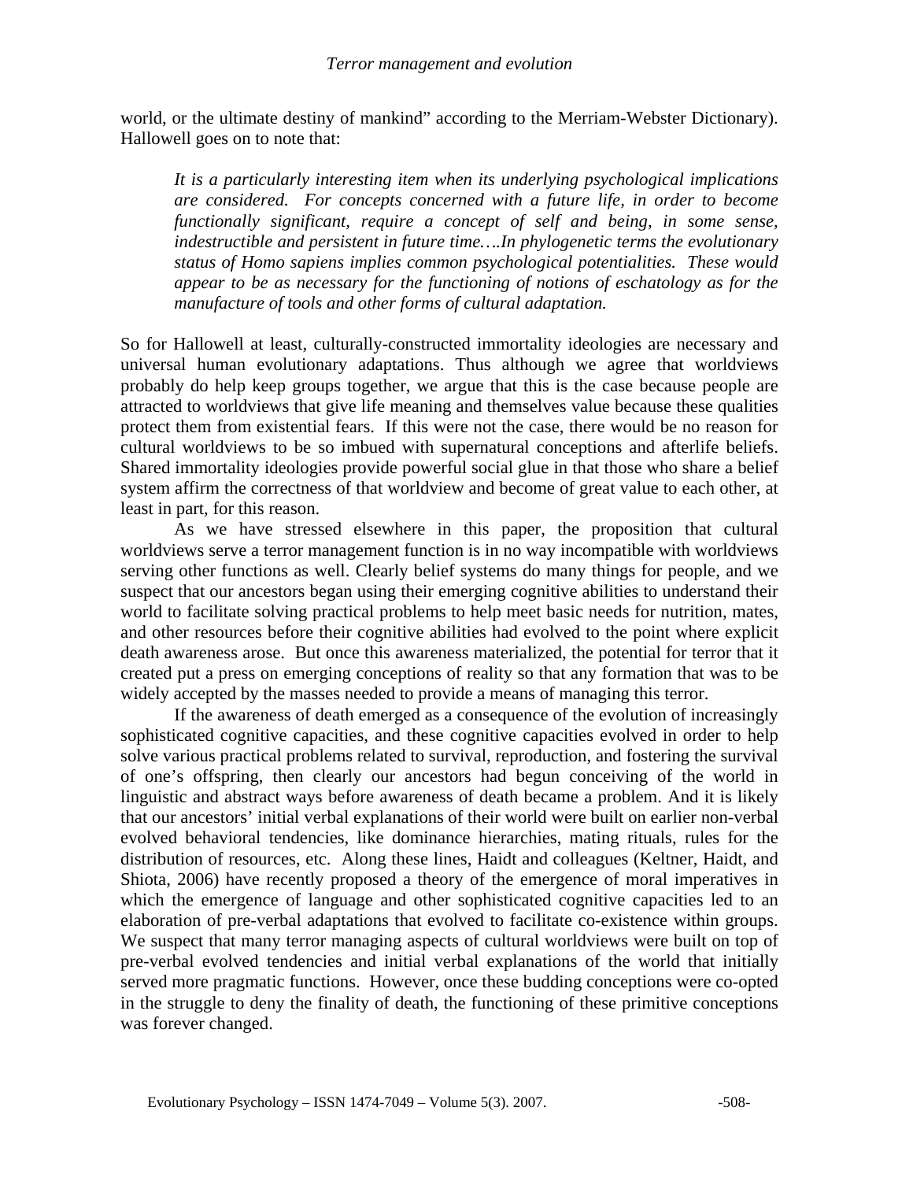world, or the ultimate destiny of mankind" according to the Merriam-Webster Dictionary). Hallowell goes on to note that:

> *It is a particularly interesting item when its underlying psychological implications are considered. For concepts concerned with a future life, in order to become functionally significant, require a concept of self and being, in some sense, indestructible and persistent in future time….In phylogenetic terms the evolutionary status of Homo sapiens implies common psychological potentialities. These would appear to be as necessary for the functioning of notions of eschatology as for the manufacture of tools and other forms of cultural adaptation.*

So for Hallowell at least, culturally-constructed immortality ideologies are necessary and universal human evolutionary adaptations. Thus although we agree that worldviews probably do help keep groups together, we argue that this is the case because people are attracted to worldviews that give life meaning and themselves value because these qualities protect them from existential fears. If this were not the case, there would be no reason for cultural worldviews to be so imbued with supernatural conceptions and afterlife beliefs. Shared immortality ideologies provide powerful social glue in that those who share a belief system affirm the correctness of that worldview and become of great value to each other, at least in part, for this reason.

As we have stressed elsewhere in this paper, the proposition that cultural worldviews serve a terror management function is in no way incompatible with worldviews serving other functions as well. Clearly belief systems do many things for people, and we suspect that our ancestors began using their emerging cognitive abilities to understand their world to facilitate solving practical problems to help meet basic needs for nutrition, mates, and other resources before their cognitive abilities had evolved to the point where explicit death awareness arose. But once this awareness materialized, the potential for terror that it created put a press on emerging conceptions of reality so that any formation that was to be widely accepted by the masses needed to provide a means of managing this terror.

If the awareness of death emerged as a consequence of the evolution of increasingly sophisticated cognitive capacities, and these cognitive capacities evolved in order to help solve various practical problems related to survival, reproduction, and fostering the survival of one's offspring, then clearly our ancestors had begun conceiving of the world in linguistic and abstract ways before awareness of death became a problem. And it is likely that our ancestors' initial verbal explanations of their world were built on earlier non-verbal evolved behavioral tendencies, like dominance hierarchies, mating rituals, rules for the distribution of resources, etc. Along these lines, Haidt and colleagues (Keltner, Haidt, and Shiota, 2006) have recently proposed a theory of the emergence of moral imperatives in which the emergence of language and other sophisticated cognitive capacities led to an elaboration of pre-verbal adaptations that evolved to facilitate co-existence within groups. We suspect that many terror managing aspects of cultural worldviews were built on top of pre-verbal evolved tendencies and initial verbal explanations of the world that initially served more pragmatic functions. However, once these budding conceptions were co-opted in the struggle to deny the finality of death, the functioning of these primitive conceptions was forever changed.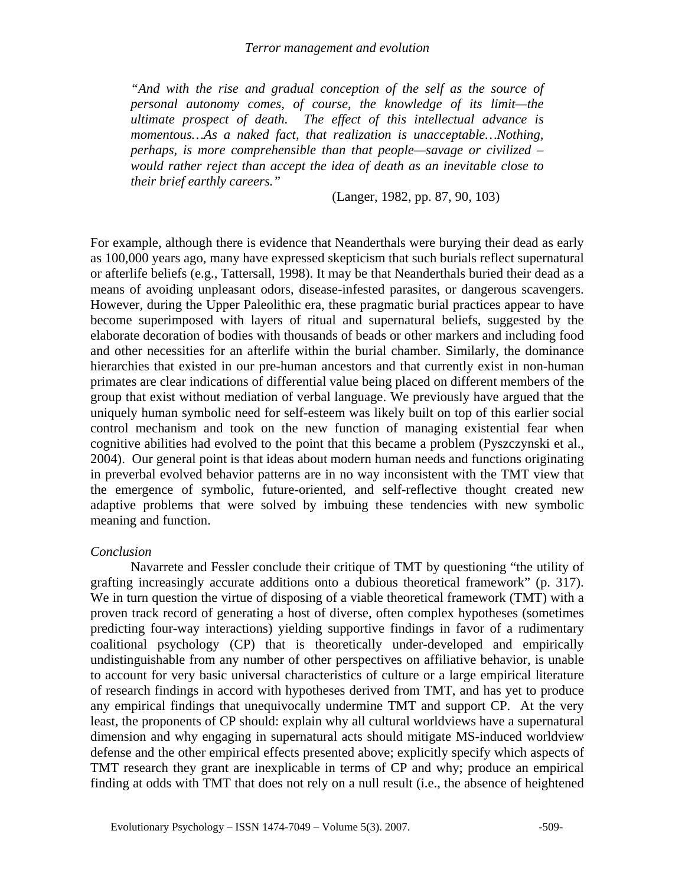> *"And with the rise and gradual conception of the self as the source of personal autonomy comes, of course, the knowledge of its limit—the ultimate prospect of death. The effect of this intellectual advance is momentous…As a naked fact, that realization is unacceptable…Nothing, perhaps, is more comprehensible than that people—savage or civilized – would rather reject than accept the idea of death as an inevitable close to their brief earthly careers."*
>
> (Langer, 1982, pp. 87, 90, 103)

For example, although there is evidence that Neanderthals were burying their dead as early as 100,000 years ago, many have expressed skepticism that such burials reflect supernatural or afterlife beliefs (e.g., Tattersall, 1998). It may be that Neanderthals buried their dead as a means of avoiding unpleasant odors, disease-infested parasites, or dangerous scavengers. However, during the Upper Paleolithic era, these pragmatic burial practices appear to have become superimposed with layers of ritual and supernatural beliefs, suggested by the elaborate decoration of bodies with thousands of beads or other markers and including food and other necessities for an afterlife within the burial chamber. Similarly, the dominance hierarchies that existed in our pre-human ancestors and that currently exist in non-human primates are clear indications of differential value being placed on different members of the group that exist without mediation of verbal language. We previously have argued that the uniquely human symbolic need for self-esteem was likely built on top of this earlier social control mechanism and took on the new function of managing existential fear when cognitive abilities had evolved to the point that this became a problem (Pyszczynski et al., 2004). Our general point is that ideas about modern human needs and functions originating in preverbal evolved behavior patterns are in no way inconsistent with the TMT view that the emergence of symbolic, future-oriented, and self-reflective thought created new adaptive problems that were solved by imbuing these tendencies with new symbolic meaning and function.

*Conclusion*

Navarrete and Fessler conclude their critique of TMT by questioning "the utility of grafting increasingly accurate additions onto a dubious theoretical framework" (p. 317). We in turn question the virtue of disposing of a viable theoretical framework (TMT) with a proven track record of generating a host of diverse, often complex hypotheses (sometimes predicting four-way interactions) yielding supportive findings in favor of a rudimentary coalitional psychology (CP) that is theoretically under-developed and empirically undistinguishable from any number of other perspectives on affiliative behavior, is unable to account for very basic universal characteristics of culture or a large empirical literature of research findings in accord with hypotheses derived from TMT, and has yet to produce any empirical findings that unequivocally undermine TMT and support CP. At the very least, the proponents of CP should: explain why all cultural worldviews have a supernatural dimension and why engaging in supernatural acts should mitigate MS-induced worldview defense and the other empirical effects presented above; explicitly specify which aspects of TMT research they grant are inexplicable in terms of CP and why; produce an empirical finding at odds with TMT that does not rely on a null result (i.e., the absence of heightened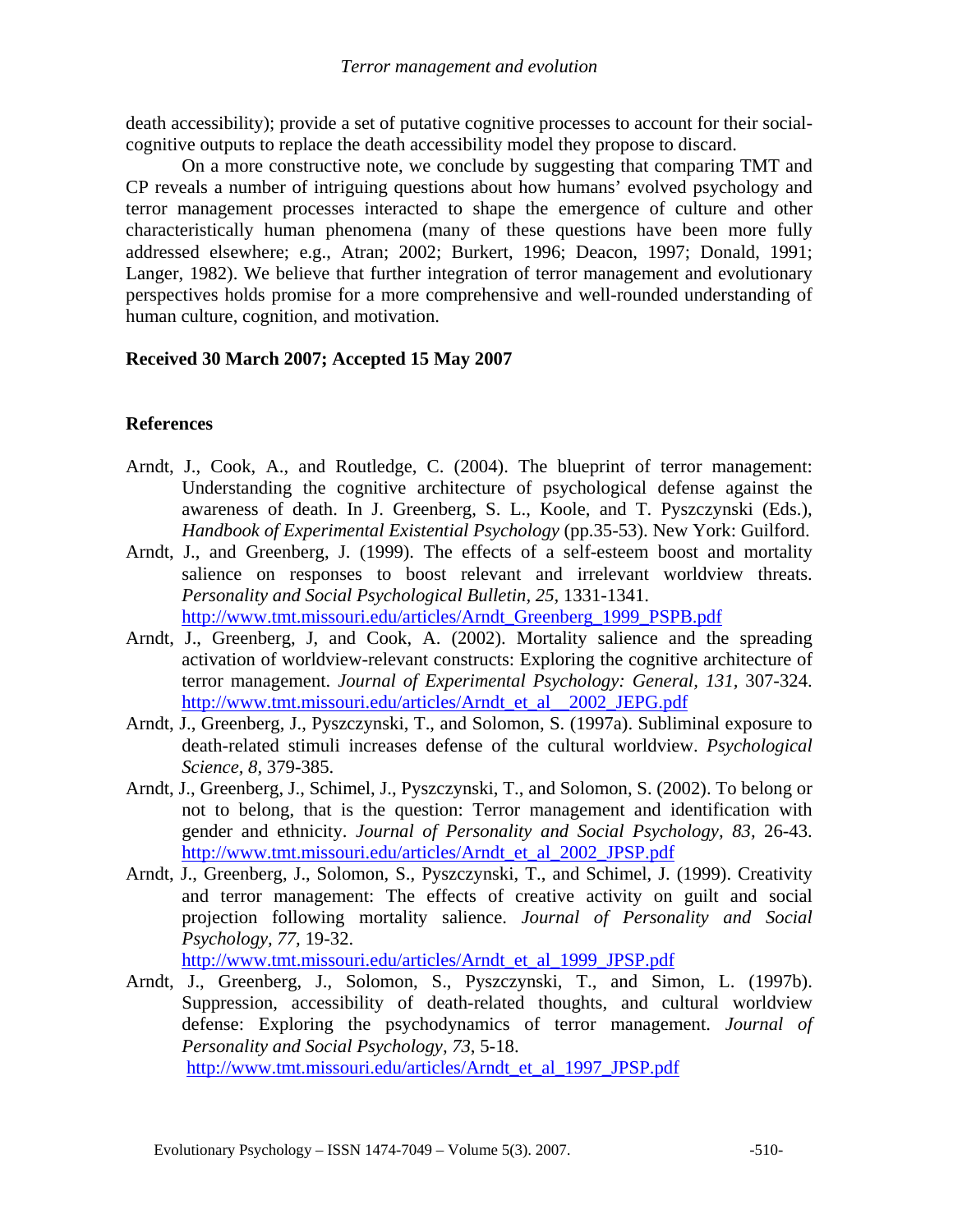death accessibility); provide a set of putative cognitive processes to account for their social-cognitive outputs to replace the death accessibility model they propose to discard.

On a more constructive note, we conclude by suggesting that comparing TMT and CP reveals a number of intriguing questions about how humans' evolved psychology and terror management processes interacted to shape the emergence of culture and other characteristically human phenomena (many of these questions have been more fully addressed elsewhere; e.g., Atran; 2002; Burkert, 1996; Deacon, 1997; Donald, 1991; Langer, 1982). We believe that further integration of terror management and evolutionary perspectives holds promise for a more comprehensive and well-rounded understanding of human culture, cognition, and motivation.

**Received 30 March 2007; Accepted 15 May 2007**

## References

Arndt, J., Cook, A., and Routledge, C. (2004). The blueprint of terror management: Understanding the cognitive architecture of psychological defense against the awareness of death. In J. Greenberg, S. L., Koole, and T. Pyszczynski (Eds.), *Handbook of Experimental Existential Psychology* (pp.35-53). New York: Guilford.

Arndt, J., and Greenberg, J. (1999). The effects of a self-esteem boost and mortality salience on responses to boost relevant and irrelevant worldview threats. *Personality and Social Psychological Bulletin, 25,* 1331-1341. http://www.tmt.missouri.edu/articles/Arndt_Greenberg_1999_PSPB.pdf

Arndt, J., Greenberg, J, and Cook, A. (2002). Mortality salience and the spreading activation of worldview-relevant constructs: Exploring the cognitive architecture of terror management. *Journal of Experimental Psychology: General, 131,* 307-324. http://www.tmt.missouri.edu/articles/Arndt_et_al__2002_JEPG.pdf

Arndt, J., Greenberg, J., Pyszczynski, T., and Solomon, S. (1997a). Subliminal exposure to death-related stimuli increases defense of the cultural worldview. *Psychological Science, 8,* 379-385.

Arndt, J., Greenberg, J., Schimel, J., Pyszczynski, T., and Solomon, S. (2002). To belong or not to belong, that is the question: Terror management and identification with gender and ethnicity. *Journal of Personality and Social Psychology, 83,* 26-43. http://www.tmt.missouri.edu/articles/Arndt_et_al_2002_JPSP.pdf

Arndt, J., Greenberg, J., Solomon, S., Pyszczynski, T., and Schimel, J. (1999). Creativity and terror management: The effects of creative activity on guilt and social projection following mortality salience. *Journal of Personality and Social Psychology, 77,* 19-32. http://www.tmt.missouri.edu/articles/Arndt_et_al_1999_JPSP.pdf

Arndt, J., Greenberg, J., Solomon, S., Pyszczynski, T., and Simon, L. (1997b). Suppression, accessibility of death-related thoughts, and cultural worldview defense: Exploring the psychodynamics of terror management. *Journal of Personality and Social Psychology, 73*, 5-18. http://www.tmt.missouri.edu/articles/Arndt_et_al_1997_JPSP.pdf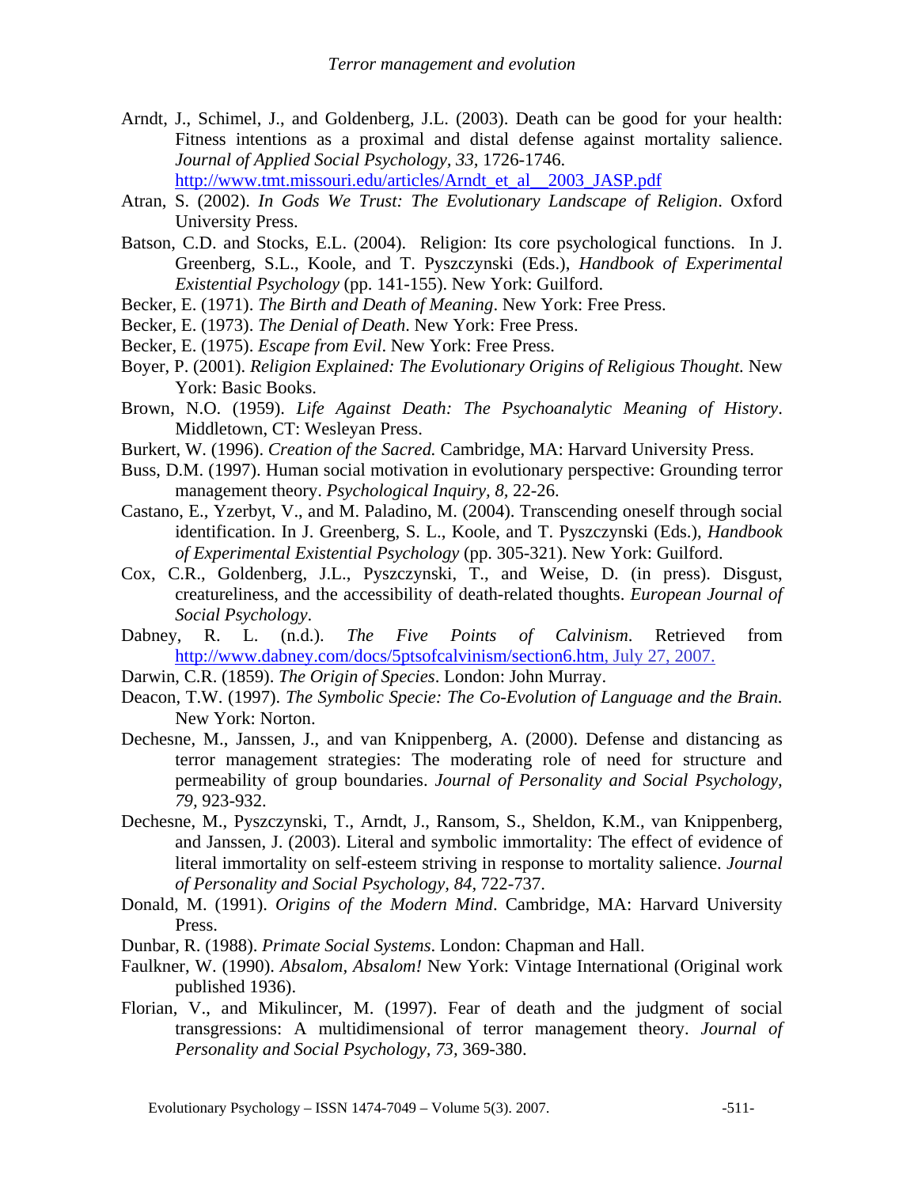Arndt, J., Schimel, J., and Goldenberg, J.L. (2003). Death can be good for your health: Fitness intentions as a proximal and distal defense against mortality salience. *Journal of Applied Social Psychology, 33,* 1726-1746. http://www.tmt.missouri.edu/articles/Arndt_et_al__2003_JASP.pdf

Atran, S. (2002). *In Gods We Trust: The Evolutionary Landscape of Religion*. Oxford University Press.

Batson, C.D. and Stocks, E.L. (2004). Religion: Its core psychological functions. In J. Greenberg, S.L., Koole, and T. Pyszczynski (Eds.), *Handbook of Experimental Existential Psychology* (pp. 141-155). New York: Guilford.

Becker, E. (1971). *The Birth and Death of Meaning*. New York: Free Press.

Becker, E. (1973). *The Denial of Death*. New York: Free Press.

Becker, E. (1975). *Escape from Evil*. New York: Free Press.

Boyer, P. (2001). *Religion Explained: The Evolutionary Origins of Religious Thought.* New York: Basic Books.

Brown, N.O. (1959). *Life Against Death: The Psychoanalytic Meaning of History*. Middletown, CT: Wesleyan Press.

Burkert, W. (1996). *Creation of the Sacred.* Cambridge, MA: Harvard University Press.

Buss, D.M. (1997). Human social motivation in evolutionary perspective: Grounding terror management theory. *Psychological Inquiry, 8,* 22-26.

Castano, E., Yzerbyt, V., and M. Paladino, M. (2004). Transcending oneself through social identification. In J. Greenberg, S. L., Koole, and T. Pyszczynski (Eds.), *Handbook of Experimental Existential Psychology* (pp. 305-321). New York: Guilford.

Cox, C.R., Goldenberg, J.L., Pyszczynski, T., and Weise, D. (in press). Disgust, creatureliness, and the accessibility of death-related thoughts. *European Journal of Social Psychology*.

Dabney, R. L. (n.d.). *The Five Points of Calvinism*. Retrieved from http://www.dabney.com/docs/5ptsofcalvinism/section6.htm, July 27, 2007.

Darwin, C.R. (1859). *The Origin of Species*. London: John Murray.

Deacon, T.W. (1997). *The Symbolic Specie: The Co-Evolution of Language and the Brain.* New York: Norton.

Dechesne, M., Janssen, J., and van Knippenberg, A. (2000). Defense and distancing as terror management strategies: The moderating role of need for structure and permeability of group boundaries. *Journal of Personality and Social Psychology, 79,* 923-932.

Dechesne, M., Pyszczynski, T., Arndt, J., Ransom, S., Sheldon, K.M., van Knippenberg, and Janssen, J. (2003). Literal and symbolic immortality: The effect of evidence of literal immortality on self-esteem striving in response to mortality salience. *Journal of Personality and Social Psychology, 84,* 722-737.

Donald, M. (1991). *Origins of the Modern Mind*. Cambridge, MA: Harvard University Press.

Dunbar, R. (1988). *Primate Social Systems*. London: Chapman and Hall.

Faulkner, W. (1990). *Absalom, Absalom!* New York: Vintage International (Original work published 1936).

Florian, V., and Mikulincer, M. (1997). Fear of death and the judgment of social transgressions: A multidimensional of terror management theory. *Journal of Personality and Social Psychology, 73,* 369-380.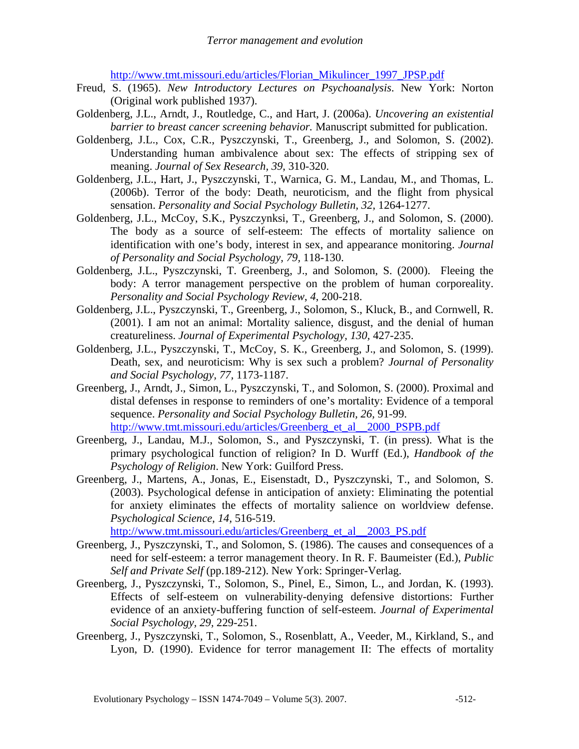http://www.tmt.missouri.edu/articles/Florian_Mikulincer_1997_JPSP.pdf

Freud, S. (1965). *New Introductory Lectures on Psychoanalysis*. New York: Norton (Original work published 1937).

Goldenberg, J.L., Arndt, J., Routledge, C., and Hart, J. (2006a). *Uncovering an existential barrier to breast cancer screening behavior.* Manuscript submitted for publication.

Goldenberg, J.L., Cox, C.R., Pyszczynski, T., Greenberg, J., and Solomon, S. (2002). Understanding human ambivalence about sex: The effects of stripping sex of meaning. *Journal of Sex Research, 39*, 310-320.

Goldenberg, J.L., Hart, J., Pyszczynski, T., Warnica, G. M., Landau, M., and Thomas, L. (2006b). Terror of the body: Death, neuroticism, and the flight from physical sensation. *Personality and Social Psychology Bulletin, 32*, 1264-1277.

Goldenberg, J.L., McCoy, S.K., Pyszczynksi, T., Greenberg, J., and Solomon, S. (2000). The body as a source of self-esteem: The effects of mortality salience on identification with one's body, interest in sex, and appearance monitoring. *Journal of Personality and Social Psychology, 79*, 118-130.

Goldenberg, J.L., Pyszczynski, T. Greenberg, J., and Solomon, S. (2000). Fleeing the body: A terror management perspective on the problem of human corporeality. *Personality and Social Psychology Review, 4*, 200-218.

Goldenberg, J.L., Pyszczynski, T., Greenberg, J., Solomon, S., Kluck, B., and Cornwell, R. (2001). I am not an animal: Mortality salience, disgust, and the denial of human creatureliness. *Journal of Experimental Psychology, 130*, 427-235.

Goldenberg, J.L., Pyszczynski, T., McCoy, S. K., Greenberg, J., and Solomon, S. (1999). Death, sex, and neuroticism: Why is sex such a problem? *Journal of Personality and Social Psychology, 77*, 1173-1187.

Greenberg, J., Arndt, J., Simon, L., Pyszczynski, T., and Solomon, S. (2000). Proximal and distal defenses in response to reminders of one's mortality: Evidence of a temporal sequence. *Personality and Social Psychology Bulletin, 26*, 91-99. http://www.tmt.missouri.edu/articles/Greenberg_et_al__2000_PSPB.pdf

Greenberg, J., Landau, M.J., Solomon, S., and Pyszczynski, T. (in press). What is the primary psychological function of religion? In D. Wurff (Ed.), *Handbook of the Psychology of Religion*. New York: Guilford Press.

Greenberg, J., Martens, A., Jonas, E., Eisenstadt, D., Pyszczynski, T., and Solomon, S. (2003). Psychological defense in anticipation of anxiety: Eliminating the potential for anxiety eliminates the effects of mortality salience on worldview defense. *Psychological Science, 14*, 516-519. http://www.tmt.missouri.edu/articles/Greenberg_et_al__2003_PS.pdf

Greenberg, J., Pyszczynski, T., and Solomon, S. (1986). The causes and consequences of a need for self-esteem: a terror management theory. In R. F. Baumeister (Ed.), *Public Self and Private Self* (pp.189-212). New York: Springer-Verlag.

Greenberg, J., Pyszczynski, T., Solomon, S., Pinel, E., Simon, L., and Jordan, K. (1993). Effects of self-esteem on vulnerability-denying defensive distortions: Further evidence of an anxiety-buffering function of self-esteem. *Journal of Experimental Social Psychology, 29*, 229-251.

Greenberg, J., Pyszczynski, T., Solomon, S., Rosenblatt, A., Veeder, M., Kirkland, S., and Lyon, D. (1990). Evidence for terror management II: The effects of mortality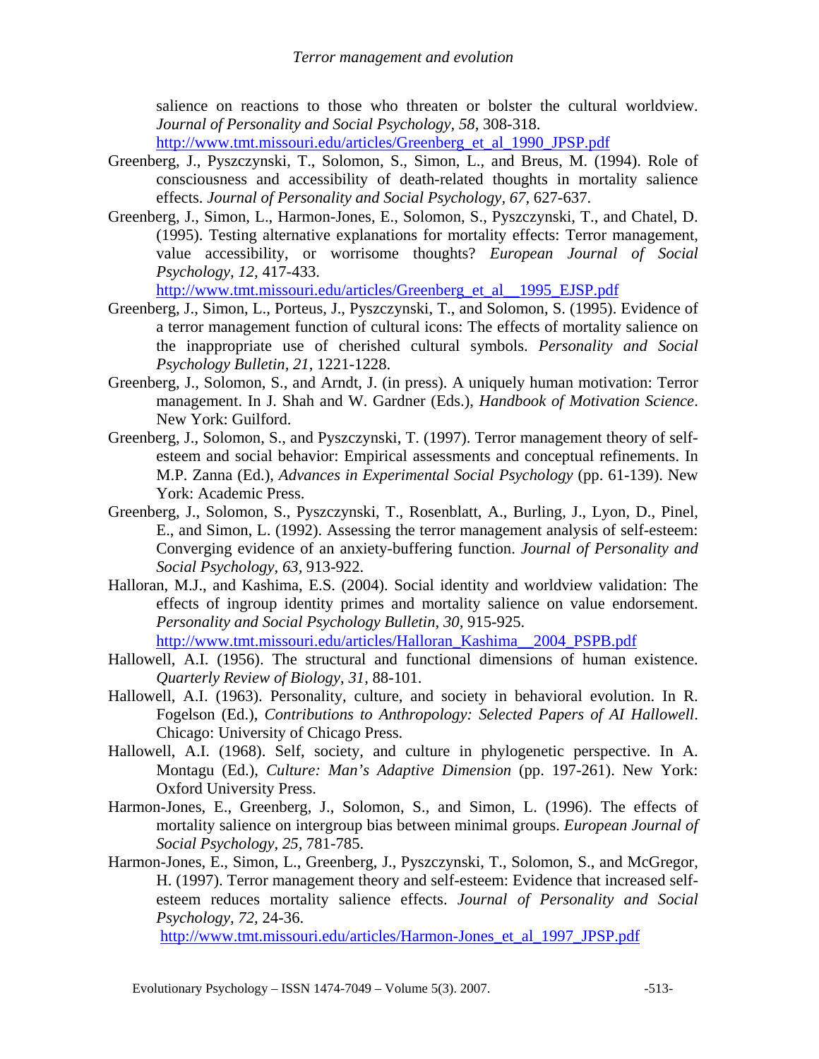salience on reactions to those who threaten or bolster the cultural worldview. *Journal of Personality and Social Psychology, 58,* 308-318. http://www.tmt.missouri.edu/articles/Greenberg_et_al_1990_JPSP.pdf

Greenberg, J., Pyszczynski, T., Solomon, S., Simon, L., and Breus, M. (1994). Role of consciousness and accessibility of death-related thoughts in mortality salience effects. *Journal of Personality and Social Psychology, 67,* 627-637.

Greenberg, J., Simon, L., Harmon-Jones, E., Solomon, S., Pyszczynski, T., and Chatel, D. (1995). Testing alternative explanations for mortality effects: Terror management, value accessibility, or worrisome thoughts? *European Journal of Social Psychology, 12,* 417-433. http://www.tmt.missouri.edu/articles/Greenberg_et_al__1995_EJSP.pdf

Greenberg, J., Simon, L., Porteus, J., Pyszczynski, T., and Solomon, S. (1995). Evidence of a terror management function of cultural icons: The effects of mortality salience on the inappropriate use of cherished cultural symbols. *Personality and Social Psychology Bulletin, 21,* 1221-1228.

Greenberg, J., Solomon, S., and Arndt, J. (in press). A uniquely human motivation: Terror management. In J. Shah and W. Gardner (Eds.), *Handbook of Motivation Science*. New York: Guilford.

Greenberg, J., Solomon, S., and Pyszczynski, T. (1997). Terror management theory of self-esteem and social behavior: Empirical assessments and conceptual refinements. In M.P. Zanna (Ed.), *Advances in Experimental Social Psychology* (pp. 61-139). New York: Academic Press.

Greenberg, J., Solomon, S., Pyszczynski, T., Rosenblatt, A., Burling, J., Lyon, D., Pinel, E., and Simon, L. (1992). Assessing the terror management analysis of self-esteem: Converging evidence of an anxiety-buffering function. *Journal of Personality and Social Psychology, 63,* 913-922.

Halloran, M.J., and Kashima, E.S. (2004). Social identity and worldview validation: The effects of ingroup identity primes and mortality salience on value endorsement. *Personality and Social Psychology Bulletin, 30,* 915-925. http://www.tmt.missouri.edu/articles/Halloran_Kashima__2004_PSPB.pdf

Hallowell, A.I. (1956). The structural and functional dimensions of human existence. *Quarterly Review of Biology, 31,* 88-101.

Hallowell, A.I. (1963). Personality, culture, and society in behavioral evolution. In R. Fogelson (Ed.), *Contributions to Anthropology: Selected Papers of AI Hallowell*. Chicago: University of Chicago Press.

Hallowell, A.I. (1968). Self, society, and culture in phylogenetic perspective. In A. Montagu (Ed.), *Culture: Man's Adaptive Dimension* (pp. 197-261). New York: Oxford University Press.

Harmon-Jones, E., Greenberg, J., Solomon, S., and Simon, L. (1996). The effects of mortality salience on intergroup bias between minimal groups. *European Journal of Social Psychology, 25,* 781-785.

Harmon-Jones, E., Simon, L., Greenberg, J., Pyszczynski, T., Solomon, S., and McGregor, H. (1997). Terror management theory and self-esteem: Evidence that increased self-esteem reduces mortality salience effects. *Journal of Personality and Social Psychology, 72,* 24-36. http://www.tmt.missouri.edu/articles/Harmon-Jones_et_al_1997_JPSP.pdf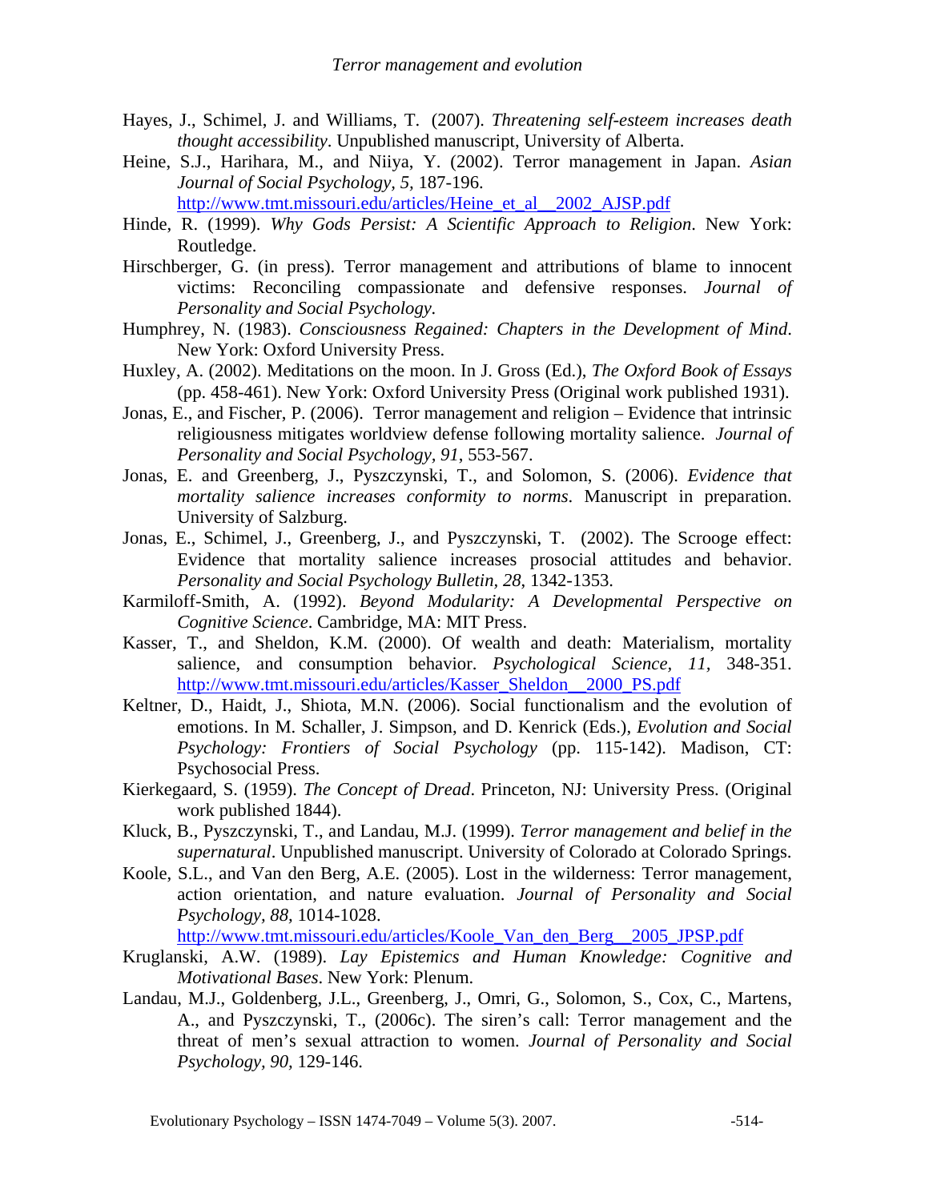Hayes, J., Schimel, J. and Williams, T. (2007). *Threatening self-esteem increases death thought accessibility*. Unpublished manuscript, University of Alberta.

Heine, S.J., Harihara, M., and Niiya, Y. (2002). Terror management in Japan. *Asian Journal of Social Psychology, 5,* 187-196. http://www.tmt.missouri.edu/articles/Heine_et_al__2002_AJSP.pdf

Hinde, R. (1999). *Why Gods Persist: A Scientific Approach to Religion*. New York: Routledge.

Hirschberger, G. (in press). Terror management and attributions of blame to innocent victims: Reconciling compassionate and defensive responses. *Journal of Personality and Social Psychology.*

Humphrey, N. (1983). *Consciousness Regained: Chapters in the Development of Mind*. New York: Oxford University Press.

Huxley, A. (2002). Meditations on the moon. In J. Gross (Ed.), *The Oxford Book of Essays* (pp. 458-461). New York: Oxford University Press (Original work published 1931).

Jonas, E., and Fischer, P. (2006). Terror management and religion – Evidence that intrinsic religiousness mitigates worldview defense following mortality salience. *Journal of Personality and Social Psychology, 91*, 553-567.

Jonas, E. and Greenberg, J., Pyszczynski, T., and Solomon, S. (2006). *Evidence that mortality salience increases conformity to norms*. Manuscript in preparation. University of Salzburg.

Jonas, E., Schimel, J., Greenberg, J., and Pyszczynski, T. (2002). The Scrooge effect: Evidence that mortality salience increases prosocial attitudes and behavior. *Personality and Social Psychology Bulletin, 28*, 1342-1353.

Karmiloff-Smith, A. (1992). *Beyond Modularity: A Developmental Perspective on Cognitive Science*. Cambridge, MA: MIT Press.

Kasser, T., and Sheldon, K.M. (2000). Of wealth and death: Materialism, mortality salience, and consumption behavior. *Psychological Science, 11,* 348-351. http://www.tmt.missouri.edu/articles/Kasser_Sheldon__2000_PS.pdf

Keltner, D., Haidt, J., Shiota, M.N. (2006). Social functionalism and the evolution of emotions. In M. Schaller, J. Simpson, and D. Kenrick (Eds.), *Evolution and Social Psychology: Frontiers of Social Psychology* (pp. 115-142). Madison, CT: Psychosocial Press.

Kierkegaard, S. (1959). *The Concept of Dread*. Princeton, NJ: University Press. (Original work published 1844).

Kluck, B., Pyszczynski, T., and Landau, M.J. (1999). *Terror management and belief in the supernatural*. Unpublished manuscript. University of Colorado at Colorado Springs.

Koole, S.L., and Van den Berg, A.E. (2005). Lost in the wilderness: Terror management, action orientation, and nature evaluation. *Journal of Personality and Social Psychology, 88,* 1014-1028. http://www.tmt.missouri.edu/articles/Koole_Van_den_Berg__2005_JPSP.pdf

Kruglanski, A.W. (1989). *Lay Epistemics and Human Knowledge: Cognitive and Motivational Bases*. New York: Plenum.

Landau, M.J., Goldenberg, J.L., Greenberg, J., Omri, G., Solomon, S., Cox, C., Martens, A., and Pyszczynski, T., (2006c). The siren's call: Terror management and the threat of men's sexual attraction to women. *Journal of Personality and Social Psychology, 90,* 129-146.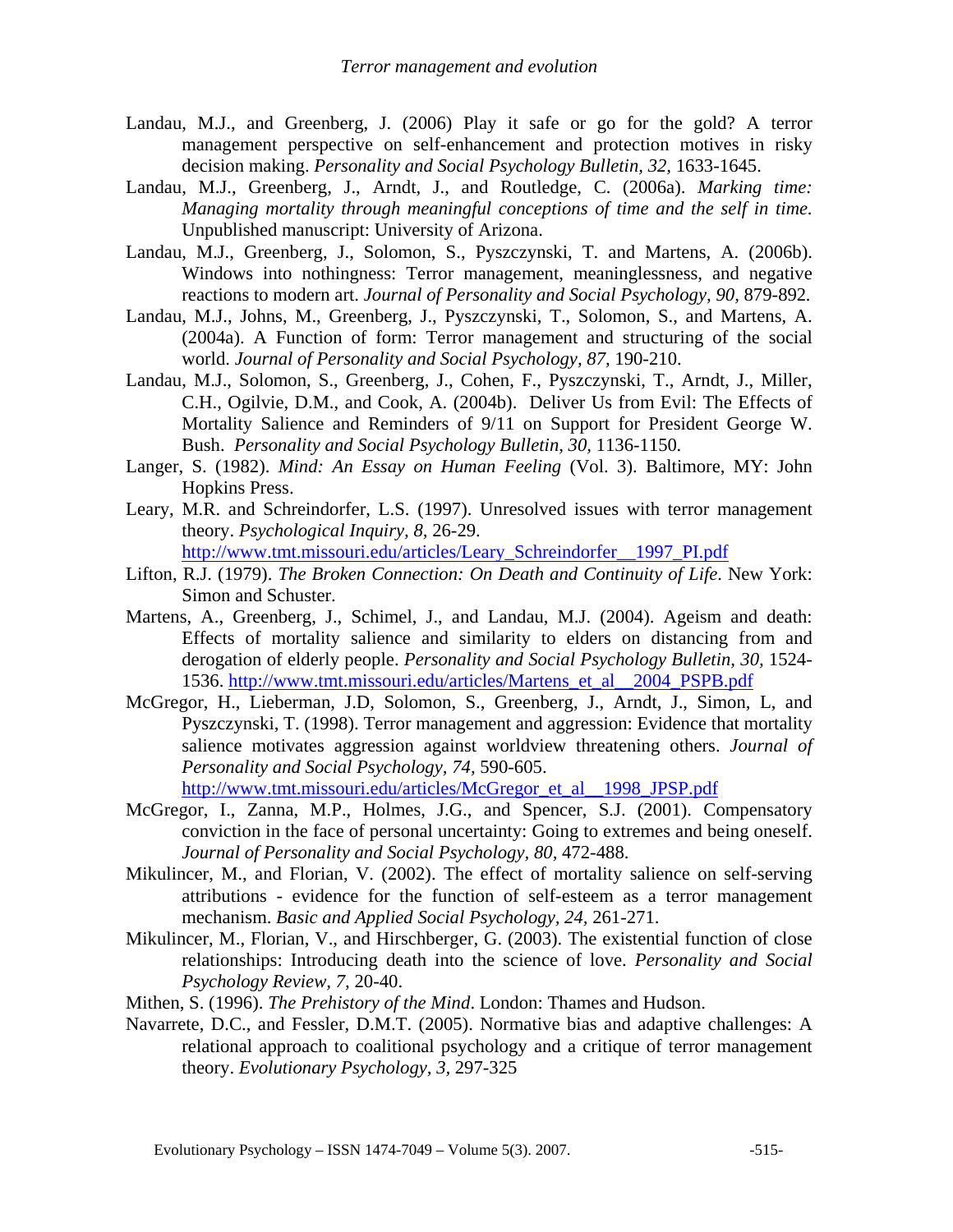Landau, M.J., and Greenberg, J. (2006) Play it safe or go for the gold? A terror management perspective on self-enhancement and protection motives in risky decision making. *Personality and Social Psychology Bulletin, 32*, 1633-1645.

Landau, M.J., Greenberg, J., Arndt, J., and Routledge, C. (2006a). *Marking time: Managing mortality through meaningful conceptions of time and the self in time.* Unpublished manuscript: University of Arizona.

Landau, M.J., Greenberg, J., Solomon, S., Pyszczynski, T. and Martens, A. (2006b). Windows into nothingness: Terror management, meaninglessness, and negative reactions to modern art. *Journal of Personality and Social Psychology, 90*, 879-892.

Landau, M.J., Johns, M., Greenberg, J., Pyszczynski, T., Solomon, S., and Martens, A. (2004a). A Function of form: Terror management and structuring of the social world. *Journal of Personality and Social Psychology, 87*, 190-210.

Landau, M.J., Solomon, S., Greenberg, J., Cohen, F., Pyszczynski, T., Arndt, J., Miller, C.H., Ogilvie, D.M., and Cook, A. (2004b). Deliver Us from Evil: The Effects of Mortality Salience and Reminders of 9/11 on Support for President George W. Bush. *Personality and Social Psychology Bulletin, 30*, 1136-1150.

Langer, S. (1982). *Mind: An Essay on Human Feeling* (Vol. 3). Baltimore, MY: John Hopkins Press.

Leary, M.R. and Schreindorfer, L.S. (1997). Unresolved issues with terror management theory. *Psychological Inquiry, 8*, 26-29. http://www.tmt.missouri.edu/articles/Leary_Schreindorfer__1997_PI.pdf

Lifton, R.J. (1979). *The Broken Connection: On Death and Continuity of Life*. New York: Simon and Schuster.

Martens, A., Greenberg, J., Schimel, J., and Landau, M.J. (2004). Ageism and death: Effects of mortality salience and similarity to elders on distancing from and derogation of elderly people. *Personality and Social Psychology Bulletin, 30*, 1524-1536. http://www.tmt.missouri.edu/articles/Martens_et_al__2004_PSPB.pdf

McGregor, H., Lieberman, J.D, Solomon, S., Greenberg, J., Arndt, J., Simon, L, and Pyszczynski, T. (1998). Terror management and aggression: Evidence that mortality salience motivates aggression against worldview threatening others. *Journal of Personality and Social Psychology, 74*, 590-605. http://www.tmt.missouri.edu/articles/McGregor_et_al__1998_JPSP.pdf

McGregor, I., Zanna, M.P., Holmes, J.G., and Spencer, S.J. (2001). Compensatory conviction in the face of personal uncertainty: Going to extremes and being oneself. *Journal of Personality and Social Psychology, 80*, 472-488.

Mikulincer, M., and Florian, V. (2002). The effect of mortality salience on self-serving attributions - evidence for the function of self-esteem as a terror management mechanism. *Basic and Applied Social Psychology, 24*, 261-271.

Mikulincer, M., Florian, V., and Hirschberger, G. (2003). The existential function of close relationships: Introducing death into the science of love. *Personality and Social Psychology Review, 7*, 20-40.

Mithen, S. (1996). *The Prehistory of the Mind*. London: Thames and Hudson.

Navarrete, D.C., and Fessler, D.M.T. (2005). Normative bias and adaptive challenges: A relational approach to coalitional psychology and a critique of terror management theory. *Evolutionary Psychology, 3*, 297-325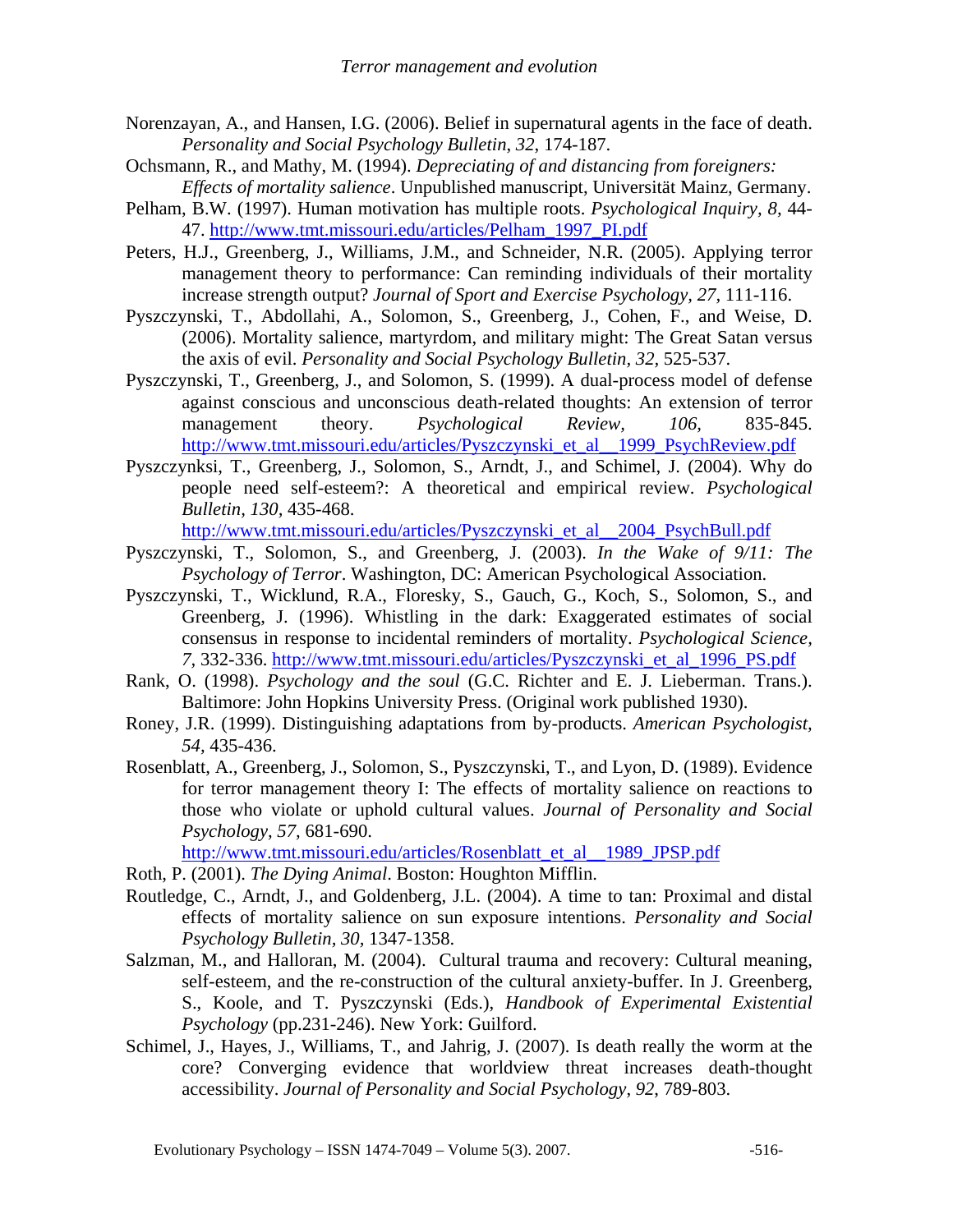Norenzayan, A., and Hansen, I.G. (2006). Belief in supernatural agents in the face of death. *Personality and Social Psychology Bulletin*, *32*, 174-187.

Ochsmann, R., and Mathy, M. (1994). *Depreciating of and distancing from foreigners: Effects of mortality salience*. Unpublished manuscript, Universität Mainz, Germany.

Pelham, B.W. (1997). Human motivation has multiple roots. *Psychological Inquiry, 8*, 44-47. http://www.tmt.missouri.edu/articles/Pelham_1997_PI.pdf

Peters, H.J., Greenberg, J., Williams, J.M., and Schneider, N.R. (2005). Applying terror management theory to performance: Can reminding individuals of their mortality increase strength output? *Journal of Sport and Exercise Psychology, 27*, 111-116.

Pyszczynski, T., Abdollahi, A., Solomon, S., Greenberg, J., Cohen, F., and Weise, D. (2006). Mortality salience, martyrdom, and military might: The Great Satan versus the axis of evil. *Personality and Social Psychology Bulletin*, *32*, 525-537.

Pyszczynski, T., Greenberg, J., and Solomon, S. (1999). A dual-process model of defense against conscious and unconscious death-related thoughts: An extension of terror management theory. *Psychological Review, 106,* 835-845. http://www.tmt.missouri.edu/articles/Pyszczynski_et_al__1999_PsychReview.pdf

Pyszczynksi, T., Greenberg, J., Solomon, S., Arndt, J., and Schimel, J. (2004). Why do people need self-esteem?: A theoretical and empirical review. *Psychological Bulletin*, *130,* 435-468. http://www.tmt.missouri.edu/articles/Pyszczynski_et_al__2004_PsychBull.pdf

Pyszczynski, T., Solomon, S., and Greenberg, J. (2003). *In the Wake of 9/11: The Psychology of Terror*. Washington, DC: American Psychological Association.

Pyszczynski, T., Wicklund, R.A., Floresky, S., Gauch, G., Koch, S., Solomon, S., and Greenberg, J. (1996). Whistling in the dark: Exaggerated estimates of social consensus in response to incidental reminders of mortality. *Psychological Science*, *7*, 332-336. http://www.tmt.missouri.edu/articles/Pyszczynski_et_al_1996_PS.pdf

Rank, O. (1998). *Psychology and the soul* (G.C. Richter and E. J. Lieberman. Trans.). Baltimore: John Hopkins University Press. (Original work published 1930).

Roney, J.R. (1999). Distinguishing adaptations from by-products. *American Psychologist, 54*, 435-436.

Rosenblatt, A., Greenberg, J., Solomon, S., Pyszczynski, T., and Lyon, D. (1989). Evidence for terror management theory I: The effects of mortality salience on reactions to those who violate or uphold cultural values. *Journal of Personality and Social Psychology, 57*, 681-690. http://www.tmt.missouri.edu/articles/Rosenblatt_et_al__1989_JPSP.pdf

Roth, P. (2001). *The Dying Animal*. Boston: Houghton Mifflin.

Routledge, C., Arndt, J., and Goldenberg, J.L. (2004). A time to tan: Proximal and distal effects of mortality salience on sun exposure intentions. *Personality and Social Psychology Bulletin*, *30*, 1347-1358.

Salzman, M., and Halloran, M. (2004). Cultural trauma and recovery: Cultural meaning, self-esteem, and the re-construction of the cultural anxiety-buffer. In J. Greenberg, S., Koole, and T. Pyszczynski (Eds.), *Handbook of Experimental Existential Psychology* (pp.231-246). New York: Guilford.

Schimel, J., Hayes, J., Williams, T., and Jahrig, J. (2007). Is death really the worm at the core? Converging evidence that worldview threat increases death-thought accessibility. *Journal of Personality and Social Psychology*, *92*, 789-803.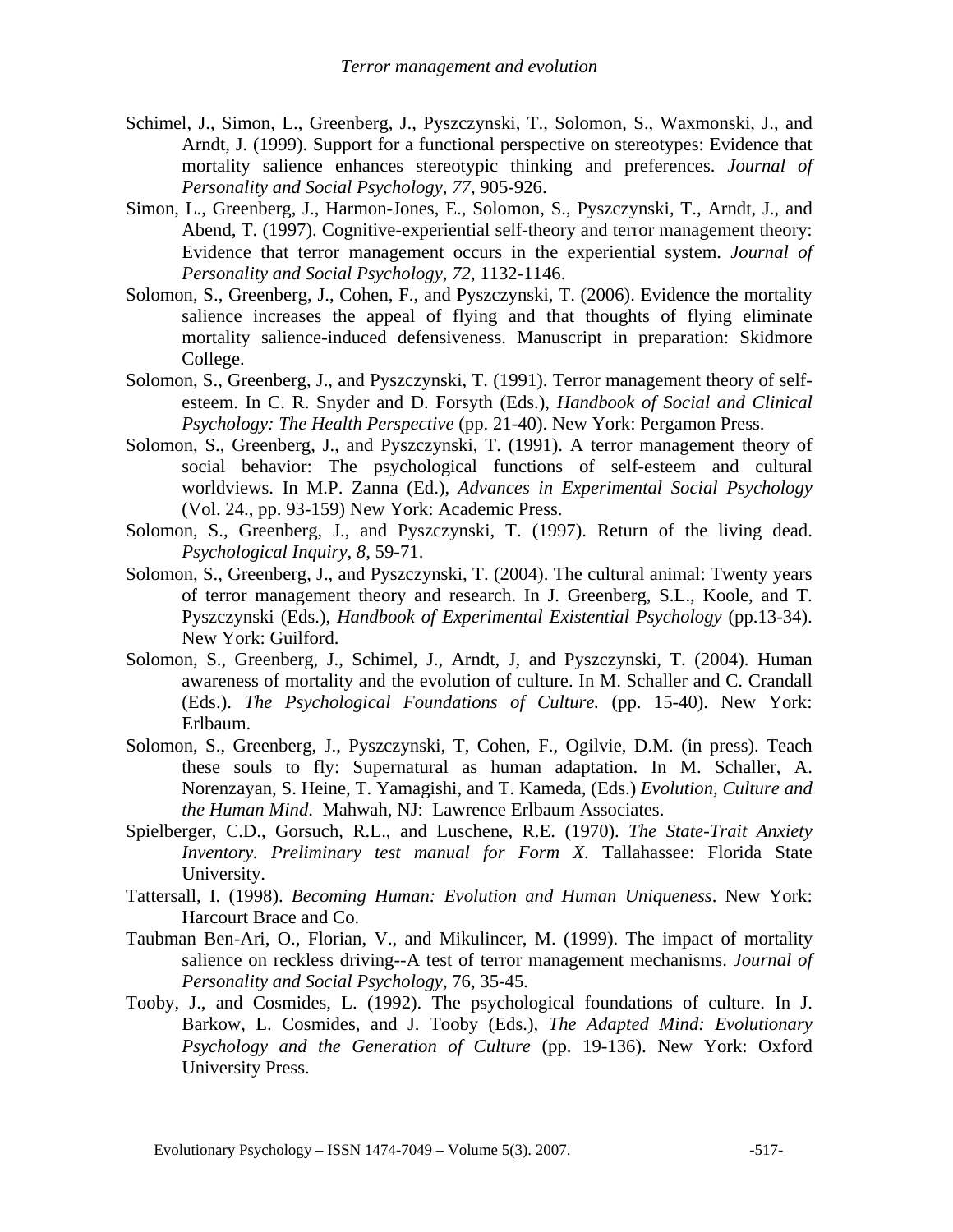Schimel, J., Simon, L., Greenberg, J., Pyszczynski, T., Solomon, S., Waxmonski, J., and Arndt, J. (1999). Support for a functional perspective on stereotypes: Evidence that mortality salience enhances stereotypic thinking and preferences. *Journal of Personality and Social Psychology, 77,* 905-926.

Simon, L., Greenberg, J., Harmon-Jones, E., Solomon, S., Pyszczynski, T., Arndt, J., and Abend, T. (1997). Cognitive-experiential self-theory and terror management theory: Evidence that terror management occurs in the experiential system. *Journal of Personality and Social Psychology, 72,* 1132-1146.

Solomon, S., Greenberg, J., Cohen, F., and Pyszczynski, T. (2006). Evidence the mortality salience increases the appeal of flying and that thoughts of flying eliminate mortality salience-induced defensiveness. Manuscript in preparation: Skidmore College.

Solomon, S., Greenberg, J., and Pyszczynski, T. (1991). Terror management theory of self-esteem. In C. R. Snyder and D. Forsyth (Eds.), *Handbook of Social and Clinical Psychology: The Health Perspective* (pp. 21-40). New York: Pergamon Press.

Solomon, S., Greenberg, J., and Pyszczynski, T. (1991). A terror management theory of social behavior: The psychological functions of self-esteem and cultural worldviews. In M.P. Zanna (Ed.), *Advances in Experimental Social Psychology* (Vol. 24., pp. 93-159) New York: Academic Press.

Solomon, S., Greenberg, J., and Pyszczynski, T. (1997). Return of the living dead. *Psychological Inquiry, 8,* 59-71.

Solomon, S., Greenberg, J., and Pyszczynski, T. (2004). The cultural animal: Twenty years of terror management theory and research. In J. Greenberg, S.L., Koole, and T. Pyszczynski (Eds.), *Handbook of Experimental Existential Psychology* (pp.13-34). New York: Guilford.

Solomon, S., Greenberg, J., Schimel, J., Arndt, J, and Pyszczynski, T. (2004). Human awareness of mortality and the evolution of culture. In M. Schaller and C. Crandall (Eds.). *The Psychological Foundations of Culture.* (pp. 15-40). New York: Erlbaum.

Solomon, S., Greenberg, J., Pyszczynski, T, Cohen, F., Ogilvie, D.M. (in press). Teach these souls to fly: Supernatural as human adaptation. In M. Schaller, A. Norenzayan, S. Heine, T. Yamagishi, and T. Kameda, (Eds.) *Evolution, Culture and the Human Mind*. Mahwah, NJ: Lawrence Erlbaum Associates.

Spielberger, C.D., Gorsuch, R.L., and Luschene, R.E. (1970). *The State-Trait Anxiety Inventory. Preliminary test manual for Form X*. Tallahassee: Florida State University.

Tattersall, I. (1998). *Becoming Human: Evolution and Human Uniqueness*. New York: Harcourt Brace and Co.

Taubman Ben-Ari, O., Florian, V., and Mikulincer, M. (1999). The impact of mortality salience on reckless driving--A test of terror management mechanisms. *Journal of Personality and Social Psychology,* 76, 35-45.

Tooby, J., and Cosmides, L. (1992). The psychological foundations of culture. In J. Barkow, L. Cosmides, and J. Tooby (Eds.), *The Adapted Mind: Evolutionary Psychology and the Generation of Culture* (pp. 19-136). New York: Oxford University Press.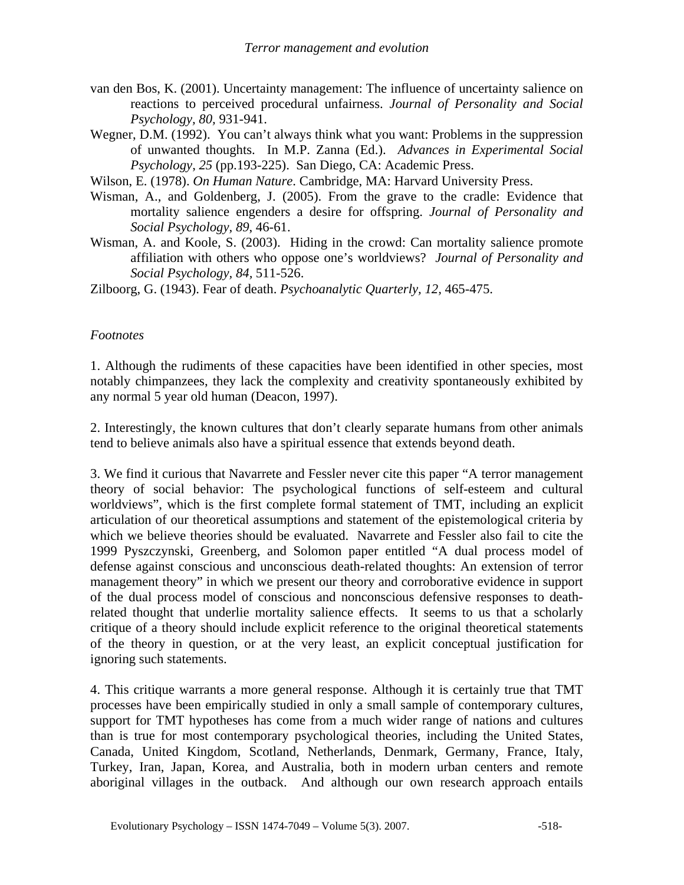van den Bos, K. (2001). Uncertainty management: The influence of uncertainty salience on reactions to perceived procedural unfairness. *Journal of Personality and Social Psychology, 80*, 931-941.

Wegner, D.M. (1992). You can't always think what you want: Problems in the suppression of unwanted thoughts. In M.P. Zanna (Ed.). *Advances in Experimental Social Psychology*, *25* (pp.193-225). San Diego, CA: Academic Press.

Wilson, E. (1978). *On Human Nature*. Cambridge, MA: Harvard University Press.

Wisman, A., and Goldenberg, J. (2005). From the grave to the cradle: Evidence that mortality salience engenders a desire for offspring. *Journal of Personality and Social Psychology, 89*, 46-61.

Wisman, A. and Koole, S. (2003). Hiding in the crowd: Can mortality salience promote affiliation with others who oppose one's worldviews? *Journal of Personality and Social Psychology, 84*, 511-526.

Zilboorg, G. (1943). Fear of death. *Psychoanalytic Quarterly, 12*, 465-475.

*Footnotes*

1. Although the rudiments of these capacities have been identified in other species, most notably chimpanzees, they lack the complexity and creativity spontaneously exhibited by any normal 5 year old human (Deacon, 1997).

2. Interestingly, the known cultures that don't clearly separate humans from other animals tend to believe animals also have a spiritual essence that extends beyond death.

3. We find it curious that Navarrete and Fessler never cite this paper "A terror management theory of social behavior: The psychological functions of self-esteem and cultural worldviews", which is the first complete formal statement of TMT, including an explicit articulation of our theoretical assumptions and statement of the epistemological criteria by which we believe theories should be evaluated. Navarrete and Fessler also fail to cite the 1999 Pyszczynski, Greenberg, and Solomon paper entitled "A dual process model of defense against conscious and unconscious death-related thoughts: An extension of terror management theory" in which we present our theory and corroborative evidence in support of the dual process model of conscious and nonconscious defensive responses to death-related thought that underlie mortality salience effects. It seems to us that a scholarly critique of a theory should include explicit reference to the original theoretical statements of the theory in question, or at the very least, an explicit conceptual justification for ignoring such statements.

4. This critique warrants a more general response. Although it is certainly true that TMT processes have been empirically studied in only a small sample of contemporary cultures, support for TMT hypotheses has come from a much wider range of nations and cultures than is true for most contemporary psychological theories, including the United States, Canada, United Kingdom, Scotland, Netherlands, Denmark, Germany, France, Italy, Turkey, Iran, Japan, Korea, and Australia, both in modern urban centers and remote aboriginal villages in the outback. And although our own research approach entails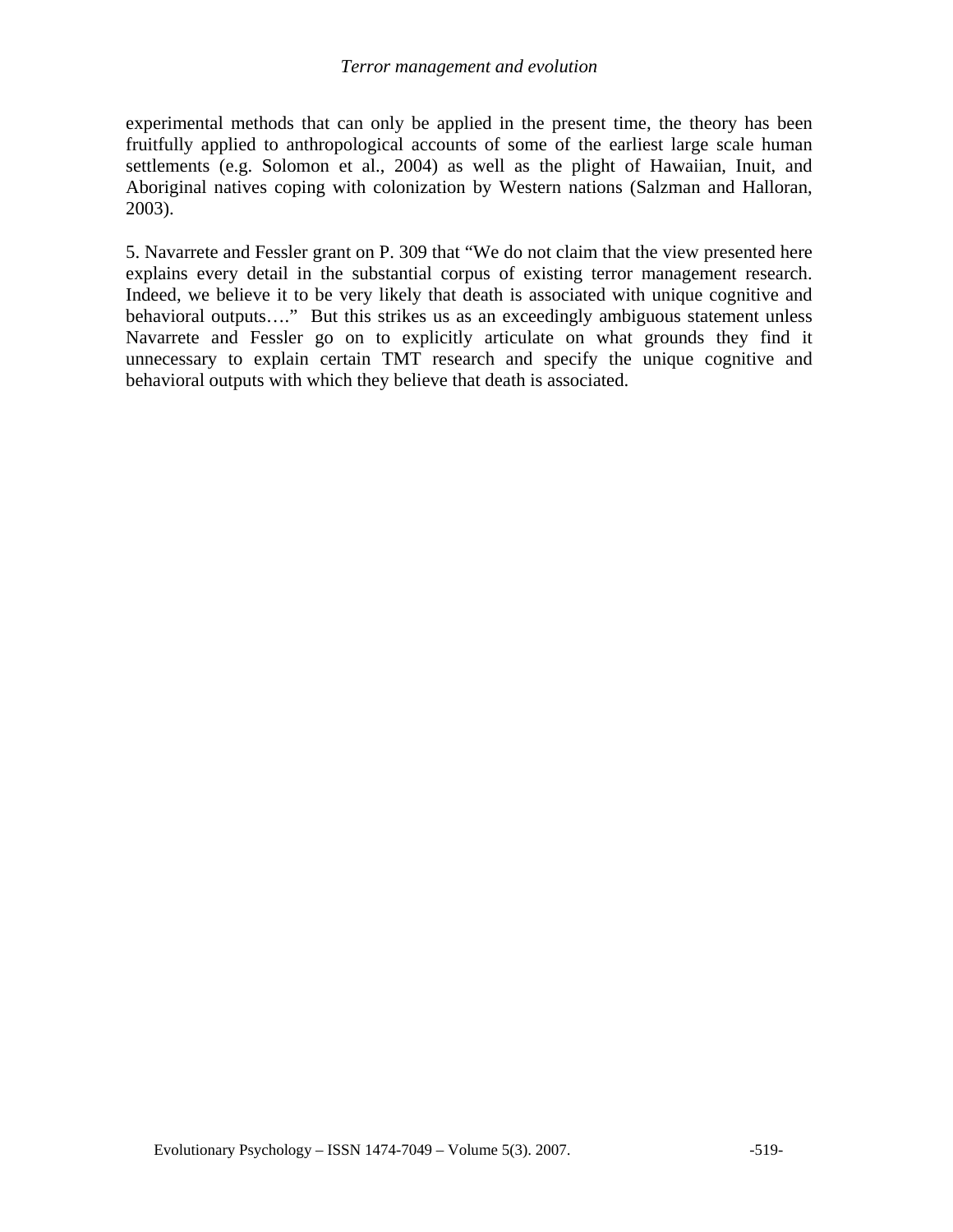experimental methods that can only be applied in the present time, the theory has been fruitfully applied to anthropological accounts of some of the earliest large scale human settlements (e.g. Solomon et al., 2004) as well as the plight of Hawaiian, Inuit, and Aboriginal natives coping with colonization by Western nations (Salzman and Halloran, 2003).

5. Navarrete and Fessler grant on P. 309 that "We do not claim that the view presented here explains every detail in the substantial corpus of existing terror management research. Indeed, we believe it to be very likely that death is associated with unique cognitive and behavioral outputs…." But this strikes us as an exceedingly ambiguous statement unless Navarrete and Fessler go on to explicitly articulate on what grounds they find it unnecessary to explain certain TMT research and specify the unique cognitive and behavioral outputs with which they believe that death is associated.